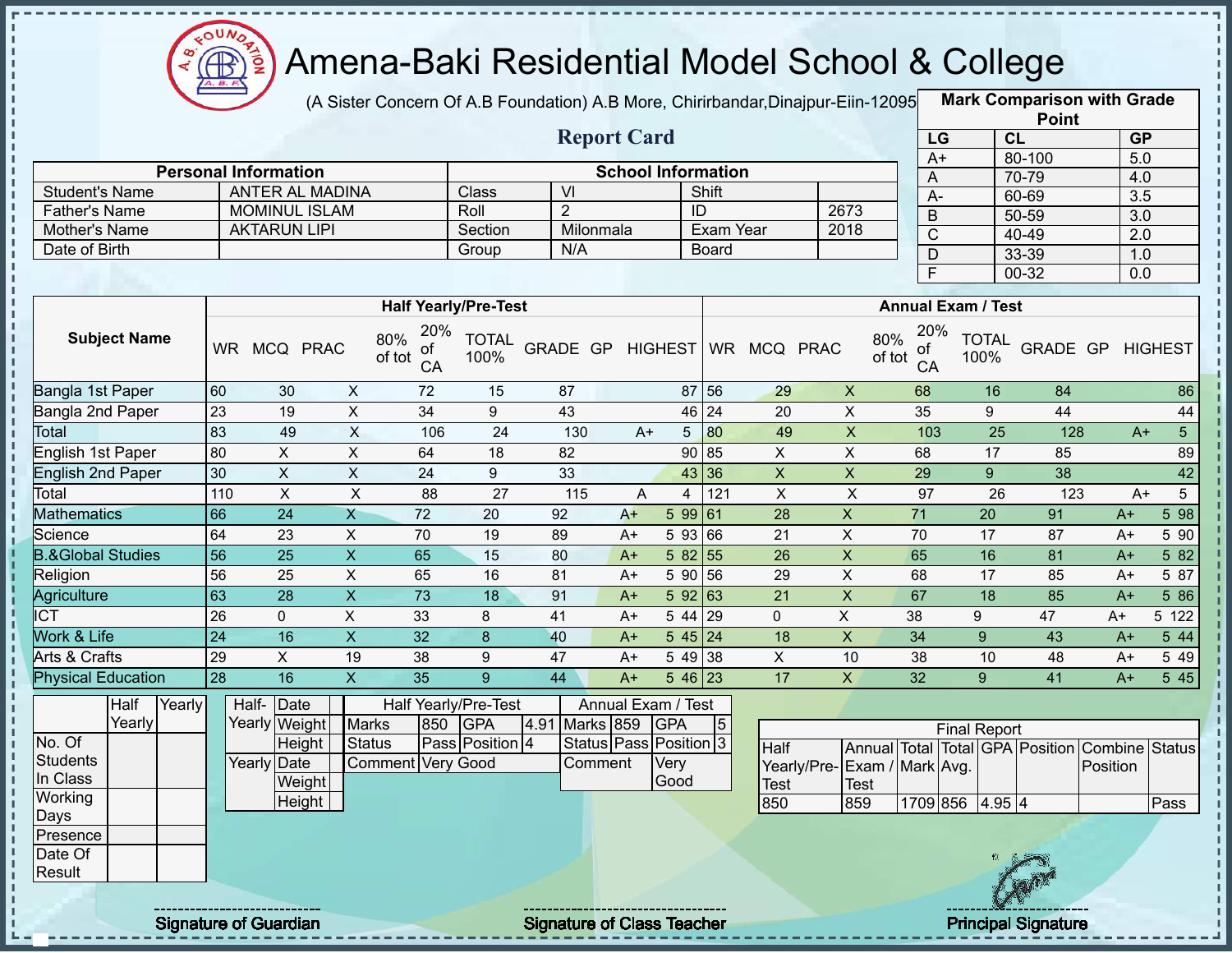# Amena-Baki Residential Model School & College

(A Sister Concern Of A.B Foundation) A.B More, Chirirbandar,Dinajpur-Eiin-120950

## Report Card

| Mark Comparison with Grade Point | | |
|---|---|---|
| LG | CL | GP |
| A+ | 80-100 | 5.0 |
| A | 70-79 | 4.0 |
| A- | 60-69 | 3.5 |
| B | 50-59 | 3.0 |
| C | 40-49 | 2.0 |
| D | 33-39 | 1.0 |
| F | 00-32 | 0.0 |

| Personal Information | | School Information | | | |
|---|---|---|---|---|---|
| Student's Name | ANTER AL MADINA | Class | VI | Shift | |
| Father's Name | MOMINUL ISLAM | Roll | 2 | ID | 2673 |
| Mother's Name | AKTARUN LIPI | Section | Milonmala | Exam Year | 2018 |
| Date of Birth | | Group | N/A | Board | |

| Subject Name | Half Yearly/Pre-Test | | | | | | | | | Annual Exam / Test | | | | | | | | |
|---|---|---|---|---|---|---|---|---|---|---|---|---|---|---|---|---|---|---|
| | WR | MCQ | PRAC | 80% of tot | 20% of CA | TOTAL 100% | GRADE | GP | HIGHEST | WR | MCQ | PRAC | 80% of tot | 20% of CA | TOTAL 100% | GRADE | GP | HIGHEST |
| Bangla 1st Paper | 60 | 30 | X | 72 | 15 | 87 | | | 87 | 56 | 29 | X | 68 | 16 | 84 | | | 86 |
| Bangla 2nd Paper | 23 | 19 | X | 34 | 9 | 43 | | | 46 | 24 | 20 | X | 35 | 9 | 44 | | | 44 |
| Total | 83 | 49 | X | 106 | 24 | 130 | A+ | 5 | | 80 | 49 | X | 103 | 25 | 128 | A+ | 5 | |
| English 1st Paper | 80 | X | X | 64 | 18 | 82 | | | 90 | 85 | X | X | 68 | 17 | 85 | | | 89 |
| English 2nd Paper | 30 | X | X | 24 | 9 | 33 | | | 43 | 36 | X | X | 29 | 9 | 38 | | | 42 |
| Total | 110 | X | X | 88 | 27 | 115 | A | 4 | | 121 | X | X | 97 | 26 | 123 | A+ | 5 | |
| Mathematics | 66 | 24 | X | 72 | 20 | 92 | A+ | 5 | 99 | 61 | 28 | X | 71 | 20 | 91 | A+ | 5 | 98 |
| Science | 64 | 23 | X | 70 | 19 | 89 | A+ | 5 | 93 | 66 | 21 | X | 70 | 17 | 87 | A+ | 5 | 90 |
| B.&Global Studies | 56 | 25 | X | 65 | 15 | 80 | A+ | 5 | 82 | 55 | 26 | X | 65 | 16 | 81 | A+ | 5 | 82 |
| Religion | 56 | 25 | X | 65 | 16 | 81 | A+ | 5 | 90 | 56 | 29 | X | 68 | 17 | 85 | A+ | 5 | 87 |
| Agriculture | 63 | 28 | X | 73 | 18 | 91 | A+ | 5 | 92 | 63 | 21 | X | 67 | 18 | 85 | A+ | 5 | 86 |
| ICT | 26 | 0 | X | 33 | 8 | 41 | A+ | 5 | 44 | 29 | 0 | X | 38 | 9 | 47 | A+ | 5 | 122 |
| Work & Life | 24 | 16 | X | 32 | 8 | 40 | A+ | 5 | 45 | 24 | 18 | X | 34 | 9 | 43 | A+ | 5 | 44 |
| Arts & Crafts | 29 | X | 19 | 38 | 9 | 47 | A+ | 5 | 49 | 38 | X | 10 | 38 | 10 | 48 | A+ | 5 | 49 |
| Physical Education | 28 | 16 | X | 35 | 9 | 44 | A+ | 5 | 46 | 23 | 17 | X | 32 | 9 | 41 | A+ | 5 | 45 |

| | Half Yearly | Yearly |
|---|---|---|
| No. Of Students In Class | | |
| Working Days | | |
| Presence | | |
| Date Of Result | | |

| | | |
|---|---|---|
| Half-Yearly | Date | |
| | Weight | |
| | Height | |
| Yearly | Date | |
| | Weight | |
| | Height | |

| Half Yearly/Pre-Test | | | | Annual Exam / Test | | | |
|---|---|---|---|---|---|---|---|
| Marks | 850 | GPA | 4.91 | Marks | 859 | GPA | 5 |
| Status | Pass | Position | 4 | Status | Pass | Position | 3 |
| Comment | Very Good | | | Comment | Very Good | | |

| Final Report | | | | | | | |
|---|---|---|---|---|---|---|---|
| Half Yearly/Pre-Test | Annual Exam / Test | Total Mark | Total Avg. | GPA | Position | Combine Position | Status |
| 850 | 859 | 1709 | 856 | 4.95 | 4 | | Pass |

Signature of Guardian

Signature of Class Teacher

Principal Signature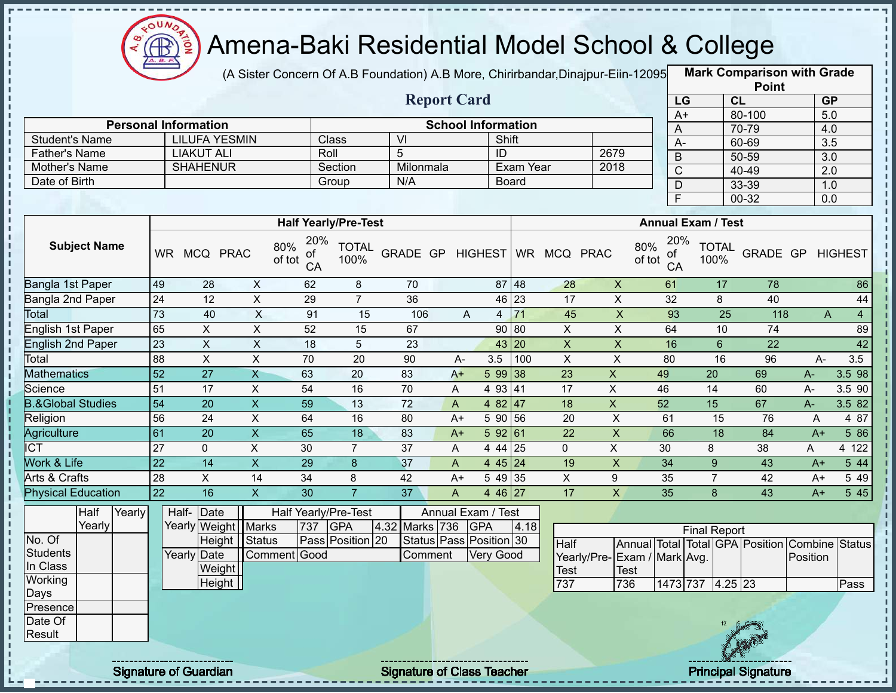# Amena-Baki Residential Model School & College

(A Sister Concern Of A.B Foundation) A.B More, Chirirbandar,Dinajpur-Eiin-120950

## Report Card

| Mark Comparison with Grade Point | | |
|---|---|---|
| LG | CL | GP |
| A+ | 80-100 | 5.0 |
| A | 70-79 | 4.0 |
| A- | 60-69 | 3.5 |
| B | 50-59 | 3.0 |
| C | 40-49 | 2.0 |
| D | 33-39 | 1.0 |
| F | 00-32 | 0.0 |

| Personal Information | | School Information | | | |
|---|---|---|---|---|---|
| Student's Name | LILUFA YESMIN | Class | VI | Shift | |
| Father's Name | LIAKUT ALI | Roll | 5 | ID | 2679 |
| Mother's Name | SHAHENUR | Section | Milonmala | Exam Year | 2018 |
| Date of Birth | | Group | N/A | Board | |

| Subject Name | Half Yearly/Pre-Test | | | | | | | | | Annual Exam / Test | | | | | | | | |
|---|---|---|---|---|---|---|---|---|---|---|---|---|---|---|---|---|---|---|
| | WR | MCQ | PRAC | 80% of tot | 20% of CA | TOTAL 100% | GRADE | GP | HIGHEST | WR | MCQ | PRAC | 80% of tot | 20% of CA | TOTAL 100% | GRADE | GP | HIGHEST |
| Bangla 1st Paper | 49 | 28 | X | 62 | 8 | 70 | | | 87 | 48 | 28 | X | 61 | 17 | 78 | | | 86 |
| Bangla 2nd Paper | 24 | 12 | X | 29 | 7 | 36 | | | 46 | 23 | 17 | X | 32 | 8 | 40 | | | 44 |
| Total | 73 | 40 | X | 91 | 15 | 106 | A | 4 | | 71 | 45 | X | 93 | 25 | 118 | A | 4 | |
| English 1st Paper | 65 | X | X | 52 | 15 | 67 | | | 90 | 80 | X | X | 64 | 10 | 74 | | | 89 |
| English 2nd Paper | 23 | X | X | 18 | 5 | 23 | | | 43 | 20 | X | X | 16 | 6 | 22 | | | 42 |
| Total | 88 | X | X | 70 | 20 | 90 | A- | 3.5 | | 100 | X | X | 80 | 16 | 96 | A- | 3.5 | |
| Mathematics | 52 | 27 | X | 63 | 20 | 83 | A+ | 5 | 99 | 38 | 23 | X | 49 | 20 | 69 | A- | 3.5 | 98 |
| Science | 51 | 17 | X | 54 | 16 | 70 | A | 4 | 93 | 41 | 17 | X | 46 | 14 | 60 | A- | 3.5 | 90 |
| B.&Global Studies | 54 | 20 | X | 59 | 13 | 72 | A | 4 | 82 | 47 | 18 | X | 52 | 15 | 67 | A- | 3.5 | 82 |
| Religion | 56 | 24 | X | 64 | 16 | 80 | A+ | 5 | 90 | 56 | 20 | X | 61 | 15 | 76 | A | 4 | 87 |
| Agriculture | 61 | 20 | X | 65 | 18 | 83 | A+ | 5 | 92 | 61 | 22 | X | 66 | 18 | 84 | A+ | 5 | 86 |
| ICT | 27 | 0 | X | 30 | 7 | 37 | A | 4 | 44 | 25 | 0 | X | 30 | 8 | 38 | A | 4 | 122 |
| Work & Life | 22 | 14 | X | 29 | 8 | 37 | A | 4 | 45 | 24 | 19 | X | 34 | 9 | 43 | A+ | 5 | 44 |
| Arts & Crafts | 28 | X | 14 | 34 | 8 | 42 | A+ | 5 | 49 | 35 | X | 9 | 35 | 7 | 42 | A+ | 5 | 49 |
| Physical Education | 22 | 16 | X | 30 | 7 | 37 | A | 4 | 46 | 27 | 17 | X | 35 | 8 | 43 | A+ | 5 | 45 |

| | Half Yearly | Yearly |
|---|---|---|
| No. Of Students In Class | | |
| Working Days | | |
| Presence | | |
| Date Of Result | | |

| | | |
|---|---|---|
| Half-Yearly | Date | |
| | Weight | |
| | Height | |
| Yearly | Date | |
| | Weight | |
| | Height | |

| Half Yearly/Pre-Test | | | | Annual Exam / Test | | | |
|---|---|---|---|---|---|---|---|
| Marks | 737 | GPA | 4.32 | Marks | 736 | GPA | 4.18 |
| Status | Pass | Position | 20 | Status | Pass | Position | 30 |
| Comment | Good | | | Comment | Very Good | | |

| Final Report | | | | | | | |
|---|---|---|---|---|---|---|---|
| Half Yearly/Pre-Test | Annual Exam / Test | Total Mark | Total Avg. | GPA | Position | Combine Position | Status |
| 737 | 736 | 1473 | 737 | 4.25 | 23 | | Pass |

Signature of Guardian — Signature of Class Teacher — Principal Signature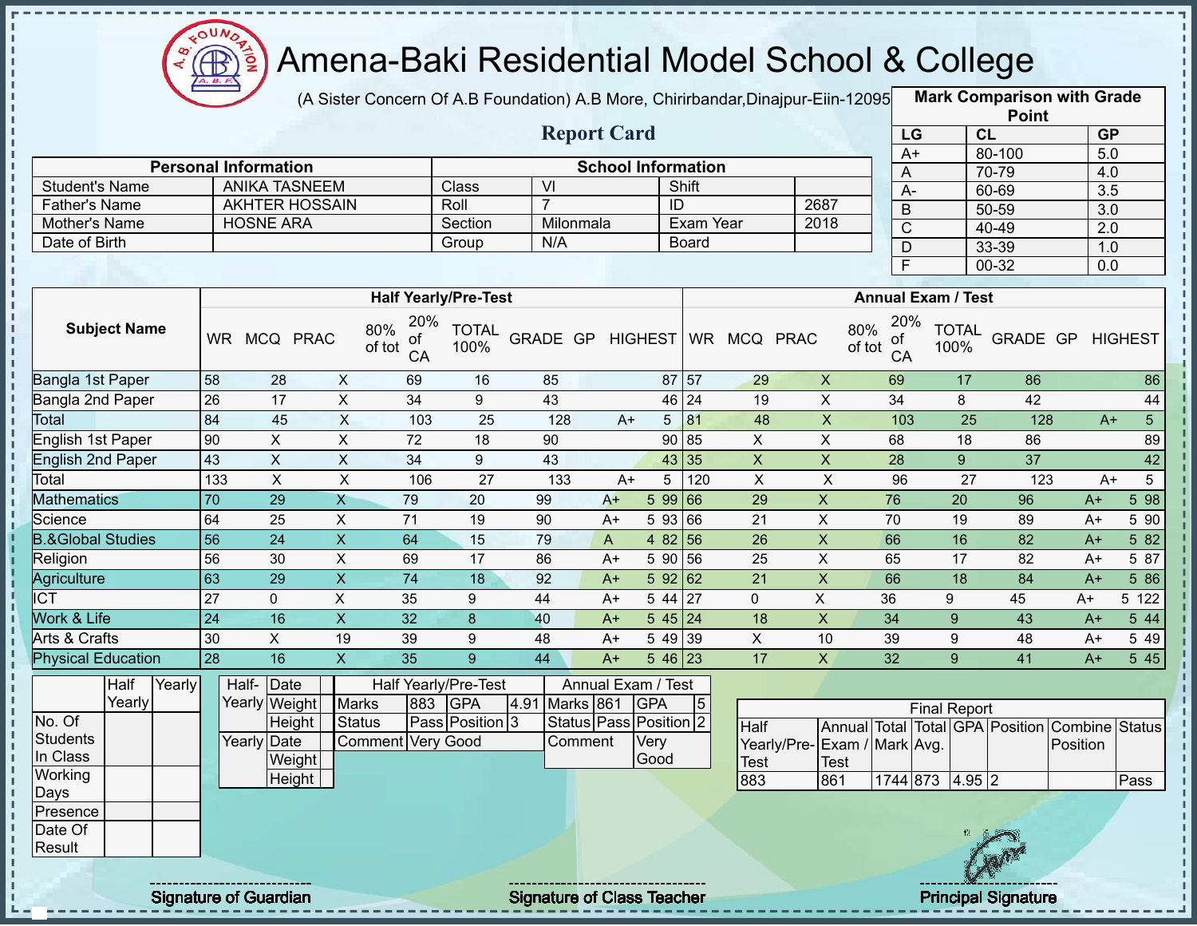# Amena-Baki Residential Model School & College

(A Sister Concern Of A.B Foundation) A.B More, Chirirbandar,Dinajpur-Eiin-120950

## Report Card

| Mark Comparison with Grade Point | | |
|---|---|---|
| LG | CL | GP |
| A+ | 80-100 | 5.0 |
| A | 70-79 | 4.0 |
| A- | 60-69 | 3.5 |
| B | 50-59 | 3.0 |
| C | 40-49 | 2.0 |
| D | 33-39 | 1.0 |
| F | 00-32 | 0.0 |

| Personal Information | | School Information | | | |
|---|---|---|---|---|---|
| Student's Name | ANIKA TASNEEM | Class | VI | Shift | |
| Father's Name | AKHTER HOSSAIN | Roll | 7 | ID | 2687 |
| Mother's Name | HOSNE ARA | Section | Milonmala | Exam Year | 2018 |
| Date of Birth | | Group | N/A | Board | |

| Subject Name | Half Yearly/Pre-Test | | | | | | | | | Annual Exam / Test | | | | | | | | |
|---|---|---|---|---|---|---|---|---|---|---|---|---|---|---|---|---|---|---|
| | WR | MCQ | PRAC | 80% of tot | 20% of CA | TOTAL 100% | GRADE | GP | HIGHEST | WR | MCQ | PRAC | 80% of tot | 20% of CA | TOTAL 100% | GRADE | GP | HIGHEST |
| Bangla 1st Paper | 58 | 28 | X | 69 | 16 | 85 | | | 87 | 57 | 29 | X | 69 | 17 | 86 | | | 86 |
| Bangla 2nd Paper | 26 | 17 | X | 34 | 9 | 43 | | | 46 | 24 | 19 | X | 34 | 8 | 42 | | | 44 |
| Total | 84 | 45 | X | 103 | 25 | 128 | A+ | 5 | | 81 | 48 | X | 103 | 25 | 128 | A+ | 5 | |
| English 1st Paper | 90 | X | X | 72 | 18 | 90 | | | 90 | 85 | X | X | 68 | 18 | 86 | | | 89 |
| English 2nd Paper | 43 | X | X | 34 | 9 | 43 | | | 43 | 35 | X | X | 28 | 9 | 37 | | | 42 |
| Total | 133 | X | X | 106 | 27 | 133 | A+ | 5 | | 120 | X | X | 96 | 27 | 123 | A+ | 5 | |
| Mathematics | 70 | 29 | X | 79 | 20 | 99 | A+ | 5 | 99 | 66 | 29 | X | 76 | 20 | 96 | A+ | 5 | 98 |
| Science | 64 | 25 | X | 71 | 19 | 90 | A+ | 5 | 93 | 66 | 21 | X | 70 | 19 | 89 | A+ | 5 | 90 |
| B.&Global Studies | 56 | 24 | X | 64 | 15 | 79 | A | 4 | 82 | 56 | 26 | X | 66 | 16 | 82 | A+ | 5 | 82 |
| Religion | 56 | 30 | X | 69 | 17 | 86 | A+ | 5 | 90 | 56 | 25 | X | 65 | 17 | 82 | A+ | 5 | 87 |
| Agriculture | 63 | 29 | X | 74 | 18 | 92 | A+ | 5 | 92 | 62 | 21 | X | 66 | 18 | 84 | A+ | 5 | 86 |
| ICT | 27 | 0 | X | 35 | 9 | 44 | A+ | 5 | 44 | 27 | 0 | X | 36 | 9 | 45 | A+ | 5 | 122 |
| Work & Life | 24 | 16 | X | 32 | 8 | 40 | A+ | 5 | 45 | 24 | 18 | X | 34 | 9 | 43 | A+ | 5 | 44 |
| Arts & Crafts | 30 | X | 19 | 39 | 9 | 48 | A+ | 5 | 49 | 39 | X | 10 | 39 | 9 | 48 | A+ | 5 | 49 |
| Physical Education | 28 | 16 | X | 35 | 9 | 44 | A+ | 5 | 46 | 23 | 17 | X | 32 | 9 | 41 | A+ | 5 | 45 |

| | Half Yearly | Yearly |
|---|---|---|
| No. Of Students In Class | | |
| Working Days | | |
| Presence | | |
| Date Of Result | | |

| | | |
|---|---|---|
| Half-Yearly | Date | |
| | Weight | |
| | Height | |
| Yearly | Date | |
| | Weight | |
| | Height | |

| Half Yearly/Pre-Test | | | | Annual Exam / Test | | | |
|---|---|---|---|---|---|---|---|
| Marks | 883 | GPA | 4.91 | Marks | 861 | GPA | 5 |
| Status | Pass | Position | 3 | Status | Pass | Position | 2 |
| Comment | Very Good | | | Comment | Very Good | | |

| Final Report | | | | | | | |
|---|---|---|---|---|---|---|---|
| Half Yearly/Pre-Test | Annual Exam / Test | Total Mark | Total Avg. | GPA | Position | Combine Position | Status |
| 883 | 861 | 1744 | 873 | 4.95 | 2 | | Pass |

Signature of Guardian

Signature of Class Teacher

Principal Signature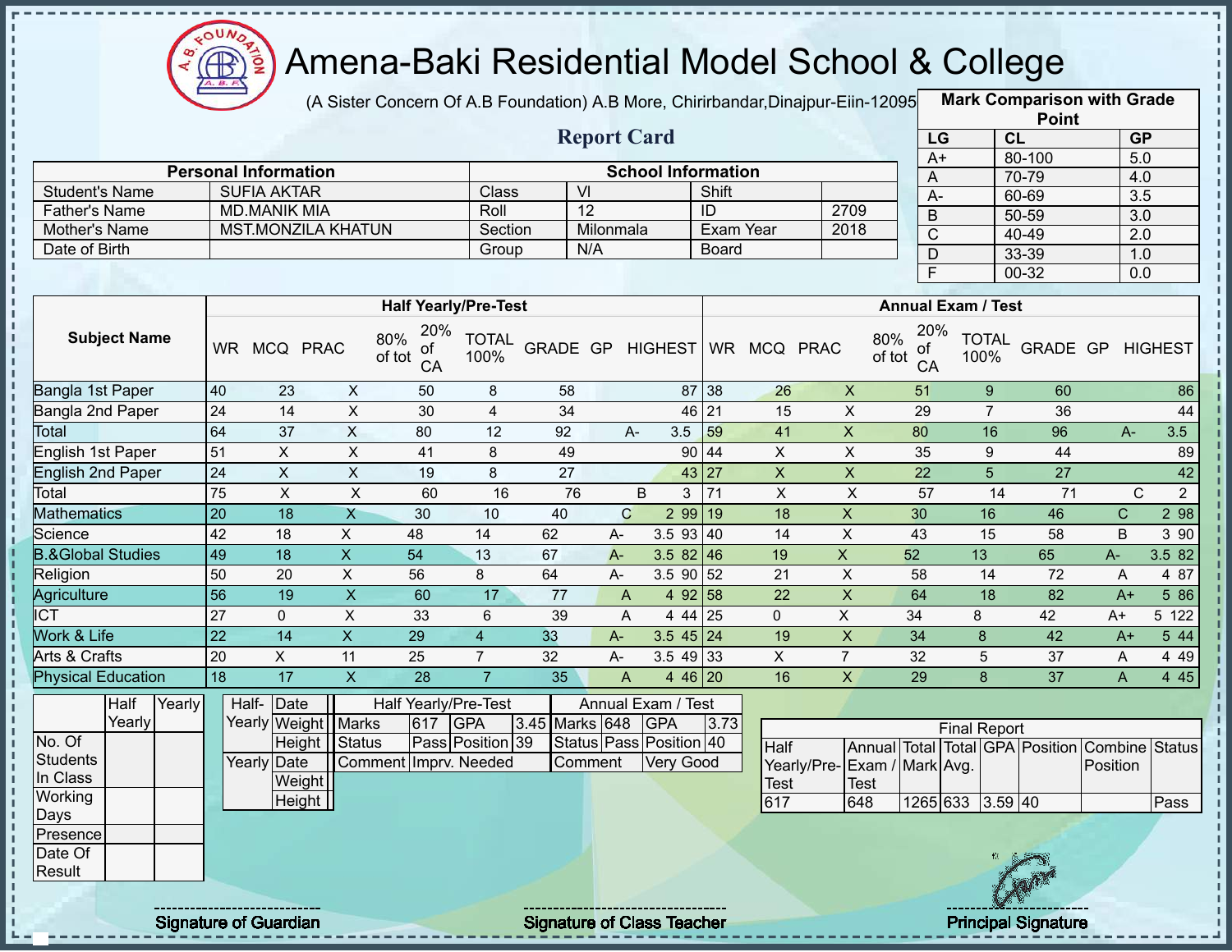# Amena-Baki Residential Model School & College

(A Sister Concern Of A.B Foundation) A.B More, Chirirbandar,Dinajpur-Eiin-120950

## Report Card

| Mark Comparison with Grade Point | | |
|---|---|---|
| LG | CL | GP |
| A+ | 80-100 | 5.0 |
| A | 70-79 | 4.0 |
| A- | 60-69 | 3.5 |
| B | 50-59 | 3.0 |
| C | 40-49 | 2.0 |
| D | 33-39 | 1.0 |
| F | 00-32 | 0.0 |

| Personal Information | | School Information | | | |
|---|---|---|---|---|---|
| Student's Name | SUFIA AKTAR | Class | VI | Shift | |
| Father's Name | MD.MANIK MIA | Roll | 12 | ID | 2709 |
| Mother's Name | MST.MONZILA KHATUN | Section | Milonmala | Exam Year | 2018 |
| Date of Birth | | Group | N/A | Board | |

| Subject Name | Half Yearly/Pre-Test | | | | | | | | | Annual Exam / Test | | | | | | | | |
|---|---|---|---|---|---|---|---|---|---|---|---|---|---|---|---|---|---|---|
| | WR | MCQ | PRAC | 80% of tot | 20% of CA | TOTAL 100% | GRADE | GP | HIGHEST | WR | MCQ | PRAC | 80% of tot | 20% of CA | TOTAL 100% | GRADE | GP | HIGHEST |
| Bangla 1st Paper | 40 | 23 | X | 50 | 8 | 58 | | | 87 | 38 | 26 | X | 51 | 9 | 60 | | | 86 |
| Bangla 2nd Paper | 24 | 14 | X | 30 | 4 | 34 | | | 46 | 21 | 15 | X | 29 | 7 | 36 | | | 44 |
| Total | 64 | 37 | X | 80 | 12 | 92 | A- | 3.5 | | 59 | 41 | X | 80 | 16 | 96 | A- | 3.5 | |
| English 1st Paper | 51 | X | X | 41 | 8 | 49 | | | 90 | 44 | X | X | 35 | 9 | 44 | | | 89 |
| English 2nd Paper | 24 | X | X | 19 | 8 | 27 | | | 43 | 27 | X | X | 22 | 5 | 27 | | | 42 |
| Total | 75 | X | X | 60 | 16 | 76 | B | 3 | | 71 | X | X | 57 | 14 | 71 | C | 2 | |
| Mathematics | 20 | 18 | X | 30 | 10 | 40 | C | 2 | 99 | 19 | 18 | X | 30 | 16 | 46 | C | 2 | 98 |
| Science | 42 | 18 | X | 48 | 14 | 62 | A- | 3.5 | 93 | 40 | 14 | X | 43 | 15 | 58 | B | 3 | 90 |
| B.&Global Studies | 49 | 18 | X | 54 | 13 | 67 | A- | 3.5 | 82 | 46 | 19 | X | 52 | 13 | 65 | A- | 3.5 | 82 |
| Religion | 50 | 20 | X | 56 | 8 | 64 | A- | 3.5 | 90 | 52 | 21 | X | 58 | 14 | 72 | A | 4 | 87 |
| Agriculture | 56 | 19 | X | 60 | 17 | 77 | A | 4 | 92 | 58 | 22 | X | 64 | 18 | 82 | A+ | 5 | 86 |
| ICT | 27 | 0 | X | 33 | 6 | 39 | A | 4 | 44 | 25 | 0 | X | 34 | 8 | 42 | A+ | 5 | 122 |
| Work & Life | 22 | 14 | X | 29 | 4 | 33 | A- | 3.5 | 45 | 24 | 19 | X | 34 | 8 | 42 | A+ | 5 | 44 |
| Arts & Crafts | 20 | X | 11 | 25 | 7 | 32 | A- | 3.5 | 49 | 33 | X | 7 | 32 | 5 | 37 | A | 4 | 49 |
| Physical Education | 18 | 17 | X | 28 | 7 | 35 | A | 4 | 46 | 20 | 16 | X | 29 | 8 | 37 | A | 4 | 45 |

| | Half Yearly | Yearly |
|---|---|---|
| No. Of Students In Class | | |
| Working Days | | |
| Presence | | |
| Date Of Result | | |

| | | |
|---|---|---|
| Half-Yearly | Date | |
| | Weight | |
| | Height | |
| Yearly | Date | |
| | Weight | |
| | Height | |

| Half Yearly/Pre-Test | | | | Annual Exam / Test | | | |
|---|---|---|---|---|---|---|---|
| Marks | 617 | GPA | 3.45 | Marks | 648 | GPA | 3.73 |
| Status | Pass | Position | 39 | Status | Pass | Position | 40 |
| Comment | Imprv. Needed | | | Comment | Very Good | | |

| Final Report | | | | | | | |
|---|---|---|---|---|---|---|---|
| Half Yearly/Pre-Test | Annual Exam / Test | Total Mark | Total Avg. | GPA | Position | Combine Position | Status |
| 617 | 648 | 1265 | 633 | 3.59 | 40 | | Pass |

Signature of Guardian | Signature of Class Teacher | Principal Signature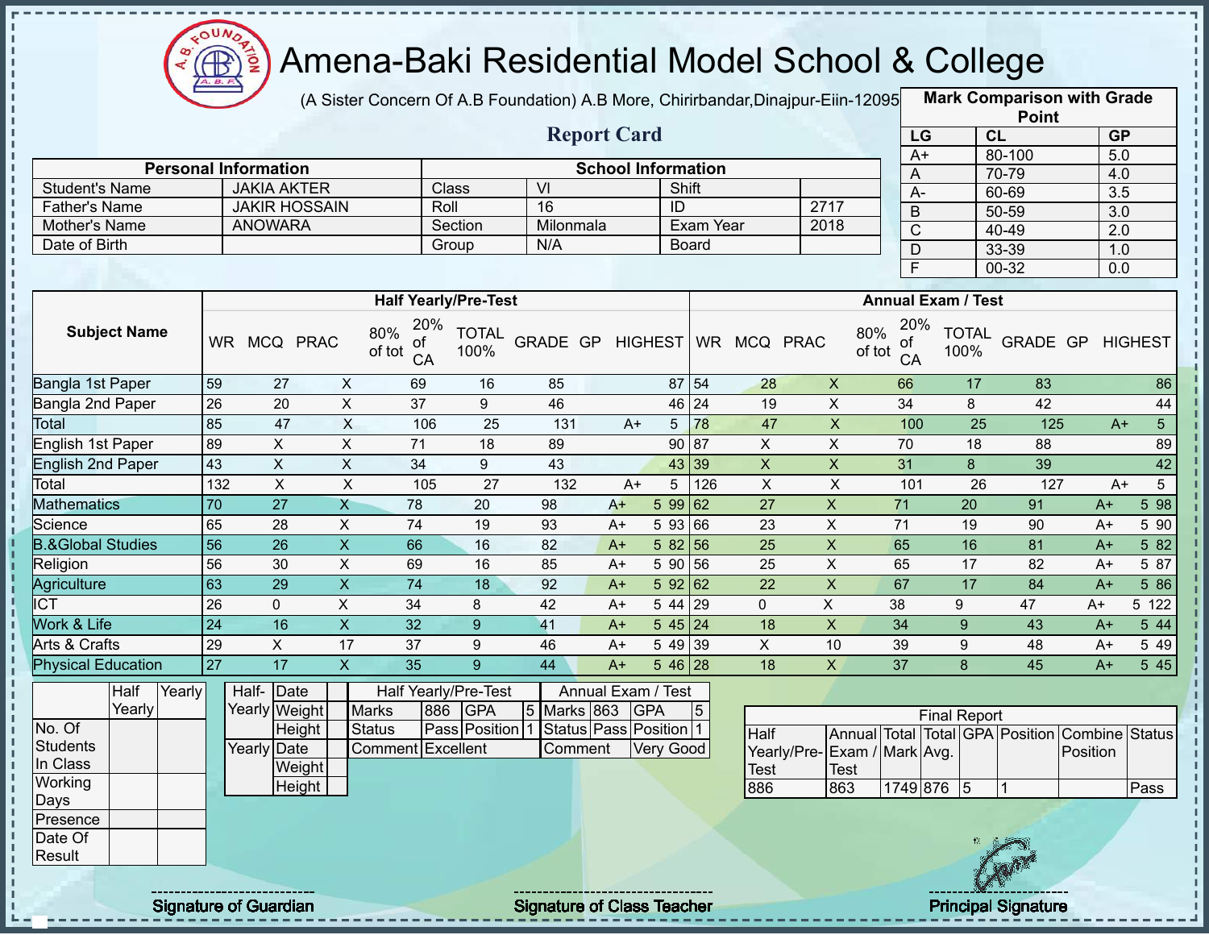# Amena-Baki Residential Model School & College

(A Sister Concern Of A.B Foundation) A.B More, Chirirbandar,Dinajpur-Eiin-120950

## Report Card

| Mark Comparison with Grade Point | | |
|---|---|---|
| LG | CL | GP |
| A+ | 80-100 | 5.0 |
| A | 70-79 | 4.0 |
| A- | 60-69 | 3.5 |
| B | 50-59 | 3.0 |
| C | 40-49 | 2.0 |
| D | 33-39 | 1.0 |
| F | 00-32 | 0.0 |

| Personal Information | | School Information | | | |
|---|---|---|---|---|---|
| Student's Name | JAKIA AKTER | Class | VI | Shift | |
| Father's Name | JAKIR HOSSAIN | Roll | 16 | ID | 2717 |
| Mother's Name | ANOWARA | Section | Milonmala | Exam Year | 2018 |
| Date of Birth | | Group | N/A | Board | |

| Subject Name | Half Yearly/Pre-Test | | | | | | | | | Annual Exam / Test | | | | | | | | |
|---|---|---|---|---|---|---|---|---|---|---|---|---|---|---|---|---|---|---|
| | WR | MCQ | PRAC | 80% of tot | 20% of CA | TOTAL 100% | GRADE | GP | HIGHEST | WR | MCQ | PRAC | 80% of tot | 20% of CA | TOTAL 100% | GRADE | GP | HIGHEST |
| Bangla 1st Paper | 59 | 27 | X | 69 | 16 | 85 | | | 87 | 54 | 28 | X | 66 | 17 | 83 | | | 86 |
| Bangla 2nd Paper | 26 | 20 | X | 37 | 9 | 46 | | | 46 | 24 | 19 | X | 34 | 8 | 42 | | | 44 |
| Total | 85 | 47 | X | 106 | 25 | 131 | A+ | 5 | | 78 | 47 | X | 100 | 25 | 125 | A+ | 5 | |
| English 1st Paper | 89 | X | X | 71 | 18 | 89 | | | 90 | 87 | X | X | 70 | 18 | 88 | | | 89 |
| English 2nd Paper | 43 | X | X | 34 | 9 | 43 | | | 43 | 39 | X | X | 31 | 8 | 39 | | | 42 |
| Total | 132 | X | X | 105 | 27 | 132 | A+ | 5 | | 126 | X | X | 101 | 26 | 127 | A+ | 5 | |
| Mathematics | 70 | 27 | X | 78 | 20 | 98 | A+ | 5 | 99 | 62 | 27 | X | 71 | 20 | 91 | A+ | 5 | 98 |
| Science | 65 | 28 | X | 74 | 19 | 93 | A+ | 5 | 93 | 66 | 23 | X | 71 | 19 | 90 | A+ | 5 | 90 |
| B.&Global Studies | 56 | 26 | X | 66 | 16 | 82 | A+ | 5 | 82 | 56 | 25 | X | 65 | 16 | 81 | A+ | 5 | 82 |
| Religion | 56 | 30 | X | 69 | 16 | 85 | A+ | 5 | 90 | 56 | 25 | X | 65 | 17 | 82 | A+ | 5 | 87 |
| Agriculture | 63 | 29 | X | 74 | 18 | 92 | A+ | 5 | 92 | 62 | 22 | X | 67 | 17 | 84 | A+ | 5 | 86 |
| ICT | 26 | 0 | X | 34 | 8 | 42 | A+ | 5 | 44 | 29 | 0 | X | 38 | 9 | 47 | A+ | 5 | 122 |
| Work & Life | 24 | 16 | X | 32 | 9 | 41 | A+ | 5 | 45 | 24 | 18 | X | 34 | 9 | 43 | A+ | 5 | 44 |
| Arts & Crafts | 29 | X | 17 | 37 | 9 | 46 | A+ | 5 | 49 | 39 | X | 10 | 39 | 9 | 48 | A+ | 5 | 49 |
| Physical Education | 27 | 17 | X | 35 | 9 | 44 | A+ | 5 | 46 | 28 | 18 | X | 37 | 8 | 45 | A+ | 5 | 45 |

| | Half Yearly | Yearly |
|---|---|---|
| No. Of Students In Class | | |
| Working Days | | |
| Presence | | |
| Date Of Result | | |

| | | |
|---|---|---|
| Half-Yearly | Date | |
| | Weight | |
| | Height | |
| Yearly | Date | |
| | Weight | |
| | Height | |

| Half Yearly/Pre-Test | | | | Annual Exam / Test | | | |
|---|---|---|---|---|---|---|---|
| Marks | 886 | GPA | 5 | Marks | 863 | GPA | 5 |
| Status | Pass | Position | 1 | Status | Pass | Position | 1 |
| Comment | Excellent | | | Comment | Very Good | | |

| Final Report | | | | | | | |
|---|---|---|---|---|---|---|---|
| Half Yearly/Pre-Test | Annual Exam / Test | Total Mark | Total Avg. | GPA | Position | Combine Position | Status |
| 886 | 863 | 1749 | 876 | 5 | 1 | | Pass |

Signature of Guardian | Signature of Class Teacher | Principal Signature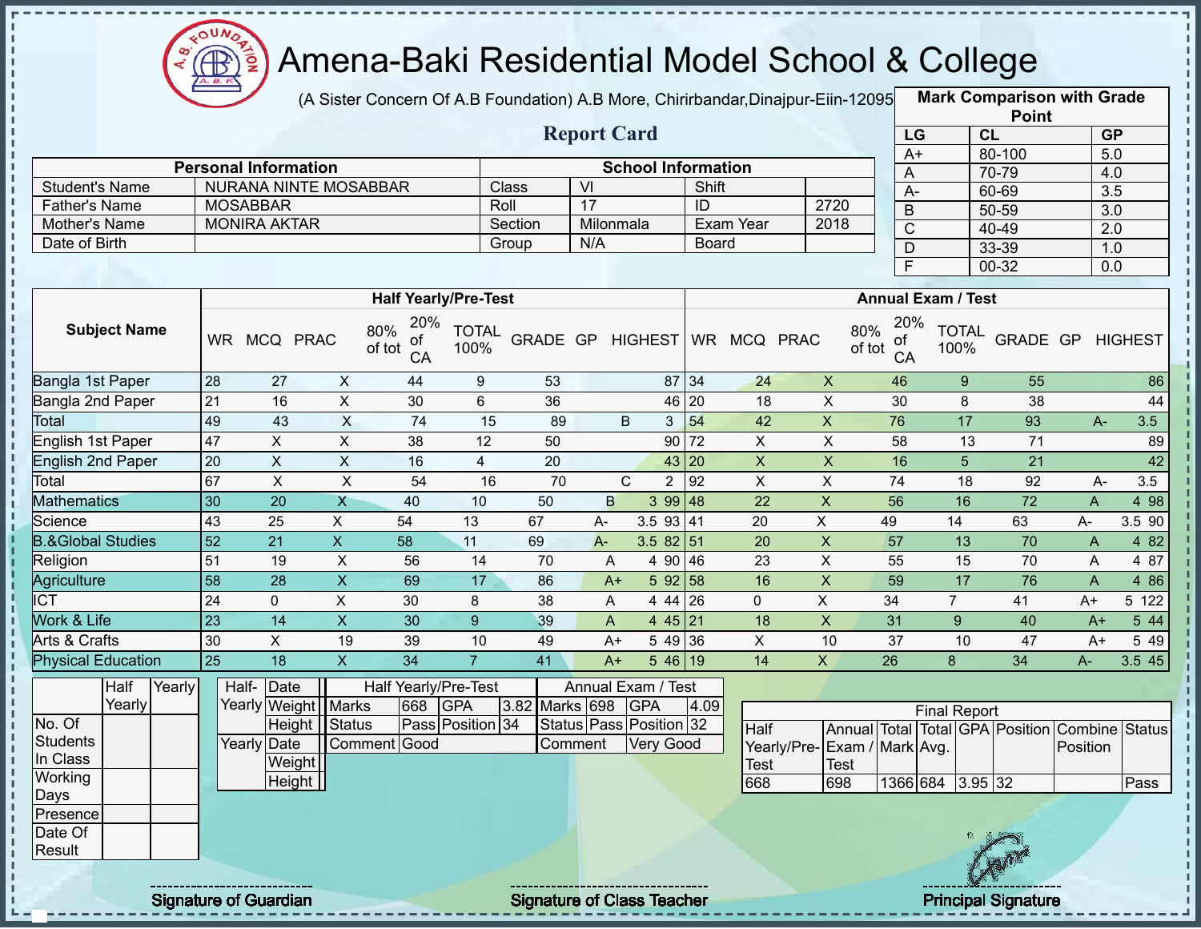# Amena-Baki Residential Model School & College

(A Sister Concern Of A.B Foundation) A.B More, Chirirbandar,Dinajpur-Eiin-120950

## Report Card

| Mark Comparison with Grade Point | | |
|---|---|---|
| LG | CL | GP |
| A+ | 80-100 | 5.0 |
| A | 70-79 | 4.0 |
| A- | 60-69 | 3.5 |
| B | 50-59 | 3.0 |
| C | 40-49 | 2.0 |
| D | 33-39 | 1.0 |
| F | 00-32 | 0.0 |

| Personal Information | | School Information | | | |
|---|---|---|---|---|---|
| Student's Name | NURANA NINTE MOSABBAR | Class | VI | Shift | |
| Father's Name | MOSABBAR | Roll | 17 | ID | 2720 |
| Mother's Name | MONIRA AKTAR | Section | Milonmala | Exam Year | 2018 |
| Date of Birth | | Group | N/A | Board | |

| Subject Name | Half Yearly/Pre-Test | | | | | | | | | Annual Exam / Test | | | | | | | | |
|---|---|---|---|---|---|---|---|---|---|---|---|---|---|---|---|---|---|---|
| | WR | MCQ | PRAC | 80% of tot | 20% of CA | TOTAL 100% | GRADE | GP | HIGHEST | WR | MCQ | PRAC | 80% of tot | 20% of CA | TOTAL 100% | GRADE | GP | HIGHEST |
| Bangla 1st Paper | 28 | 27 | X | 44 | 9 | 53 | | | 87 | 34 | 24 | X | 46 | 9 | 55 | | | 86 |
| Bangla 2nd Paper | 21 | 16 | X | 30 | 6 | 36 | | | 46 | 20 | 18 | X | 30 | 8 | 38 | | | 44 |
| Total | 49 | 43 | X | 74 | 15 | 89 | B | 3 | | 54 | 42 | X | 76 | 17 | 93 | A- | 3.5 | |
| English 1st Paper | 47 | X | X | 38 | 12 | 50 | | | 90 | 72 | X | X | 58 | 13 | 71 | | | 89 |
| English 2nd Paper | 20 | X | X | 16 | 4 | 20 | | | 43 | 20 | X | X | 16 | 5 | 21 | | | 42 |
| Total | 67 | X | X | 54 | 16 | 70 | C | 2 | | 92 | X | X | 74 | 18 | 92 | A- | 3.5 | |
| Mathematics | 30 | 20 | X | 40 | 10 | 50 | B | 3 | 99 | 48 | 22 | X | 56 | 16 | 72 | A | 4 | 98 |
| Science | 43 | 25 | X | 54 | 13 | 67 | A- | 3.5 | 93 | 41 | 20 | X | 49 | 14 | 63 | A- | 3.5 | 90 |
| B.&Global Studies | 52 | 21 | X | 58 | 11 | 69 | A- | 3.5 | 82 | 51 | 20 | X | 57 | 13 | 70 | A | 4 | 82 |
| Religion | 51 | 19 | X | 56 | 14 | 70 | A | 4 | 90 | 46 | 23 | X | 55 | 15 | 70 | A | 4 | 87 |
| Agriculture | 58 | 28 | X | 69 | 17 | 86 | A+ | 5 | 92 | 58 | 16 | X | 59 | 17 | 76 | A | 4 | 86 |
| ICT | 24 | 0 | X | 30 | 8 | 38 | A | 4 | 44 | 26 | 0 | X | 34 | 7 | 41 | A+ | 5 | 122 |
| Work & Life | 23 | 14 | X | 30 | 9 | 39 | A | 4 | 45 | 21 | 18 | X | 31 | 9 | 40 | A+ | 5 | 44 |
| Arts & Crafts | 30 | X | 19 | 39 | 10 | 49 | A+ | 5 | 49 | 36 | X | 10 | 37 | 10 | 47 | A+ | 5 | 49 |
| Physical Education | 25 | 18 | X | 34 | 7 | 41 | A+ | 5 | 46 | 19 | 14 | X | 26 | 8 | 34 | A- | 3.5 | 45 |

| | Half Yearly | Yearly |
|---|---|---|
| No. Of Students In Class | | |
| Working Days | | |
| Presence | | |
| Date Of Result | | |

| | | |
|---|---|---|
| Half-Yearly | Date | |
| | Weight | |
| | Height | |
| Yearly | Date | |
| | Weight | |
| | Height | |

| Half Yearly/Pre-Test | | | | Annual Exam / Test | | | |
|---|---|---|---|---|---|---|---|
| Marks | 668 | GPA | 3.82 | Marks | 698 | GPA | 4.09 |
| Status | Pass | Position | 34 | Status | Pass | Position | 32 |
| Comment | Good | | | Comment | Very Good | | |

| Final Report | | | | | | | |
|---|---|---|---|---|---|---|---|
| Half Yearly/Pre-Test | Annual Exam / Test | Total Mark | Total Avg. | GPA | Position | Combine Position | Status |
| 668 | 698 | 1366 | 684 | 3.95 | 32 | | Pass |

Signature of Guardian

Signature of Class Teacher

Principal Signature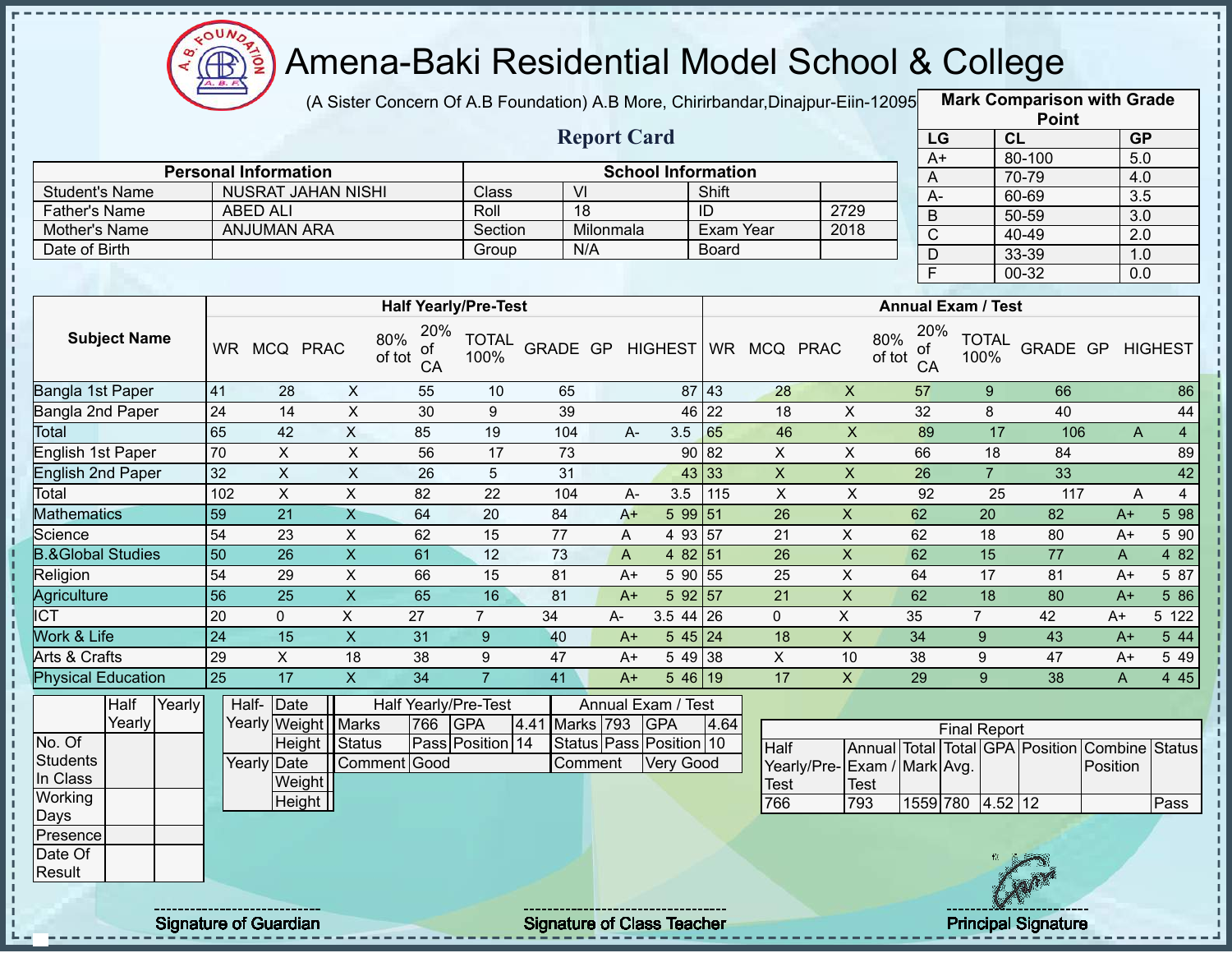# Amena-Baki Residential Model School & College

(A Sister Concern Of A.B Foundation) A.B More, Chirirbandar,Dinajpur-Eiin-120950

## Report Card

| Mark Comparison with Grade Point | | |
|---|---|---|
| LG | CL | GP |
| A+ | 80-100 | 5.0 |
| A | 70-79 | 4.0 |
| A- | 60-69 | 3.5 |
| B | 50-59 | 3.0 |
| C | 40-49 | 2.0 |
| D | 33-39 | 1.0 |
| F | 00-32 | 0.0 |

| Personal Information | | School Information | | | |
|---|---|---|---|---|---|
| Student's Name | NUSRAT JAHAN NISHI | Class | VI | Shift | |
| Father's Name | ABED ALI | Roll | 18 | ID | 2729 |
| Mother's Name | ANJUMAN ARA | Section | Milonmala | Exam Year | 2018 |
| Date of Birth | | Group | N/A | Board | |

| Subject Name | Half Yearly/Pre-Test | | | | | | | | | Annual Exam / Test | | | | | | | | |
|---|---|---|---|---|---|---|---|---|---|---|---|---|---|---|---|---|---|---|
| | WR | MCQ | PRAC | 80% of tot | 20% of CA | TOTAL 100% | GRADE | GP | HIGHEST | WR | MCQ | PRAC | 80% of tot | 20% of CA | TOTAL 100% | GRADE | GP | HIGHEST |
| Bangla 1st Paper | 41 | 28 | X | 55 | 10 | 65 | | | 87 | 43 | 28 | X | 57 | 9 | 66 | | | 86 |
| Bangla 2nd Paper | 24 | 14 | X | 30 | 9 | 39 | | | 46 | 22 | 18 | X | 32 | 8 | 40 | | | 44 |
| Total | 65 | 42 | X | 85 | 19 | 104 | A- | 3.5 | | 65 | 46 | X | 89 | 17 | 106 | A | 4 | |
| English 1st Paper | 70 | X | X | 56 | 17 | 73 | | | 90 | 82 | X | X | 66 | 18 | 84 | | | 89 |
| English 2nd Paper | 32 | X | X | 26 | 5 | 31 | | | 43 | 33 | X | X | 26 | 7 | 33 | | | 42 |
| Total | 102 | X | X | 82 | 22 | 104 | A- | 3.5 | | 115 | X | X | 92 | 25 | 117 | A | 4 | |
| Mathematics | 59 | 21 | X | 64 | 20 | 84 | A+ | 5 | 99 | 51 | 26 | X | 62 | 20 | 82 | A+ | 5 | 98 |
| Science | 54 | 23 | X | 62 | 15 | 77 | A | 4 | 93 | 57 | 21 | X | 62 | 18 | 80 | A+ | 5 | 90 |
| B.&Global Studies | 50 | 26 | X | 61 | 12 | 73 | A | 4 | 82 | 51 | 26 | X | 62 | 15 | 77 | A | 4 | 82 |
| Religion | 54 | 29 | X | 66 | 15 | 81 | A+ | 5 | 90 | 55 | 25 | X | 64 | 17 | 81 | A+ | 5 | 87 |
| Agriculture | 56 | 25 | X | 65 | 16 | 81 | A+ | 5 | 92 | 57 | 21 | X | 62 | 18 | 80 | A+ | 5 | 86 |
| ICT | 20 | 0 | X | 27 | 7 | 34 | A- | 3.5 | 44 | 26 | 0 | X | 35 | 7 | 42 | A+ | 5 | 122 |
| Work & Life | 24 | 15 | X | 31 | 9 | 40 | A+ | 5 | 45 | 24 | 18 | X | 34 | 9 | 43 | A+ | 5 | 44 |
| Arts & Crafts | 29 | X | 18 | 38 | 9 | 47 | A+ | 5 | 49 | 38 | X | 10 | 38 | 9 | 47 | A+ | 5 | 49 |
| Physical Education | 25 | 17 | X | 34 | 7 | 41 | A+ | 5 | 46 | 19 | 17 | X | 29 | 9 | 38 | A | 4 | 45 |

| | Half Yearly | Yearly |
|---|---|---|
| No. Of Students In Class | | |
| Working Days | | |
| Presence | | |
| Date Of Result | | |

| | | |
|---|---|---|
| Half-Yearly | Date | |
| | Weight | |
| | Height | |
| Yearly | Date | |
| | Weight | |
| | Height | |

| Half Yearly/Pre-Test | | | | Annual Exam / Test | | | |
|---|---|---|---|---|---|---|---|
| Marks | 766 | GPA | 4.41 | Marks | 793 | GPA | 4.64 |
| Status | Pass | Position | 14 | Status | Pass | Position | 10 |
| Comment | Good | | | Comment | Very Good | | |

| Final Report | | | | | | | |
|---|---|---|---|---|---|---|---|
| Half Yearly/Pre-Test | Annual Exam / Test | Total Mark | Total Avg. | GPA | Position | Combine Position | Status |
| 766 | 793 | 1559 | 780 | 4.52 | 12 | | Pass |

Signature of Guardian — Signature of Class Teacher — Principal Signature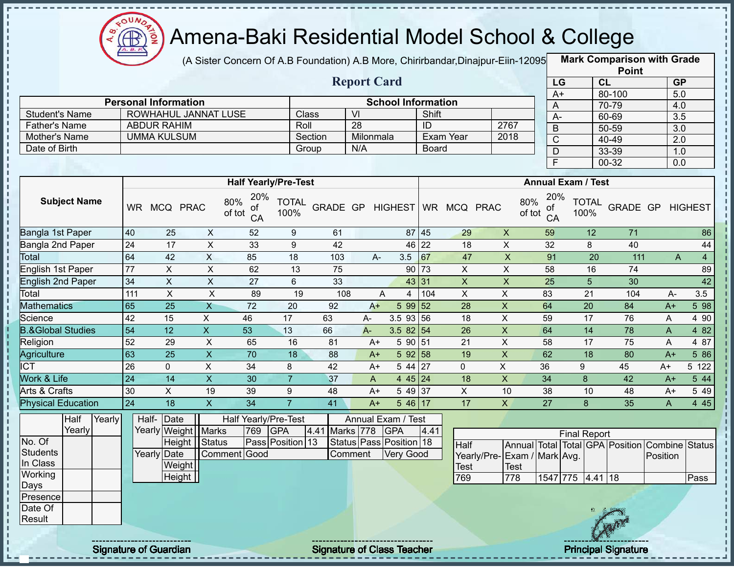# Amena-Baki Residential Model School & College

(A Sister Concern Of A.B Foundation) A.B More, Chirirbandar,Dinajpur-Eiin-120950

## Report Card

| Mark Comparison with Grade Point | | |
|---|---|---|
| LG | CL | GP |
| A+ | 80-100 | 5.0 |
| A | 70-79 | 4.0 |
| A- | 60-69 | 3.5 |
| B | 50-59 | 3.0 |
| C | 40-49 | 2.0 |
| D | 33-39 | 1.0 |
| F | 00-32 | 0.0 |

| Personal Information | | School Information | | | |
|---|---|---|---|---|---|
| Student's Name | ROWHAHUL JANNAT LUSE | Class | VI | Shift | |
| Father's Name | ABDUR RAHIM | Roll | 28 | ID | 2767 |
| Mother's Name | UMMA KULSUM | Section | Milonmala | Exam Year | 2018 |
| Date of Birth | | Group | N/A | Board | |

| Subject Name | Half Yearly/Pre-Test | | | | | | | | | Annual Exam / Test | | | | | | | | |
|---|---|---|---|---|---|---|---|---|---|---|---|---|---|---|---|---|---|---|
| | WR | MCQ | PRAC | 80% of tot | 20% of CA | TOTAL 100% | GRADE | GP | HIGHEST | WR | MCQ | PRAC | 80% of tot | 20% of CA | TOTAL 100% | GRADE | GP | HIGHEST |
| Bangla 1st Paper | 40 | 25 | X | 52 | 9 | 61 | | | 87 | 45 | 29 | X | 59 | 12 | 71 | | | 86 |
| Bangla 2nd Paper | 24 | 17 | X | 33 | 9 | 42 | | | 46 | 22 | 18 | X | 32 | 8 | 40 | | | 44 |
| Total | 64 | 42 | X | 85 | 18 | 103 | A- | 3.5 | | 67 | 47 | X | 91 | 20 | 111 | A | 4 | |
| English 1st Paper | 77 | X | X | 62 | 13 | 75 | | | 90 | 73 | X | X | 58 | 16 | 74 | | | 89 |
| English 2nd Paper | 34 | X | X | 27 | 6 | 33 | | | 43 | 31 | X | X | 25 | 5 | 30 | | | 42 |
| Total | 111 | X | X | 89 | 19 | 108 | A | 4 | | 104 | X | X | 83 | 21 | 104 | A- | 3.5 | |
| Mathematics | 65 | 25 | X | 72 | 20 | 92 | A+ | 5 | 99 | 52 | 28 | X | 64 | 20 | 84 | A+ | 5 | 98 |
| Science | 42 | 15 | X | 46 | 17 | 63 | A- | 3.5 | 93 | 56 | 18 | X | 59 | 17 | 76 | A | 4 | 90 |
| B.&Global Studies | 54 | 12 | X | 53 | 13 | 66 | A- | 3.5 | 82 | 54 | 26 | X | 64 | 14 | 78 | A | 4 | 82 |
| Religion | 52 | 29 | X | 65 | 16 | 81 | A+ | 5 | 90 | 51 | 21 | X | 58 | 17 | 75 | A | 4 | 87 |
| Agriculture | 63 | 25 | X | 70 | 18 | 88 | A+ | 5 | 92 | 58 | 19 | X | 62 | 18 | 80 | A+ | 5 | 86 |
| ICT | 26 | 0 | X | 34 | 8 | 42 | A+ | 5 | 44 | 27 | 0 | X | 36 | 9 | 45 | A+ | 5 | 122 |
| Work & Life | 24 | 14 | X | 30 | 7 | 37 | A | 4 | 45 | 24 | 18 | X | 34 | 8 | 42 | A+ | 5 | 44 |
| Arts & Crafts | 30 | X | 19 | 39 | 9 | 48 | A+ | 5 | 49 | 37 | X | 10 | 38 | 10 | 48 | A+ | 5 | 49 |
| Physical Education | 24 | 18 | X | 34 | 7 | 41 | A+ | 5 | 46 | 17 | 17 | X | 27 | 8 | 35 | A | 4 | 45 |

| | Half Yearly | Yearly |
|---|---|---|
| No. Of Students In Class | | |
| Working Days | | |
| Presence | | |
| Date Of Result | | |

| | | |
|---|---|---|
| Half-Yearly | Date | |
| | Weight | |
| | Height | |
| Yearly | Date | |
| | Weight | |
| | Height | |

| Half Yearly/Pre-Test | | | | Annual Exam / Test | | | |
|---|---|---|---|---|---|---|---|
| Marks | 769 | GPA | 4.41 | Marks | 778 | GPA | 4.41 |
| Status | Pass | Position | 13 | Status | Pass | Position | 18 |
| Comment | Good | | | Comment | Very Good | | |

| Final Report | | | | | | | |
|---|---|---|---|---|---|---|---|
| Half Yearly/Pre-Test | Annual Exam / Test | Total Mark | Total Avg. | GPA | Position | Combine Position | Status |
| 769 | 778 | 1547 | 775 | 4.41 | 18 | | Pass |

Signature of Guardian

Signature of Class Teacher

Principal Signature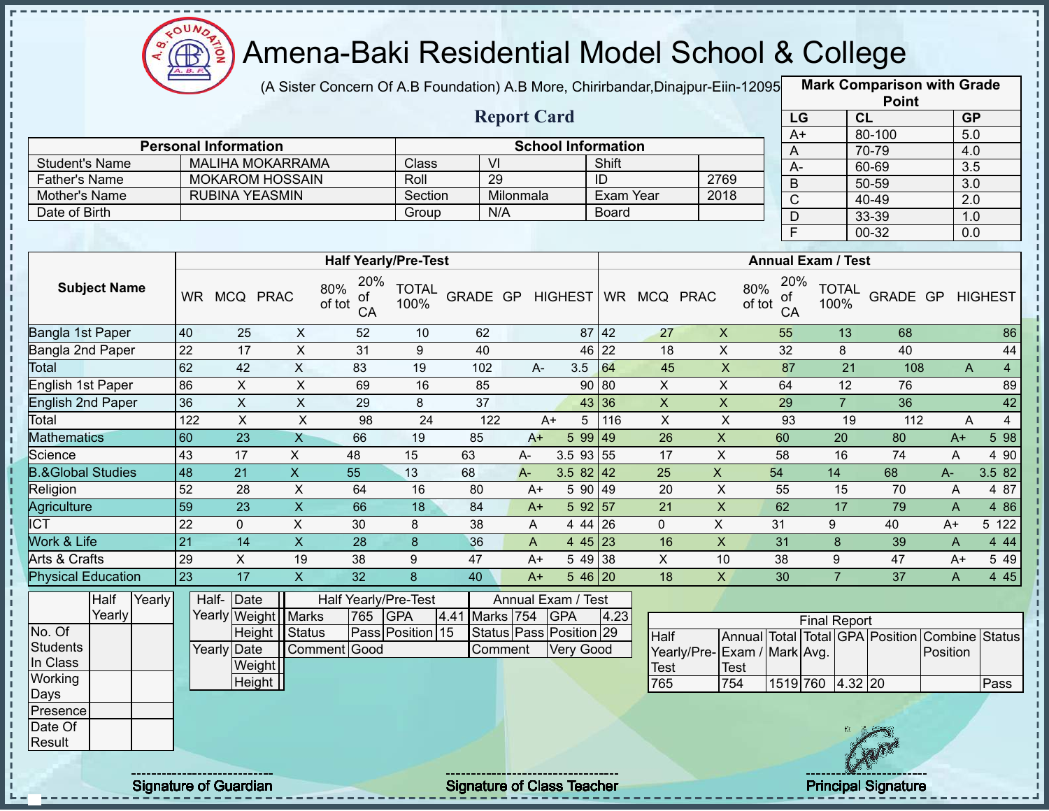# Amena-Baki Residential Model School & College

(A Sister Concern Of A.B Foundation) A.B More, Chirirbandar,Dinajpur-Eiin-120950

## Report Card

| Mark Comparison with Grade Point | | |
|---|---|---|
| LG | CL | GP |
| A+ | 80-100 | 5.0 |
| A | 70-79 | 4.0 |
| A- | 60-69 | 3.5 |
| B | 50-59 | 3.0 |
| C | 40-49 | 2.0 |
| D | 33-39 | 1.0 |
| F | 00-32 | 0.0 |

| Personal Information | | School Information | | | |
|---|---|---|---|---|---|
| Student's Name | MALIHA MOKARRAMA | Class | VI | Shift | |
| Father's Name | MOKAROM HOSSAIN | Roll | 29 | ID | 2769 |
| Mother's Name | RUBINA YEASMIN | Section | Milonmala | Exam Year | 2018 |
| Date of Birth | | Group | N/A | Board | |

| Subject Name | Half Yearly/Pre-Test | | | | | | | | | Annual Exam / Test | | | | | | | | |
|---|---|---|---|---|---|---|---|---|---|---|---|---|---|---|---|---|---|---|
| | WR | MCQ | PRAC | 80% of tot | 20% of CA | TOTAL 100% | GRADE | GP | HIGHEST | WR | MCQ | PRAC | 80% of tot | 20% of CA | TOTAL 100% | GRADE | GP | HIGHEST |
| Bangla 1st Paper | 40 | 25 | X | 52 | 10 | 62 | | | 87 | 42 | 27 | X | 55 | 13 | 68 | | | 86 |
| Bangla 2nd Paper | 22 | 17 | X | 31 | 9 | 40 | | | 46 | 22 | 18 | X | 32 | 8 | 40 | | | 44 |
| Total | 62 | 42 | X | 83 | 19 | 102 | A- | 3.5 | | 64 | 45 | X | 87 | 21 | 108 | A | 4 | |
| English 1st Paper | 86 | X | X | 69 | 16 | 85 | | | 90 | 80 | X | X | 64 | 12 | 76 | | | 89 |
| English 2nd Paper | 36 | X | X | 29 | 8 | 37 | | | 43 | 36 | X | X | 29 | 7 | 36 | | | 42 |
| Total | 122 | X | X | 98 | 24 | 122 | A+ | 5 | | 116 | X | X | 93 | 19 | 112 | A | 4 | |
| Mathematics | 60 | 23 | X | 66 | 19 | 85 | A+ | 5 | 99 | 49 | 26 | X | 60 | 20 | 80 | A+ | 5 | 98 |
| Science | 43 | 17 | X | 48 | 15 | 63 | A- | 3.5 | 93 | 55 | 17 | X | 58 | 16 | 74 | A | 4 | 90 |
| B.&Global Studies | 48 | 21 | X | 55 | 13 | 68 | A- | 3.5 | 82 | 42 | 25 | X | 54 | 14 | 68 | A- | 3.5 | 82 |
| Religion | 52 | 28 | X | 64 | 16 | 80 | A+ | 5 | 90 | 49 | 20 | X | 55 | 15 | 70 | A | 4 | 87 |
| Agriculture | 59 | 23 | X | 66 | 18 | 84 | A+ | 5 | 92 | 57 | 21 | X | 62 | 17 | 79 | A | 4 | 86 |
| ICT | 22 | 0 | X | 30 | 8 | 38 | A | 4 | 44 | 26 | 0 | X | 31 | 9 | 40 | A+ | 5 | 122 |
| Work & Life | 21 | 14 | X | 28 | 8 | 36 | A | 4 | 45 | 23 | 16 | X | 31 | 8 | 39 | A | 4 | 44 |
| Arts & Crafts | 29 | X | 19 | 38 | 9 | 47 | A+ | 5 | 49 | 38 | X | 10 | 38 | 9 | 47 | A+ | 5 | 49 |
| Physical Education | 23 | 17 | X | 32 | 8 | 40 | A+ | 5 | 46 | 20 | 18 | X | 30 | 7 | 37 | A | 4 | 45 |

| | Half Yearly | Yearly |
|---|---|---|
| No. Of Students In Class | | |
| Working Days | | |
| Presence | | |
| Date Of Result | | |

| | | |
|---|---|---|
| Half-Yearly | Date | |
| | Weight | |
| | Height | |
| Yearly | Date | |
| | Weight | |
| | Height | |

| Half Yearly/Pre-Test | | | | Annual Exam / Test | | | |
|---|---|---|---|---|---|---|---|
| Marks | 765 | GPA | 4.41 | Marks | 754 | GPA | 4.23 |
| Status | Pass | Position | 15 | Status | Pass | Position | 29 |
| Comment | Good | | | Comment | Very Good | | |

| Final Report | | | | | | | |
|---|---|---|---|---|---|---|---|
| Half Yearly/Pre-Test | Annual Exam / Test | Total Mark | Total Avg. | GPA | Position | Combine Position | Status |
| 765 | 754 | 1519 | 760 | 4.32 | 20 | | Pass |

Signature of Guardian — Signature of Class Teacher — Principal Signature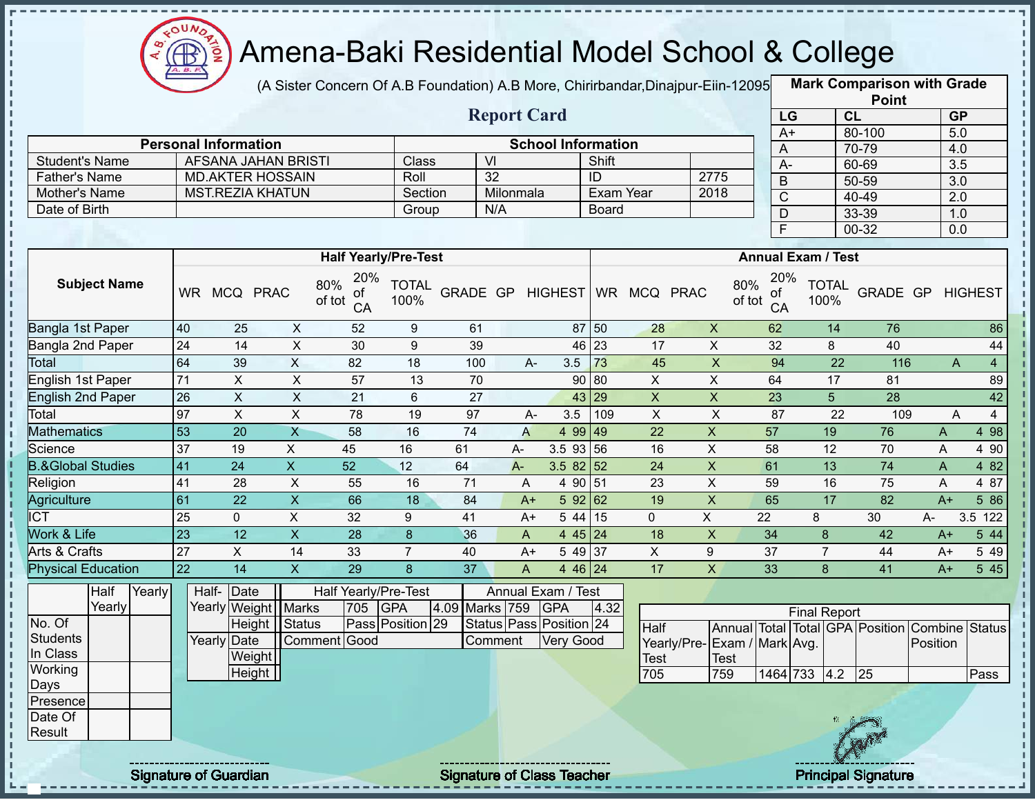# Amena-Baki Residential Model School & College

(A Sister Concern Of A.B Foundation) A.B More, Chirirbandar,Dinajpur-Eiin-12095

## Report Card

| Mark Comparison with Grade Point | | |
|---|---|---|
| LG | CL | GP |
| A+ | 80-100 | 5.0 |
| A | 70-79 | 4.0 |
| A- | 60-69 | 3.5 |
| B | 50-59 | 3.0 |
| C | 40-49 | 2.0 |
| D | 33-39 | 1.0 |
| F | 00-32 | 0.0 |

| Personal Information | | School Information | | | |
|---|---|---|---|---|---|
| Student's Name | AFSANA JAHAN BRISTI | Class | VI | Shift | |
| Father's Name | MD.AKTER HOSSAIN | Roll | 32 | ID | 2775 |
| Mother's Name | MST.REZIA KHATUN | Section | Milonmala | Exam Year | 2018 |
| Date of Birth | | Group | N/A | Board | |

| Subject Name | Half Yearly/Pre-Test | | | | | | | | | Annual Exam / Test | | | | | | | | |
|---|---|---|---|---|---|---|---|---|---|---|---|---|---|---|---|---|---|---|
| | WR | MCQ | PRAC | 80% of tot | 20% of CA | TOTAL 100% | GRADE | GP | HIGHEST | WR | MCQ | PRAC | 80% of tot | 20% of CA | TOTAL 100% | GRADE | GP | HIGHEST |
| Bangla 1st Paper | 40 | 25 | X | 52 | 9 | 61 | | | 87 | 50 | 28 | X | 62 | 14 | 76 | | | 86 |
| Bangla 2nd Paper | 24 | 14 | X | 30 | 9 | 39 | | | 46 | 23 | 17 | X | 32 | 8 | 40 | | | 44 |
| Total | 64 | 39 | X | 82 | 18 | 100 | A- | 3.5 | | 73 | 45 | X | 94 | 22 | 116 | A | 4 | |
| English 1st Paper | 71 | X | X | 57 | 13 | 70 | | | 90 | 80 | X | X | 64 | 17 | 81 | | | 89 |
| English 2nd Paper | 26 | X | X | 21 | 6 | 27 | | | 43 | 29 | X | X | 23 | 5 | 28 | | | 42 |
| Total | 97 | X | X | 78 | 19 | 97 | A- | 3.5 | | 109 | X | X | 87 | 22 | 109 | A | 4 | |
| Mathematics | 53 | 20 | X | 58 | 16 | 74 | A | 4 | 99 | 49 | 22 | X | 57 | 19 | 76 | A | 4 | 98 |
| Science | 37 | 19 | X | 45 | 16 | 61 | A- | 3.5 | 93 | 56 | 16 | X | 58 | 12 | 70 | A | 4 | 90 |
| B.&Global Studies | 41 | 24 | X | 52 | 12 | 64 | A- | 3.5 | 82 | 52 | 24 | X | 61 | 13 | 74 | A | 4 | 82 |
| Religion | 41 | 28 | X | 55 | 16 | 71 | A | 4 | 90 | 51 | 23 | X | 59 | 16 | 75 | A | 4 | 87 |
| Agriculture | 61 | 22 | X | 66 | 18 | 84 | A+ | 5 | 92 | 62 | 19 | X | 65 | 17 | 82 | A+ | 5 | 86 |
| ICT | 25 | 0 | X | 32 | 9 | 41 | A+ | 5 | 44 | 15 | 0 | X | 22 | 8 | 30 | A- | 3.5 | 122 |
| Work & Life | 23 | 12 | X | 28 | 8 | 36 | A | 4 | 45 | 24 | 18 | X | 34 | 8 | 42 | A+ | 5 | 44 |
| Arts & Crafts | 27 | X | 14 | 33 | 7 | 40 | A+ | 5 | 49 | 37 | X | 9 | 37 | 7 | 44 | A+ | 5 | 49 |
| Physical Education | 22 | 14 | X | 29 | 8 | 37 | A | 4 | 46 | 24 | 17 | X | 33 | 8 | 41 | A+ | 5 | 45 |

| | Half Yearly | Yearly |
|---|---|---|
| No. Of Students In Class | | |
| Working Days | | |
| Presence | | |
| Date Of Result | | |

| Half-Yearly | Date | |
|---|---|---|
| | Weight | |
| | Height | |
| Yearly | Date | |
| | Weight | |
| | Height | |

| Half Yearly/Pre-Test | | | | Annual Exam / Test | | | |
|---|---|---|---|---|---|---|---|
| Marks | 705 | GPA | 4.09 | Marks | 759 | GPA | 4.32 |
| Status | Pass | Position | 29 | Status | Pass | Position | 24 |
| Comment | Good | | | Comment | Very Good | | |

| Final Report | | | | | | | |
|---|---|---|---|---|---|---|---|
| Half Yearly/Pre-Test | Annual Exam / Test | Total Mark | Total Avg. | GPA | Position | Combine Position | Status |
| 705 | 759 | 1464 | 733 | 4.2 | 25 | | Pass |

Signature of Guardian — Signature of Class Teacher — Principal Signature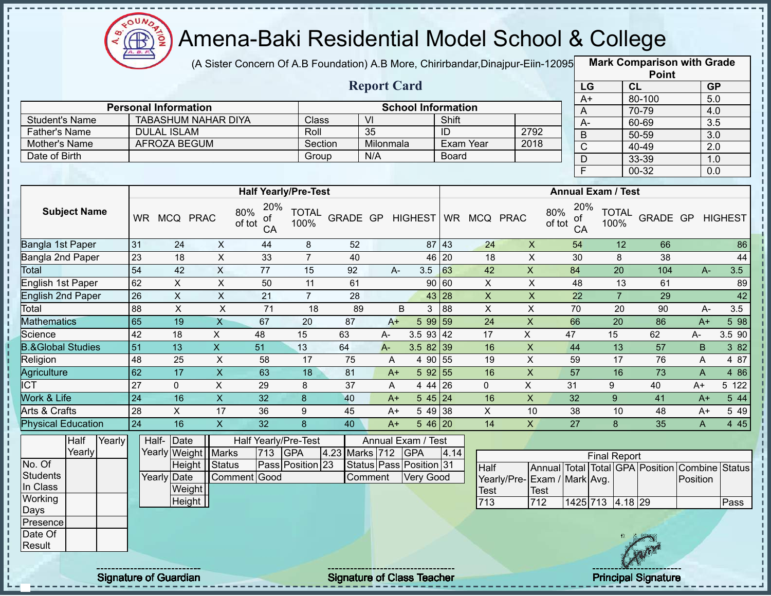# Amena-Baki Residential Model School & College

(A Sister Concern Of A.B Foundation) A.B More, Chirirbandar,Dinajpur-Eiin-12095

## Report Card

| Mark Comparison with Grade Point | | |
|---|---|---|
| LG | CL | GP |
| A+ | 80-100 | 5.0 |
| A | 70-79 | 4.0 |
| A- | 60-69 | 3.5 |
| B | 50-59 | 3.0 |
| C | 40-49 | 2.0 |
| D | 33-39 | 1.0 |
| F | 00-32 | 0.0 |

| Personal Information | | School Information | | | |
|---|---|---|---|---|---|
| Student's Name | TABASHUM NAHAR DIYA | Class | VI | Shift | |
| Father's Name | DULAL ISLAM | Roll | 35 | ID | 2792 |
| Mother's Name | AFROZA BEGUM | Section | Milonmala | Exam Year | 2018 |
| Date of Birth | | Group | N/A | Board | |

| Subject Name | Half Yearly/Pre-Test | | | | | | | | | Annual Exam / Test | | | | | | | | |
|---|---|---|---|---|---|---|---|---|---|---|---|---|---|---|---|---|---|---|
| | WR | MCQ | PRAC | 80% of tot | 20% of CA | TOTAL 100% | GRADE | GP | HIGHEST | WR | MCQ | PRAC | 80% of tot | 20% of CA | TOTAL 100% | GRADE | GP | HIGHEST |
| Bangla 1st Paper | 31 | 24 | X | 44 | 8 | 52 | | | 87 | 43 | 24 | X | 54 | 12 | 66 | | | 86 |
| Bangla 2nd Paper | 23 | 18 | X | 33 | 7 | 40 | | | 46 | 20 | 18 | X | 30 | 8 | 38 | | | 44 |
| Total | 54 | 42 | X | 77 | 15 | 92 | A- | 3.5 | | 63 | 42 | X | 84 | 20 | 104 | A- | 3.5 | |
| English 1st Paper | 62 | X | X | 50 | 11 | 61 | | | 90 | 60 | X | X | 48 | 13 | 61 | | | 89 |
| English 2nd Paper | 26 | X | X | 21 | 7 | 28 | | | 43 | 28 | X | X | 22 | 7 | 29 | | | 42 |
| Total | 88 | X | X | 71 | 18 | 89 | B | 3 | | 88 | X | X | 70 | 20 | 90 | A- | 3.5 | |
| Mathematics | 65 | 19 | X | 67 | 20 | 87 | A+ | 5 | 99 | 59 | 24 | X | 66 | 20 | 86 | A+ | 5 | 98 |
| Science | 42 | 18 | X | 48 | 15 | 63 | A- | 3.5 | 93 | 42 | 17 | X | 47 | 15 | 62 | A- | 3.5 | 90 |
| B.&Global Studies | 51 | 13 | X | 51 | 13 | 64 | A- | 3.5 | 82 | 39 | 16 | X | 44 | 13 | 57 | B | 3 | 82 |
| Religion | 48 | 25 | X | 58 | 17 | 75 | A | 4 | 90 | 55 | 19 | X | 59 | 17 | 76 | A | 4 | 87 |
| Agriculture | 62 | 17 | X | 63 | 18 | 81 | A+ | 5 | 92 | 55 | 16 | X | 57 | 16 | 73 | A | 4 | 86 |
| ICT | 27 | 0 | X | 29 | 8 | 37 | A | 4 | 44 | 26 | 0 | X | 31 | 9 | 40 | A+ | 5 | 122 |
| Work & Life | 24 | 16 | X | 32 | 8 | 40 | A+ | 5 | 45 | 24 | 16 | X | 32 | 9 | 41 | A+ | 5 | 44 |
| Arts & Crafts | 28 | X | 17 | 36 | 9 | 45 | A+ | 5 | 49 | 38 | X | 10 | 38 | 10 | 48 | A+ | 5 | 49 |
| Physical Education | 24 | 16 | X | 32 | 8 | 40 | A+ | 5 | 46 | 20 | 14 | X | 27 | 8 | 35 | A | 4 | 45 |

| | Half Yearly | Yearly |
|---|---|---|
| No. Of Students In Class | | |
| Working Days | | |
| Presence | | |
| Date Of Result | | |

| | | |
|---|---|---|
| Half-Yearly | Date | |
| | Weight | |
| | Height | |
| Yearly | Date | |
| | Weight | |
| | Height | |

| Half Yearly/Pre-Test | | | | Annual Exam / Test | | | |
|---|---|---|---|---|---|---|---|
| Marks | 713 | GPA | 4.23 | Marks | 712 | GPA | 4.14 |
| Status | Pass | Position | 23 | Status | Pass | Position | 31 |
| Comment | Good | | | Comment | Very Good | | |

| Final Report | | | | | | | |
|---|---|---|---|---|---|---|---|
| Half Yearly/Pre-Test | Annual Exam / Test | Total Mark | Total Avg. | GPA | Position | Combine Position | Status |
| 713 | 712 | 1425 | 713 | 4.18 | 29 | | Pass |

Signature of Guardian

Signature of Class Teacher

Principal Signature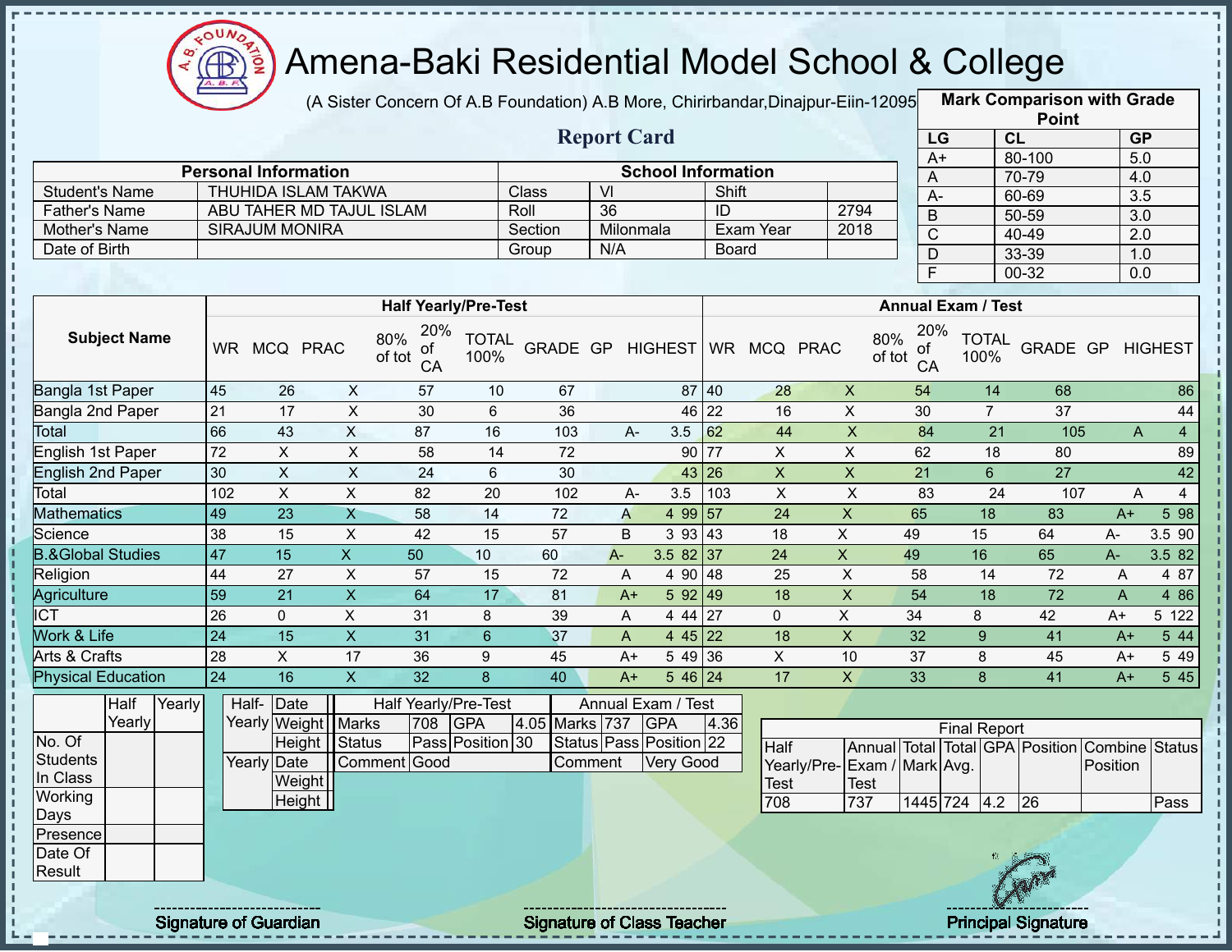# Amena-Baki Residential Model School & College

(A Sister Concern Of A.B Foundation) A.B More, Chirirbandar,Dinajpur-Eiin-120950

## Report Card

| Mark Comparison with Grade Point | | |
|---|---|---|
| LG | CL | GP |
| A+ | 80-100 | 5.0 |
| A | 70-79 | 4.0 |
| A- | 60-69 | 3.5 |
| B | 50-59 | 3.0 |
| C | 40-49 | 2.0 |
| D | 33-39 | 1.0 |
| F | 00-32 | 0.0 |

| Personal Information | | School Information | | | |
|---|---|---|---|---|---|
| Student's Name | THUHIDA ISLAM TAKWA | Class | VI | Shift | |
| Father's Name | ABU TAHER MD TAJUL ISLAM | Roll | 36 | ID | 2794 |
| Mother's Name | SIRAJUM MONIRA | Section | Milonmala | Exam Year | 2018 |
| Date of Birth | | Group | N/A | Board | |

| Subject Name | Half Yearly/Pre-Test | | | | | | | | | Annual Exam / Test | | | | | | | | |
|---|---|---|---|---|---|---|---|---|---|---|---|---|---|---|---|---|---|---|
| | WR | MCQ | PRAC | 80% of tot | 20% of CA | TOTAL 100% | GRADE | GP | HIGHEST | WR | MCQ | PRAC | 80% of tot | 20% of CA | TOTAL 100% | GRADE | GP | HIGHEST |
| Bangla 1st Paper | 45 | 26 | X | 57 | 10 | 67 | | | 87 | 40 | 28 | X | 54 | 14 | 68 | | | 86 |
| Bangla 2nd Paper | 21 | 17 | X | 30 | 6 | 36 | | | 46 | 22 | 16 | X | 30 | 7 | 37 | | | 44 |
| Total | 66 | 43 | X | 87 | 16 | 103 | A- | 3.5 | | 62 | 44 | X | 84 | 21 | 105 | A | 4 | |
| English 1st Paper | 72 | X | X | 58 | 14 | 72 | | | 90 | 77 | X | X | 62 | 18 | 80 | | | 89 |
| English 2nd Paper | 30 | X | X | 24 | 6 | 30 | | | 43 | 26 | X | X | 21 | 6 | 27 | | | 42 |
| Total | 102 | X | X | 82 | 20 | 102 | A- | 3.5 | | 103 | X | X | 83 | 24 | 107 | A | 4 | |
| Mathematics | 49 | 23 | X | 58 | 14 | 72 | A | 4 | 99 | 57 | 24 | X | 65 | 18 | 83 | A+ | 5 | 98 |
| Science | 38 | 15 | X | 42 | 15 | 57 | B | 3 | 93 | 43 | 18 | X | 49 | 15 | 64 | A- | 3.5 | 90 |
| B.&Global Studies | 47 | 15 | X | 50 | 10 | 60 | A- | 3.5 | 82 | 37 | 24 | X | 49 | 16 | 65 | A- | 3.5 | 82 |
| Religion | 44 | 27 | X | 57 | 15 | 72 | A | 4 | 90 | 48 | 25 | X | 58 | 14 | 72 | A | 4 | 87 |
| Agriculture | 59 | 21 | X | 64 | 17 | 81 | A+ | 5 | 92 | 49 | 18 | X | 54 | 18 | 72 | A | 4 | 86 |
| ICT | 26 | 0 | X | 31 | 8 | 39 | A | 4 | 44 | 27 | 0 | X | 34 | 8 | 42 | A+ | 5 | 122 |
| Work & Life | 24 | 15 | X | 31 | 6 | 37 | A | 4 | 45 | 22 | 18 | X | 32 | 9 | 41 | A+ | 5 | 44 |
| Arts & Crafts | 28 | X | 17 | 36 | 9 | 45 | A+ | 5 | 49 | 36 | X | 10 | 37 | 8 | 45 | A+ | 5 | 49 |
| Physical Education | 24 | 16 | X | 32 | 8 | 40 | A+ | 5 | 46 | 24 | 17 | X | 33 | 8 | 41 | A+ | 5 | 45 |

| | Half Yearly | Yearly |
|---|---|---|
| No. Of Students In Class | | |
| Working Days | | |
| Presence | | |
| Date Of Result | | |

| Half-Yearly | Date | |
|---|---|---|
| | Weight | |
| | Height | |
| Yearly | Date | |
| | Weight | |
| | Height | |

| Half Yearly/Pre-Test | | | | Annual Exam / Test | | | |
|---|---|---|---|---|---|---|---|
| Marks | 708 | GPA | 4.05 | Marks | 737 | GPA | 4.36 |
| Status | Pass | Position | 30 | Status | Pass | Position | 22 |
| Comment | Good | | | Comment | Very Good | | |

| Final Report | | | | | | | |
|---|---|---|---|---|---|---|---|
| Half Yearly/Pre-Test | Annual Exam / Test | Total Mark | Total Avg. | GPA | Position | Combine Position | Status |
| 708 | 737 | 1445 | 724 | 4.2 | 26 | | Pass |

Signature of Guardian

Signature of Class Teacher

Principal Signature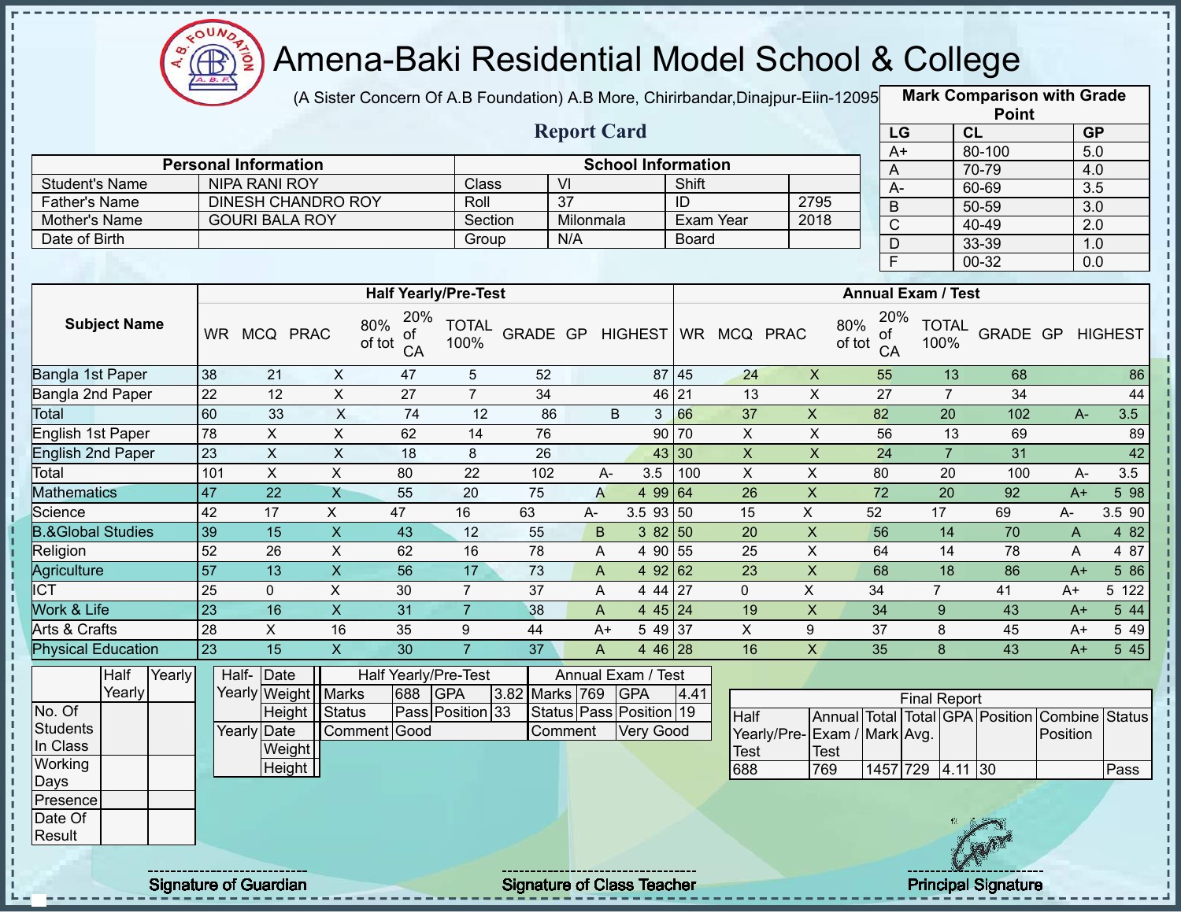# Amena-Baki Residential Model School & College

(A Sister Concern Of A.B Foundation) A.B More, Chirirbandar,Dinajpur-Eiin-120950

## Report Card

| Mark Comparison with Grade Point | | |
|---|---|---|
| LG | CL | GP |
| A+ | 80-100 | 5.0 |
| A | 70-79 | 4.0 |
| A- | 60-69 | 3.5 |
| B | 50-59 | 3.0 |
| C | 40-49 | 2.0 |
| D | 33-39 | 1.0 |
| F | 00-32 | 0.0 |

| Personal Information | | School Information | | | |
|---|---|---|---|---|---|
| Student's Name | NIPA RANI ROY | Class | VI | Shift | |
| Father's Name | DINESH CHANDRO ROY | Roll | 37 | ID | 2795 |
| Mother's Name | GOURI BALA ROY | Section | Milonmala | Exam Year | 2018 |
| Date of Birth | | Group | N/A | Board | |

| Subject Name | Half Yearly/Pre-Test | | | | | | | | | Annual Exam / Test | | | | | | | | |
|---|---|---|---|---|---|---|---|---|---|---|---|---|---|---|---|---|---|---|
| | WR | MCQ | PRAC | 80% of tot | 20% of CA | TOTAL 100% | GRADE | GP | HIGHEST | WR | MCQ | PRAC | 80% of tot | 20% of CA | TOTAL 100% | GRADE | GP | HIGHEST |
| Bangla 1st Paper | 38 | 21 | X | 47 | 5 | 52 | | | 87 | 45 | 24 | X | 55 | 13 | 68 | | | 86 |
| Bangla 2nd Paper | 22 | 12 | X | 27 | 7 | 34 | | | 46 | 21 | 13 | X | 27 | 7 | 34 | | | 44 |
| Total | 60 | 33 | X | 74 | 12 | 86 | B | 3 | | 66 | 37 | X | 82 | 20 | 102 | A- | 3.5 | |
| English 1st Paper | 78 | X | X | 62 | 14 | 76 | | | 90 | 70 | X | X | 56 | 13 | 69 | | | 89 |
| English 2nd Paper | 23 | X | X | 18 | 8 | 26 | | | 43 | 30 | X | X | 24 | 7 | 31 | | | 42 |
| Total | 101 | X | X | 80 | 22 | 102 | A- | 3.5 | | 100 | X | X | 80 | 20 | 100 | A- | 3.5 | |
| Mathematics | 47 | 22 | X | 55 | 20 | 75 | A | 4 | 99 | 64 | 26 | X | 72 | 20 | 92 | A+ | 5 | 98 |
| Science | 42 | 17 | X | 47 | 16 | 63 | A- | 3.5 | 93 | 50 | 15 | X | 52 | 17 | 69 | A- | 3.5 | 90 |
| B.&Global Studies | 39 | 15 | X | 43 | 12 | 55 | B | 3 | 82 | 50 | 20 | X | 56 | 14 | 70 | A | 4 | 82 |
| Religion | 52 | 26 | X | 62 | 16 | 78 | A | 4 | 90 | 55 | 25 | X | 64 | 14 | 78 | A | 4 | 87 |
| Agriculture | 57 | 13 | X | 56 | 17 | 73 | A | 4 | 92 | 62 | 23 | X | 68 | 18 | 86 | A+ | 5 | 86 |
| ICT | 25 | 0 | X | 30 | 7 | 37 | A | 4 | 44 | 27 | 0 | X | 34 | 7 | 41 | A+ | 5 | 122 |
| Work & Life | 23 | 16 | X | 31 | 7 | 38 | A | 4 | 45 | 24 | 19 | X | 34 | 9 | 43 | A+ | 5 | 44 |
| Arts & Crafts | 28 | X | 16 | 35 | 9 | 44 | A+ | 5 | 49 | 37 | X | 9 | 37 | 8 | 45 | A+ | 5 | 49 |
| Physical Education | 23 | 15 | X | 30 | 7 | 37 | A | 4 | 46 | 28 | 16 | X | 35 | 8 | 43 | A+ | 5 | 45 |

| | Half Yearly | Yearly |
|---|---|---|
| No. Of Students In Class | | |
| Working Days | | |
| Presence | | |
| Date Of Result | | |

| | | |
|---|---|---|
| Half-Yearly | Date | |
| | Weight | |
| | Height | |
| Yearly | Date | |
| | Weight | |
| | Height | |

| Half Yearly/Pre-Test | | | | Annual Exam / Test | | | |
|---|---|---|---|---|---|---|---|
| Marks | 688 | GPA | 3.82 | Marks | 769 | GPA | 4.41 |
| Status | Pass | Position | 33 | Status | Pass | Position | 19 |
| Comment | Good | | | Comment | Very Good | | |

| Final Report | | | | | | | |
|---|---|---|---|---|---|---|---|
| Half Yearly/Pre-Test | Annual Exam / Test | Total Mark | Total Avg. | GPA | Position | Combine Position | Status |
| 688 | 769 | 1457 | 729 | 4.11 | 30 | | Pass |

Signature of Guardian — Signature of Class Teacher — Principal Signature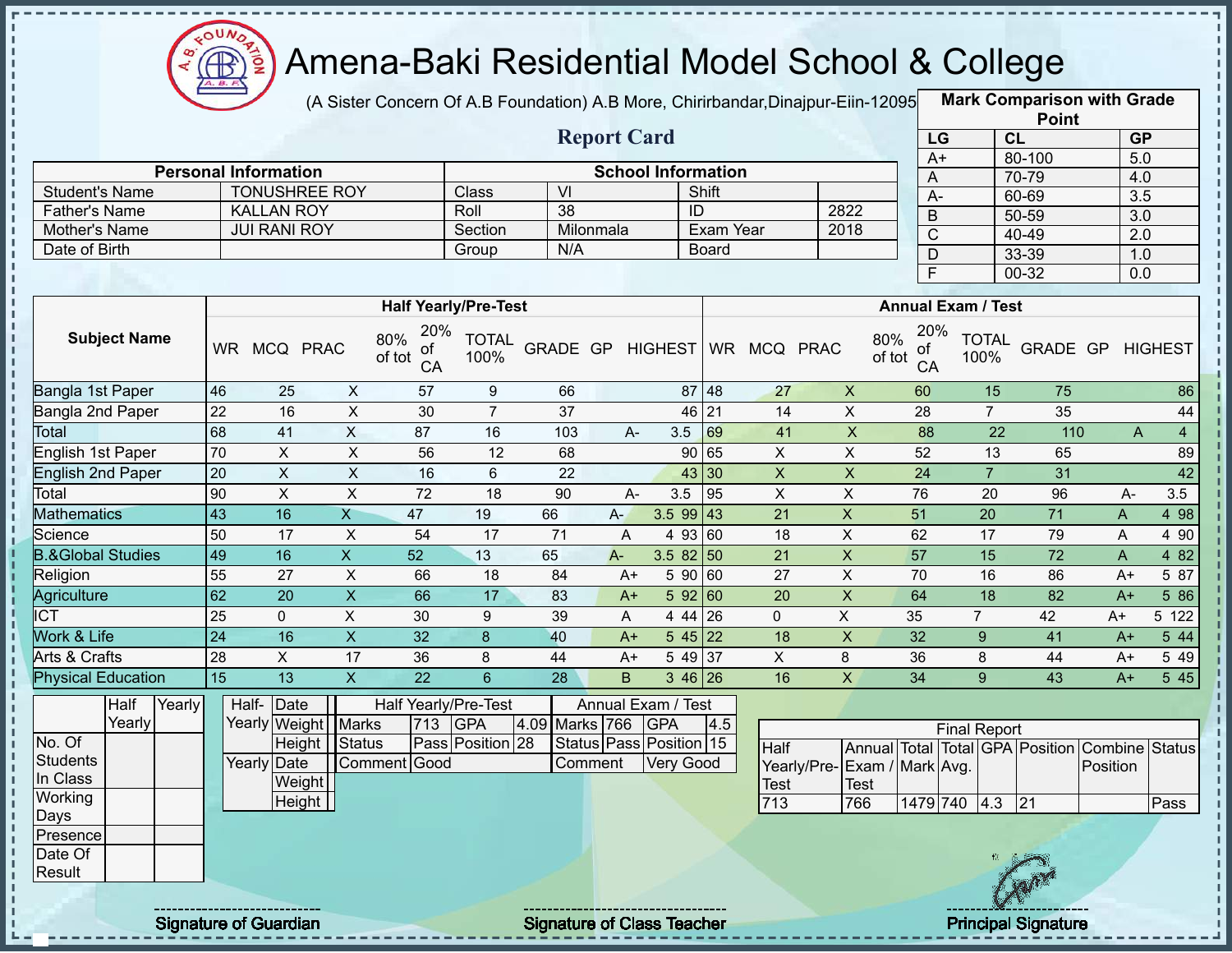# Amena-Baki Residential Model School & College

(A Sister Concern Of A.B Foundation) A.B More, Chirirbandar,Dinajpur-Eiin-120950

## Report Card

| Mark Comparison with Grade Point | | |
|---|---|---|
| LG | CL | GP |
| A+ | 80-100 | 5.0 |
| A | 70-79 | 4.0 |
| A- | 60-69 | 3.5 |
| B | 50-59 | 3.0 |
| C | 40-49 | 2.0 |
| D | 33-39 | 1.0 |
| F | 00-32 | 0.0 |

| Personal Information | | School Information | | | |
|---|---|---|---|---|---|
| Student's Name | TONUSHREE ROY | Class | VI | Shift | |
| Father's Name | KALLAN ROY | Roll | 38 | ID | 2822 |
| Mother's Name | JUI RANI ROY | Section | Milonmala | Exam Year | 2018 |
| Date of Birth | | Group | N/A | Board | |

| Subject Name | Half Yearly/Pre-Test | | | | | | | | | Annual Exam / Test | | | | | | | | |
|---|---|---|---|---|---|---|---|---|---|---|---|---|---|---|---|---|---|---|
| | WR | MCQ | PRAC | 80% of tot | 20% of CA | TOTAL 100% | GRADE | GP | HIGHEST | WR | MCQ | PRAC | 80% of tot | 20% of CA | TOTAL 100% | GRADE | GP | HIGHEST |
| Bangla 1st Paper | 46 | 25 | X | 57 | 9 | 66 | | | 87 | 48 | 27 | X | 60 | 15 | 75 | | | 86 |
| Bangla 2nd Paper | 22 | 16 | X | 30 | 7 | 37 | | | 46 | 21 | 14 | X | 28 | 7 | 35 | | | 44 |
| Total | 68 | 41 | X | 87 | 16 | 103 | A- | 3.5 | | 69 | 41 | X | 88 | 22 | 110 | A | 4 | |
| English 1st Paper | 70 | X | X | 56 | 12 | 68 | | | 90 | 65 | X | X | 52 | 13 | 65 | | | 89 |
| English 2nd Paper | 20 | X | X | 16 | 6 | 22 | | | 43 | 30 | X | X | 24 | 7 | 31 | | | 42 |
| Total | 90 | X | X | 72 | 18 | 90 | A- | 3.5 | | 95 | X | X | 76 | 20 | 96 | A- | 3.5 | |
| Mathematics | 43 | 16 | X | 47 | 19 | 66 | A- | 3.5 | 99 | 43 | 21 | X | 51 | 20 | 71 | A | 4 | 98 |
| Science | 50 | 17 | X | 54 | 17 | 71 | A | 4 | 93 | 60 | 18 | X | 62 | 17 | 79 | A | 4 | 90 |
| B.&Global Studies | 49 | 16 | X | 52 | 13 | 65 | A- | 3.5 | 82 | 50 | 21 | X | 57 | 15 | 72 | A | 4 | 82 |
| Religion | 55 | 27 | X | 66 | 18 | 84 | A+ | 5 | 90 | 60 | 27 | X | 70 | 16 | 86 | A+ | 5 | 87 |
| Agriculture | 62 | 20 | X | 66 | 17 | 83 | A+ | 5 | 92 | 60 | 20 | X | 64 | 18 | 82 | A+ | 5 | 86 |
| ICT | 25 | 0 | X | 30 | 9 | 39 | A | 4 | 44 | 26 | 0 | X | 35 | 7 | 42 | A+ | 5 | 122 |
| Work & Life | 24 | 16 | X | 32 | 8 | 40 | A+ | 5 | 45 | 22 | 18 | X | 32 | 9 | 41 | A+ | 5 | 44 |
| Arts & Crafts | 28 | X | 17 | 36 | 8 | 44 | A+ | 5 | 49 | 37 | X | 8 | 36 | 8 | 44 | A+ | 5 | 49 |
| Physical Education | 15 | 13 | X | 22 | 6 | 28 | B | 3 | 46 | 26 | 16 | X | 34 | 9 | 43 | A+ | 5 | 45 |

| | Half Yearly | Yearly |
|---|---|---|
| No. Of Students In Class | | |
| Working Days | | |
| Presence | | |
| Date Of Result | | |

| | | |
|---|---|---|
| Half-Yearly | Date | |
| | Weight | |
| | Height | |
| Yearly | Date | |
| | Weight | |
| | Height | |

| Half Yearly/Pre-Test | | | | Annual Exam / Test | | | |
|---|---|---|---|---|---|---|---|
| Marks | 713 | GPA | 4.09 | Marks | 766 | GPA | 4.5 |
| Status | Pass | Position | 28 | Status | Pass | Position | 15 |
| Comment | Good | | | Comment | Very Good | | |

| Final Report | | | | | | | |
|---|---|---|---|---|---|---|---|
| Half Yearly/Pre-Test | Annual Exam / Test | Total Mark | Total Avg. | GPA | Position | Combine Position | Status |
| 713 | 766 | 1479 | 740 | 4.3 | 21 | | Pass |

Signature of Guardian

Signature of Class Teacher

Principal Signature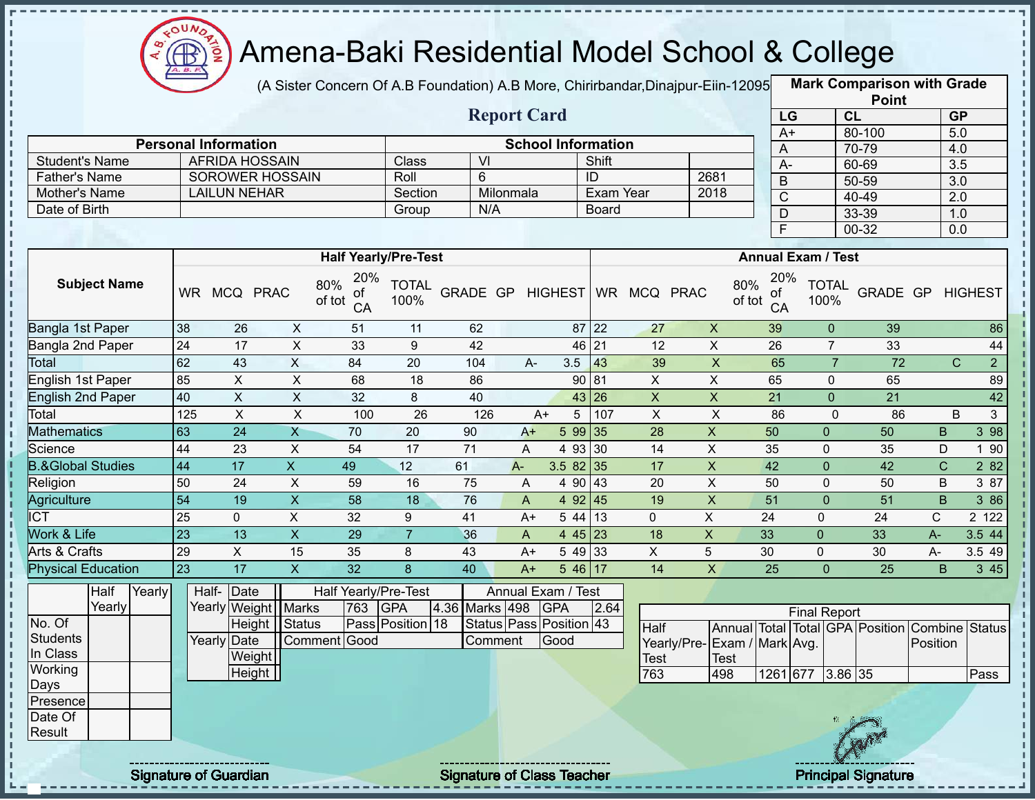# Amena-Baki Residential Model School & College

(A Sister Concern Of A.B Foundation) A.B More, Chirirbandar,Dinajpur-Eiin-120950

## Report Card

| Mark Comparison with Grade Point | | |
|---|---|---|
| LG | CL | GP |
| A+ | 80-100 | 5.0 |
| A | 70-79 | 4.0 |
| A- | 60-69 | 3.5 |
| B | 50-59 | 3.0 |
| C | 40-49 | 2.0 |
| D | 33-39 | 1.0 |
| F | 00-32 | 0.0 |

| Personal Information | | School Information | | | |
|---|---|---|---|---|---|
| Student's Name | AFRIDA HOSSAIN | Class | VI | Shift | |
| Father's Name | SOROWER HOSSAIN | Roll | 6 | ID | 2681 |
| Mother's Name | LAILUN NEHAR | Section | Milonmala | Exam Year | 2018 |
| Date of Birth | | Group | N/A | Board | |

| Subject Name | Half Yearly/Pre-Test | | | | | | | | | Annual Exam / Test | | | | | | | | |
|---|---|---|---|---|---|---|---|---|---|---|---|---|---|---|---|---|---|---|
| | WR | MCQ | PRAC | 80% of tot | 20% of CA | TOTAL 100% | GRADE | GP | HIGHEST | WR | MCQ | PRAC | 80% of tot | 20% of CA | TOTAL 100% | GRADE | GP | HIGHEST |
| Bangla 1st Paper | 38 | 26 | X | 51 | 11 | 62 | | | 87 | 22 | 27 | X | 39 | 0 | 39 | | | 86 |
| Bangla 2nd Paper | 24 | 17 | X | 33 | 9 | 42 | | | 46 | 21 | 12 | X | 26 | 7 | 33 | | | 44 |
| Total | 62 | 43 | X | 84 | 20 | 104 | A- | 3.5 | | 43 | 39 | X | 65 | 7 | 72 | C | 2 | |
| English 1st Paper | 85 | X | X | 68 | 18 | 86 | | | 90 | 81 | X | X | 65 | 0 | 65 | | | 89 |
| English 2nd Paper | 40 | X | X | 32 | 8 | 40 | | | 43 | 26 | X | X | 21 | 0 | 21 | | | 42 |
| Total | 125 | X | X | 100 | 26 | 126 | A+ | 5 | | 107 | X | X | 86 | 0 | 86 | B | 3 | |
| Mathematics | 63 | 24 | X | 70 | 20 | 90 | A+ | 5 | 99 | 35 | 28 | X | 50 | 0 | 50 | B | 3 | 98 |
| Science | 44 | 23 | X | 54 | 17 | 71 | A | 4 | 93 | 30 | 14 | X | 35 | 0 | 35 | D | 1 | 90 |
| B.&Global Studies | 44 | 17 | X | 49 | 12 | 61 | A- | 3.5 | 82 | 35 | 17 | X | 42 | 0 | 42 | C | 2 | 82 |
| Religion | 50 | 24 | X | 59 | 16 | 75 | A | 4 | 90 | 43 | 20 | X | 50 | 0 | 50 | B | 3 | 87 |
| Agriculture | 54 | 19 | X | 58 | 18 | 76 | A | 4 | 92 | 45 | 19 | X | 51 | 0 | 51 | B | 3 | 86 |
| ICT | 25 | 0 | X | 32 | 9 | 41 | A+ | 5 | 44 | 13 | 0 | X | 24 | 0 | 24 | C | 2 | 122 |
| Work & Life | 23 | 13 | X | 29 | 7 | 36 | A | 4 | 45 | 23 | 18 | X | 33 | 0 | 33 | A- | 3.5 | 44 |
| Arts & Crafts | 29 | X | 15 | 35 | 8 | 43 | A+ | 5 | 49 | 33 | X | 5 | 30 | 0 | 30 | A- | 3.5 | 49 |
| Physical Education | 23 | 17 | X | 32 | 8 | 40 | A+ | 5 | 46 | 17 | 14 | X | 25 | 0 | 25 | B | 3 | 45 |

| | Half Yearly | Yearly |
|---|---|---|
| No. Of Students In Class | | |
| Working Days | | |
| Presence | | |
| Date Of Result | | |

| Half-Yearly | Date | |
|---|---|---|
| | Weight | |
| | Height | |
| Yearly | Date | |
| | Weight | |
| | Height | |

| Half Yearly/Pre-Test | | | | Annual Exam / Test | | | |
|---|---|---|---|---|---|---|---|
| Marks | 763 | GPA | 4.36 | Marks | 498 | GPA | 2.64 |
| Status | Pass | Position | 18 | Status | Pass | Position | 43 |
| Comment | Good | | | Comment | Good | | |

| Final Report | | | | | | | |
|---|---|---|---|---|---|---|---|
| Half Yearly/Pre-Test | Annual Exam / Test | Total Mark | Total Avg. | GPA | Position | Combine Position | Status |
| 763 | 498 | 1261 | 677 | 3.86 | 35 | | Pass |

Signature of Guardian — Signature of Class Teacher — Principal Signature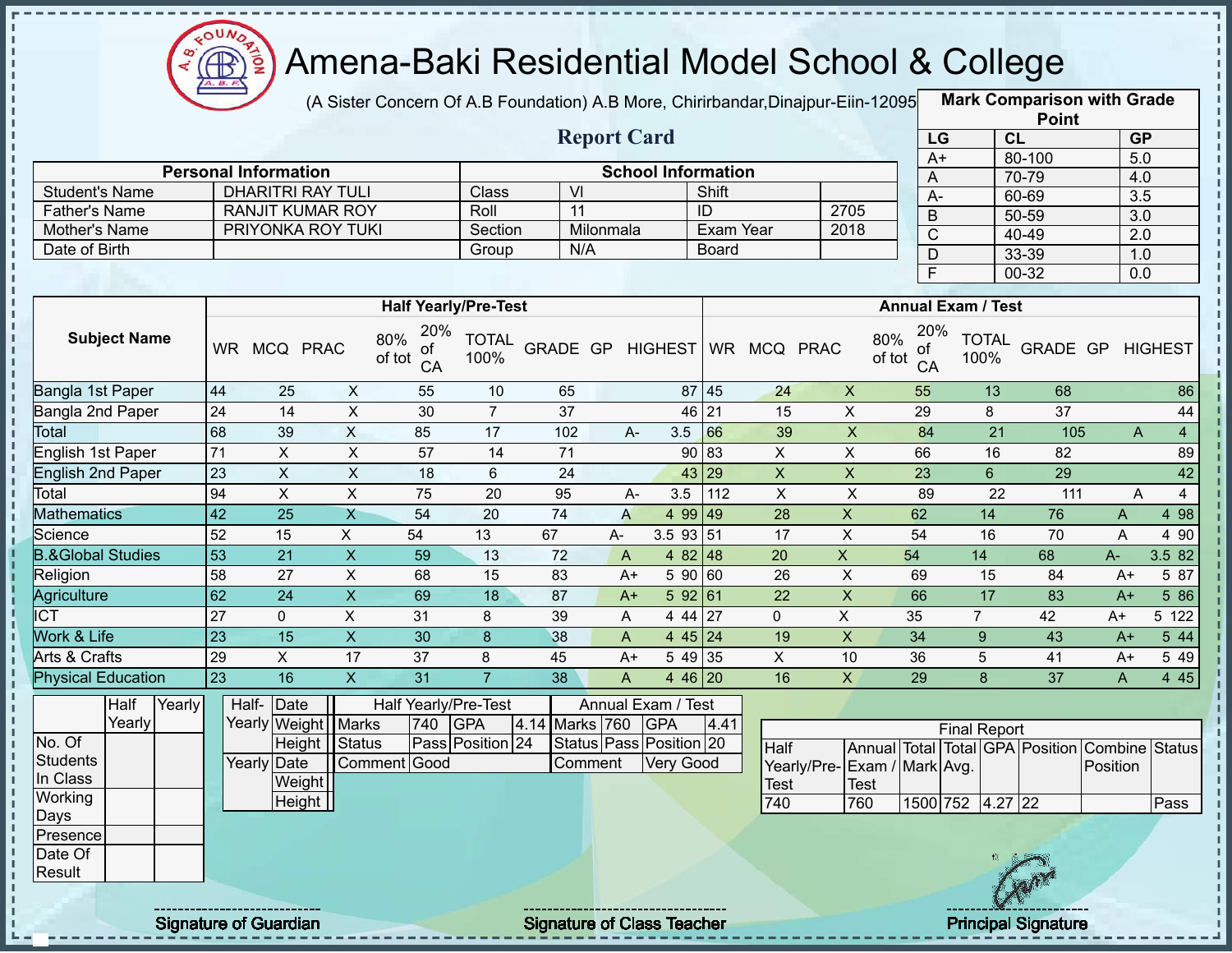# Amena-Baki Residential Model School & College

(A Sister Concern Of A.B Foundation) A.B More, Chirirbandar,Dinajpur-Eiin-120950

## Report Card

| Mark Comparison with Grade Point | | |
|---|---|---|
| LG | CL | GP |
| A+ | 80-100 | 5.0 |
| A | 70-79 | 4.0 |
| A- | 60-69 | 3.5 |
| B | 50-59 | 3.0 |
| C | 40-49 | 2.0 |
| D | 33-39 | 1.0 |
| F | 00-32 | 0.0 |

| Personal Information | | School Information | | | |
|---|---|---|---|---|---|
| Student's Name | DHARITRI RAY TULI | Class | VI | Shift | |
| Father's Name | RANJIT KUMAR ROY | Roll | 11 | ID | 2705 |
| Mother's Name | PRIYONKA ROY TUKI | Section | Milonmala | Exam Year | 2018 |
| Date of Birth | | Group | N/A | Board | |

| Subject Name | Half Yearly/Pre-Test | | | | | | | | | Annual Exam / Test | | | | | | | | |
|---|---|---|---|---|---|---|---|---|---|---|---|---|---|---|---|---|---|---|
| | WR | MCQ | PRAC | 80% of tot | 20% of CA | TOTAL 100% | GRADE | GP | HIGHEST | WR | MCQ | PRAC | 80% of tot | 20% of CA | TOTAL 100% | GRADE | GP | HIGHEST |
| Bangla 1st Paper | 44 | 25 | X | 55 | 10 | 65 | | | 87 | 45 | 24 | X | 55 | 13 | 68 | | | 86 |
| Bangla 2nd Paper | 24 | 14 | X | 30 | 7 | 37 | | | 46 | 21 | 15 | X | 29 | 8 | 37 | | | 44 |
| Total | 68 | 39 | X | 85 | 17 | 102 | A- | 3.5 | | 66 | 39 | X | 84 | 21 | 105 | A | 4 | |
| English 1st Paper | 71 | X | X | 57 | 14 | 71 | | | 90 | 83 | X | X | 66 | 16 | 82 | | | 89 |
| English 2nd Paper | 23 | X | X | 18 | 6 | 24 | | | 43 | 29 | X | X | 23 | 6 | 29 | | | 42 |
| Total | 94 | X | X | 75 | 20 | 95 | A- | 3.5 | | 112 | X | X | 89 | 22 | 111 | A | 4 | |
| Mathematics | 42 | 25 | X | 54 | 20 | 74 | A | 4 | 99 | 49 | 28 | X | 62 | 14 | 76 | A | 4 | 98 |
| Science | 52 | 15 | X | 54 | 13 | 67 | A- | 3.5 | 93 | 51 | 17 | X | 54 | 16 | 70 | A | 4 | 90 |
| B.&Global Studies | 53 | 21 | X | 59 | 13 | 72 | A | 4 | 82 | 48 | 20 | X | 54 | 14 | 68 | A- | 3.5 | 82 |
| Religion | 58 | 27 | X | 68 | 15 | 83 | A+ | 5 | 90 | 60 | 26 | X | 69 | 15 | 84 | A+ | 5 | 87 |
| Agriculture | 62 | 24 | X | 69 | 18 | 87 | A+ | 5 | 92 | 61 | 22 | X | 66 | 17 | 83 | A+ | 5 | 86 |
| ICT | 27 | 0 | X | 31 | 8 | 39 | A | 4 | 44 | 27 | 0 | X | 35 | 7 | 42 | A+ | 5 | 122 |
| Work & Life | 23 | 15 | X | 30 | 8 | 38 | A | 4 | 45 | 24 | 19 | X | 34 | 9 | 43 | A+ | 5 | 44 |
| Arts & Crafts | 29 | X | 17 | 37 | 8 | 45 | A+ | 5 | 49 | 35 | X | 10 | 36 | 5 | 41 | A+ | 5 | 49 |
| Physical Education | 23 | 16 | X | 31 | 7 | 38 | A | 4 | 46 | 20 | 16 | X | 29 | 8 | 37 | A | 4 | 45 |

| | Half Yearly | Yearly |
|---|---|---|
| No. Of Students In Class | | |
| Working Days | | |
| Presence | | |
| Date Of Result | | |

| | | |
|---|---|---|
| Half-Yearly | Date | |
| | Weight | |
| | Height | |
| Yearly | Date | |
| | Weight | |
| | Height | |

| Half Yearly/Pre-Test | | | | Annual Exam / Test | | | |
|---|---|---|---|---|---|---|---|
| Marks | 740 | GPA | 4.14 | Marks | 760 | GPA | 4.41 |
| Status | Pass | Position | 24 | Status | Pass | Position | 20 |
| Comment | Good | | | Comment | Very Good | | |

| Final Report | | | | | | | |
|---|---|---|---|---|---|---|---|
| Half Yearly/Pre-Test | Annual Exam / Test | Total Mark | Total Avg. | GPA | Position | Combine Position | Status |
| 740 | 760 | 1500 | 752 | 4.27 | 22 | | Pass |

Signature of Guardian

Signature of Class Teacher

Principal Signature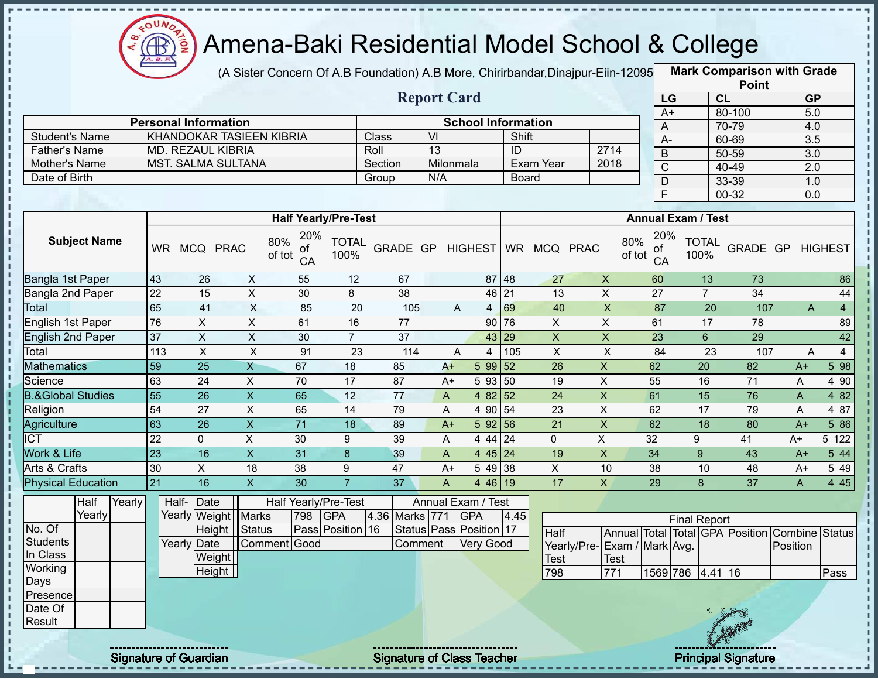# Amena-Baki Residential Model School & College

(A Sister Concern Of A.B Foundation) A.B More, Chirirbandar,Dinajpur-Eiin-120950

## Report Card

| Mark Comparison with Grade Point | | |
|---|---|---|
| LG | CL | GP |
| A+ | 80-100 | 5.0 |
| A | 70-79 | 4.0 |
| A- | 60-69 | 3.5 |
| B | 50-59 | 3.0 |
| C | 40-49 | 2.0 |
| D | 33-39 | 1.0 |
| F | 00-32 | 0.0 |

| Personal Information | | School Information | | | |
|---|---|---|---|---|---|
| Student's Name | KHANDOKAR TASIEEN KIBRIA | Class | VI | Shift | |
| Father's Name | MD. REZAUL KIBRIA | Roll | 13 | ID | 2714 |
| Mother's Name | MST. SALMA SULTANA | Section | Milonmala | Exam Year | 2018 |
| Date of Birth | | Group | N/A | Board | |

| Subject Name | Half Yearly/Pre-Test | | | | | | | | | Annual Exam / Test | | | | | | | | |
|---|---|---|---|---|---|---|---|---|---|---|---|---|---|---|---|---|---|---|
| | WR | MCQ | PRAC | 80% of tot | 20% of CA | TOTAL 100% | GRADE | GP | HIGHEST | WR | MCQ | PRAC | 80% of tot | 20% of CA | TOTAL 100% | GRADE | GP | HIGHEST |
| Bangla 1st Paper | 43 | 26 | X | 55 | 12 | 67 | | | 87 | 48 | 27 | X | 60 | 13 | 73 | | | 86 |
| Bangla 2nd Paper | 22 | 15 | X | 30 | 8 | 38 | | | 46 | 21 | 13 | X | 27 | 7 | 34 | | | 44 |
| Total | 65 | 41 | X | 85 | 20 | 105 | A | 4 | | 69 | 40 | X | 87 | 20 | 107 | A | 4 | |
| English 1st Paper | 76 | X | X | 61 | 16 | 77 | | | 90 | 76 | X | X | 61 | 17 | 78 | | | 89 |
| English 2nd Paper | 37 | X | X | 30 | 7 | 37 | | | 43 | 29 | X | X | 23 | 6 | 29 | | | 42 |
| Total | 113 | X | X | 91 | 23 | 114 | A | 4 | | 105 | X | X | 84 | 23 | 107 | A | 4 | |
| Mathematics | 59 | 25 | X | 67 | 18 | 85 | A+ | 5 | 99 | 52 | 26 | X | 62 | 20 | 82 | A+ | 5 | 98 |
| Science | 63 | 24 | X | 70 | 17 | 87 | A+ | 5 | 93 | 50 | 19 | X | 55 | 16 | 71 | A | 4 | 90 |
| B.&Global Studies | 55 | 26 | X | 65 | 12 | 77 | A | 4 | 82 | 52 | 24 | X | 61 | 15 | 76 | A | 4 | 82 |
| Religion | 54 | 27 | X | 65 | 14 | 79 | A | 4 | 90 | 54 | 23 | X | 62 | 17 | 79 | A | 4 | 87 |
| Agriculture | 63 | 26 | X | 71 | 18 | 89 | A+ | 5 | 92 | 56 | 21 | X | 62 | 18 | 80 | A+ | 5 | 86 |
| ICT | 22 | 0 | X | 30 | 9 | 39 | A | 4 | 44 | 24 | 0 | X | 32 | 9 | 41 | A+ | 5 | 122 |
| Work & Life | 23 | 16 | X | 31 | 8 | 39 | A | 4 | 45 | 24 | 19 | X | 34 | 9 | 43 | A+ | 5 | 44 |
| Arts & Crafts | 30 | X | 18 | 38 | 9 | 47 | A+ | 5 | 49 | 38 | X | 10 | 38 | 10 | 48 | A+ | 5 | 49 |
| Physical Education | 21 | 16 | X | 30 | 7 | 37 | A | 4 | 46 | 19 | 17 | X | 29 | 8 | 37 | A | 4 | 45 |

| | Half Yearly | Yearly |
|---|---|---|
| No. Of Students In Class | | |
| Working Days | | |
| Presence | | |
| Date Of Result | | |

| | | |
|---|---|---|
| Half-Yearly | Date | |
| | Weight | |
| | Height | |
| Yearly | Date | |
| | Weight | |
| | Height | |

| Half Yearly/Pre-Test | | | | Annual Exam / Test | | | |
|---|---|---|---|---|---|---|---|
| Marks | 798 | GPA | 4.36 | Marks | 771 | GPA | 4.45 |
| Status | Pass | Position | 16 | Status | Pass | Position | 17 |
| Comment | Good | | | Comment | Very Good | | |

| Final Report | | | | | | | |
|---|---|---|---|---|---|---|---|
| Half Yearly/Pre-Test | Annual Exam / Test | Total Mark | Total Avg. | GPA | Position | Combine Position | Status |
| 798 | 771 | 1569 | 786 | 4.41 | 16 | | Pass |

Signature of Guardian | Signature of Class Teacher | Principal Signature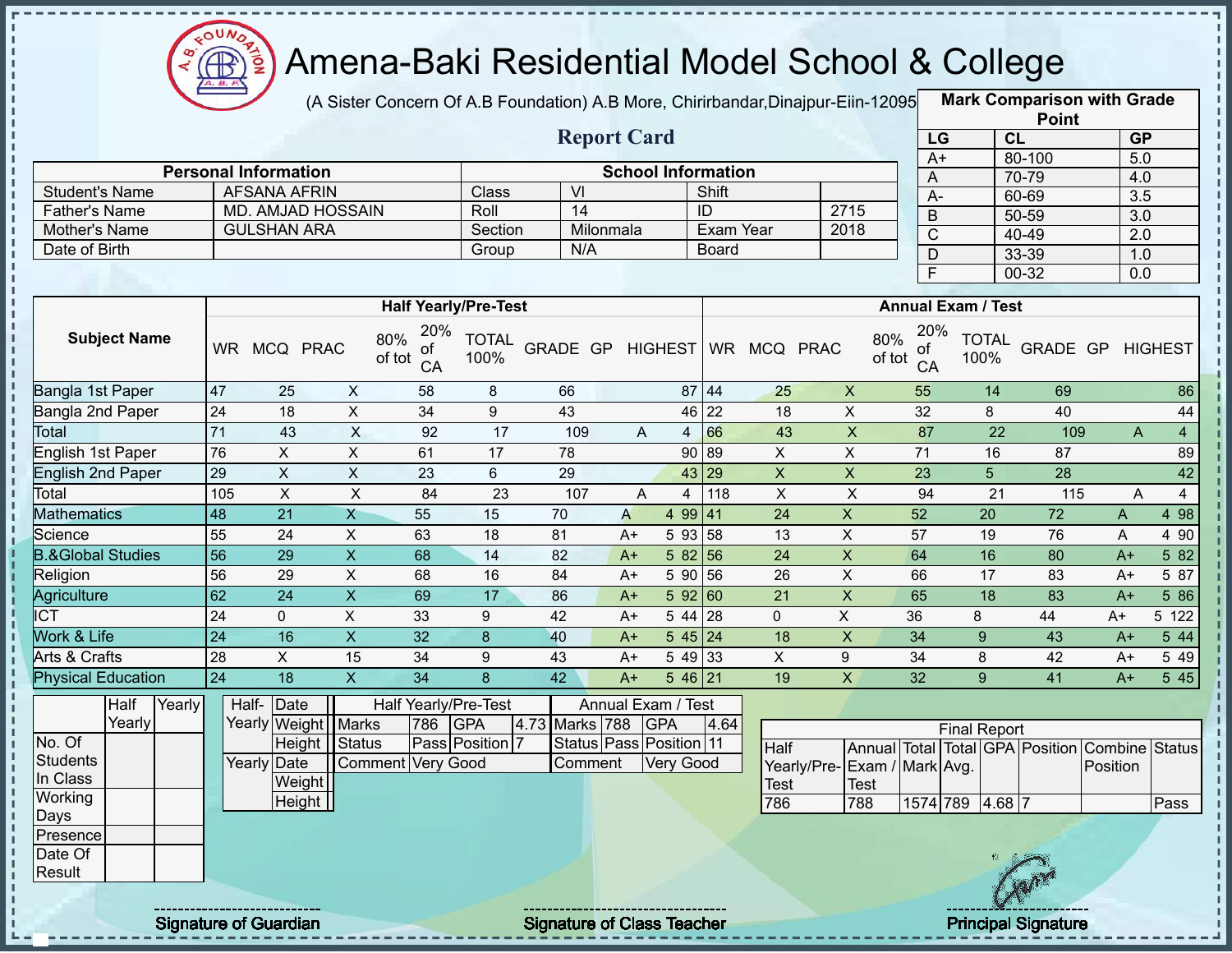# Amena-Baki Residential Model School & College

(A Sister Concern Of A.B Foundation) A.B More, Chirirbandar,Dinajpur-Eiin-120950

## Report Card

| Mark Comparison with Grade Point | | |
|---|---|---|
| LG | CL | GP |
| A+ | 80-100 | 5.0 |
| A | 70-79 | 4.0 |
| A- | 60-69 | 3.5 |
| B | 50-59 | 3.0 |
| C | 40-49 | 2.0 |
| D | 33-39 | 1.0 |
| F | 00-32 | 0.0 |

| Personal Information | | School Information | | | |
|---|---|---|---|---|---|
| Student's Name | AFSANA AFRIN | Class | VI | Shift | |
| Father's Name | MD. AMJAD HOSSAIN | Roll | 14 | ID | 2715 |
| Mother's Name | GULSHAN ARA | Section | Milonmala | Exam Year | 2018 |
| Date of Birth | | Group | N/A | Board | |

| Subject Name | Half Yearly/Pre-Test | | | | | | | | | Annual Exam / Test | | | | | | | | |
|---|---|---|---|---|---|---|---|---|---|---|---|---|---|---|---|---|---|---|
| | WR | MCQ | PRAC | 80% of tot | 20% of CA | TOTAL 100% | GRADE | GP | HIGHEST | WR | MCQ | PRAC | 80% of tot | 20% of CA | TOTAL 100% | GRADE | GP | HIGHEST |
| Bangla 1st Paper | 47 | 25 | X | 58 | 8 | 66 | | | 87 | 44 | 25 | X | 55 | 14 | 69 | | | 86 |
| Bangla 2nd Paper | 24 | 18 | X | 34 | 9 | 43 | | | 46 | 22 | 18 | X | 32 | 8 | 40 | | | 44 |
| Total | 71 | 43 | X | 92 | 17 | 109 | A | 4 | | 66 | 43 | X | 87 | 22 | 109 | A | 4 | |
| English 1st Paper | 76 | X | X | 61 | 17 | 78 | | | 90 | 89 | X | X | 71 | 16 | 87 | | | 89 |
| English 2nd Paper | 29 | X | X | 23 | 6 | 29 | | | 43 | 29 | X | X | 23 | 5 | 28 | | | 42 |
| Total | 105 | X | X | 84 | 23 | 107 | A | 4 | | 118 | X | X | 94 | 21 | 115 | A | 4 | |
| Mathematics | 48 | 21 | X | 55 | 15 | 70 | A | 4 | 99 | 41 | 24 | X | 52 | 20 | 72 | A | 4 | 98 |
| Science | 55 | 24 | X | 63 | 18 | 81 | A+ | 5 | 93 | 58 | 13 | X | 57 | 19 | 76 | A | 4 | 90 |
| B.&Global Studies | 56 | 29 | X | 68 | 14 | 82 | A+ | 5 | 82 | 56 | 24 | X | 64 | 16 | 80 | A+ | 5 | 82 |
| Religion | 56 | 29 | X | 68 | 16 | 84 | A+ | 5 | 90 | 56 | 26 | X | 66 | 17 | 83 | A+ | 5 | 87 |
| Agriculture | 62 | 24 | X | 69 | 17 | 86 | A+ | 5 | 92 | 60 | 21 | X | 65 | 18 | 83 | A+ | 5 | 86 |
| ICT | 24 | 0 | X | 33 | 9 | 42 | A+ | 5 | 44 | 28 | 0 | X | 36 | 8 | 44 | A+ | 5 | 122 |
| Work & Life | 24 | 16 | X | 32 | 8 | 40 | A+ | 5 | 45 | 24 | 18 | X | 34 | 9 | 43 | A+ | 5 | 44 |
| Arts & Crafts | 28 | X | 15 | 34 | 9 | 43 | A+ | 5 | 49 | 33 | X | 9 | 34 | 8 | 42 | A+ | 5 | 49 |
| Physical Education | 24 | 18 | X | 34 | 8 | 42 | A+ | 5 | 46 | 21 | 19 | X | 32 | 9 | 41 | A+ | 5 | 45 |

| | Half Yearly | Yearly |
|---|---|---|
| No. Of Students In Class | | |
| Working Days | | |
| Presence | | |
| Date Of Result | | |

| Half-Yearly | Date | |
|---|---|---|
| | Weight | |
| | Height | |
| Yearly | Date | |
| | Weight | |
| | Height | |

| Half Yearly/Pre-Test | | | | Annual Exam / Test | | | |
|---|---|---|---|---|---|---|---|
| Marks | 786 | GPA | 4.73 | Marks | 788 | GPA | 4.64 |
| Status | Pass | Position | 7 | Status | Pass | Position | 11 |
| Comment | Very Good | | | Comment | Very Good | | |

| Final Report | | | | | | | |
|---|---|---|---|---|---|---|---|
| Half Yearly/Pre-Test | Annual Exam / Test | Total Mark | Total Avg. | GPA | Position | Combine Position | Status |
| 786 | 788 | 1574 | 789 | 4.68 | 7 | | Pass |

Signature of Guardian | Signature of Class Teacher | Principal Signature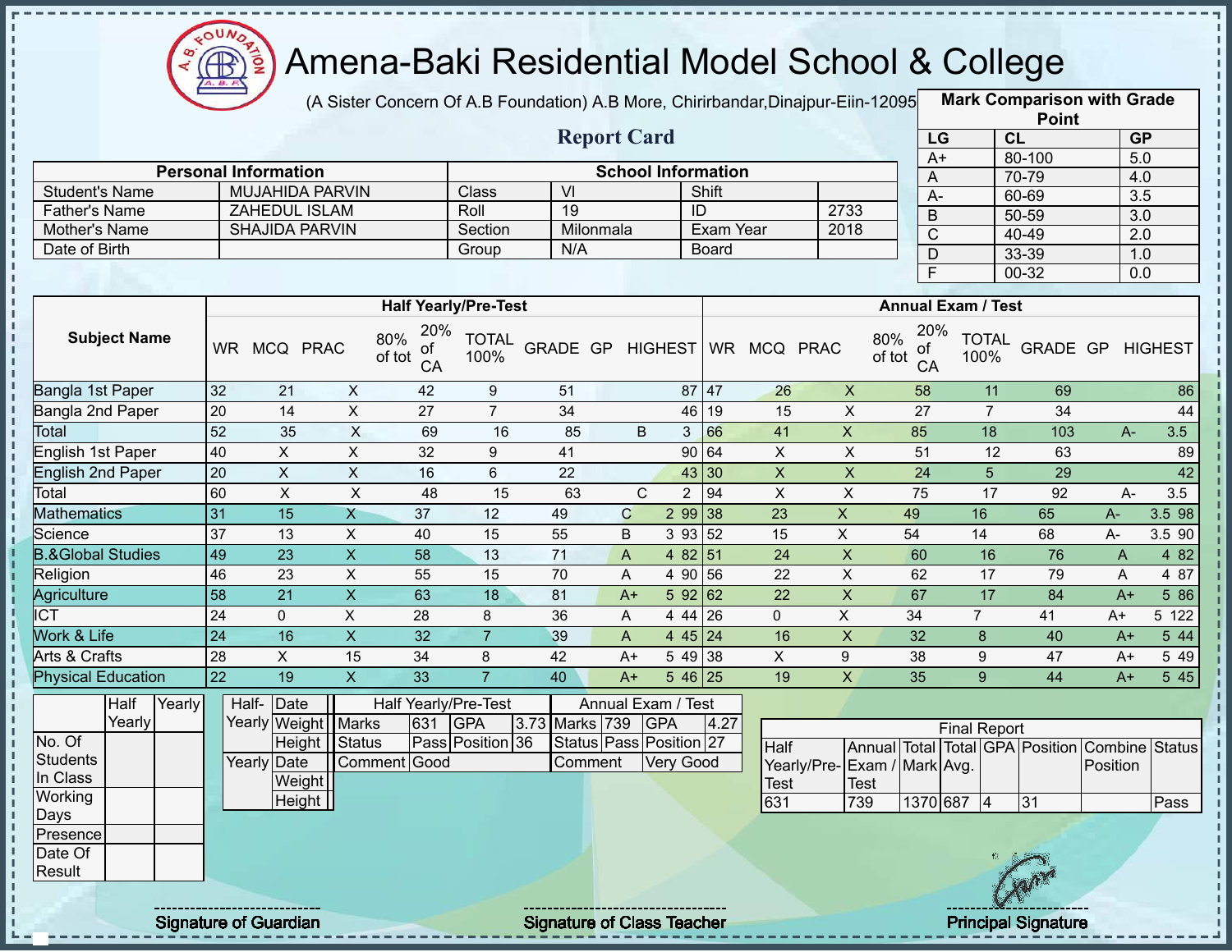# Amena-Baki Residential Model School & College

(A Sister Concern Of A.B Foundation) A.B More, Chirirbandar,Dinajpur-Eiin-120950

## Report Card

| Mark Comparison with Grade Point | | |
|---|---|---|
| LG | CL | GP |
| A+ | 80-100 | 5.0 |
| A | 70-79 | 4.0 |
| A- | 60-69 | 3.5 |
| B | 50-59 | 3.0 |
| C | 40-49 | 2.0 |
| D | 33-39 | 1.0 |
| F | 00-32 | 0.0 |

| Personal Information | | School Information | | | |
|---|---|---|---|---|---|
| Student's Name | MUJAHIDA PARVIN | Class | VI | Shift | |
| Father's Name | ZAHEDUL ISLAM | Roll | 19 | ID | 2733 |
| Mother's Name | SHAJIDA PARVIN | Section | Milonmala | Exam Year | 2018 |
| Date of Birth | | Group | N/A | Board | |

| Subject Name | Half Yearly/Pre-Test | | | | | | | | | Annual Exam / Test | | | | | | | | |
|---|---|---|---|---|---|---|---|---|---|---|---|---|---|---|---|---|---|---|
| | WR | MCQ | PRAC | 80% of tot | 20% of CA | TOTAL 100% | GRADE | GP | HIGHEST | WR | MCQ | PRAC | 80% of tot | 20% of CA | TOTAL 100% | GRADE | GP | HIGHEST |
| Bangla 1st Paper | 32 | 21 | X | 42 | 9 | 51 | | | 87 | 47 | 26 | X | 58 | 11 | 69 | | | 86 |
| Bangla 2nd Paper | 20 | 14 | X | 27 | 7 | 34 | | | 46 | 19 | 15 | X | 27 | 7 | 34 | | | 44 |
| Total | 52 | 35 | X | 69 | 16 | 85 | B | 3 | | 66 | 41 | X | 85 | 18 | 103 | A- | 3.5 | |
| English 1st Paper | 40 | X | X | 32 | 9 | 41 | | | 90 | 64 | X | X | 51 | 12 | 63 | | | 89 |
| English 2nd Paper | 20 | X | X | 16 | 6 | 22 | | | 43 | 30 | X | X | 24 | 5 | 29 | | | 42 |
| Total | 60 | X | X | 48 | 15 | 63 | C | 2 | | 94 | X | X | 75 | 17 | 92 | A- | 3.5 | |
| Mathematics | 31 | 15 | X | 37 | 12 | 49 | C | 2 | 99 | 38 | 23 | X | 49 | 16 | 65 | A- | 3.5 | 98 |
| Science | 37 | 13 | X | 40 | 15 | 55 | B | 3 | 93 | 52 | 15 | X | 54 | 14 | 68 | A- | 3.5 | 90 |
| B.&Global Studies | 49 | 23 | X | 58 | 13 | 71 | A | 4 | 82 | 51 | 24 | X | 60 | 16 | 76 | A | 4 | 82 |
| Religion | 46 | 23 | X | 55 | 15 | 70 | A | 4 | 90 | 56 | 22 | X | 62 | 17 | 79 | A | 4 | 87 |
| Agriculture | 58 | 21 | X | 63 | 18 | 81 | A+ | 5 | 92 | 62 | 22 | X | 67 | 17 | 84 | A+ | 5 | 86 |
| ICT | 24 | 0 | X | 28 | 8 | 36 | A | 4 | 44 | 26 | 0 | X | 34 | 7 | 41 | A+ | 5 | 122 |
| Work & Life | 24 | 16 | X | 32 | 7 | 39 | A | 4 | 45 | 24 | 16 | X | 32 | 8 | 40 | A+ | 5 | 44 |
| Arts & Crafts | 28 | X | 15 | 34 | 8 | 42 | A+ | 5 | 49 | 38 | X | 9 | 38 | 9 | 47 | A+ | 5 | 49 |
| Physical Education | 22 | 19 | X | 33 | 7 | 40 | A+ | 5 | 46 | 25 | 19 | X | 35 | 9 | 44 | A+ | 5 | 45 |

| | Half Yearly | Yearly |
|---|---|---|
| No. Of Students In Class | | |
| Working Days | | |
| Presence | | |
| Date Of Result | | |

| | | |
|---|---|---|
| Half-Yearly | Date | |
| | Weight | |
| | Height | |
| Yearly | Date | |
| | Weight | |
| | Height | |

| Half Yearly/Pre-Test | | | | Annual Exam / Test | | | |
|---|---|---|---|---|---|---|---|
| Marks | 631 | GPA | 3.73 | Marks | 739 | GPA | 4.27 |
| Status | Pass | Position | 36 | Status | Pass | Position | 27 |
| Comment | Good | | | Comment | Very Good | | |

| Final Report | | | | | | | |
|---|---|---|---|---|---|---|---|
| Half Yearly/Pre-Test | Annual Exam / Test | Total Mark | Total Avg. | GPA | Position | Combine Position | Status |
| 631 | 739 | 1370 | 687 | 4 | 31 | | Pass |

Signature of Guardian | Signature of Class Teacher | Principal Signature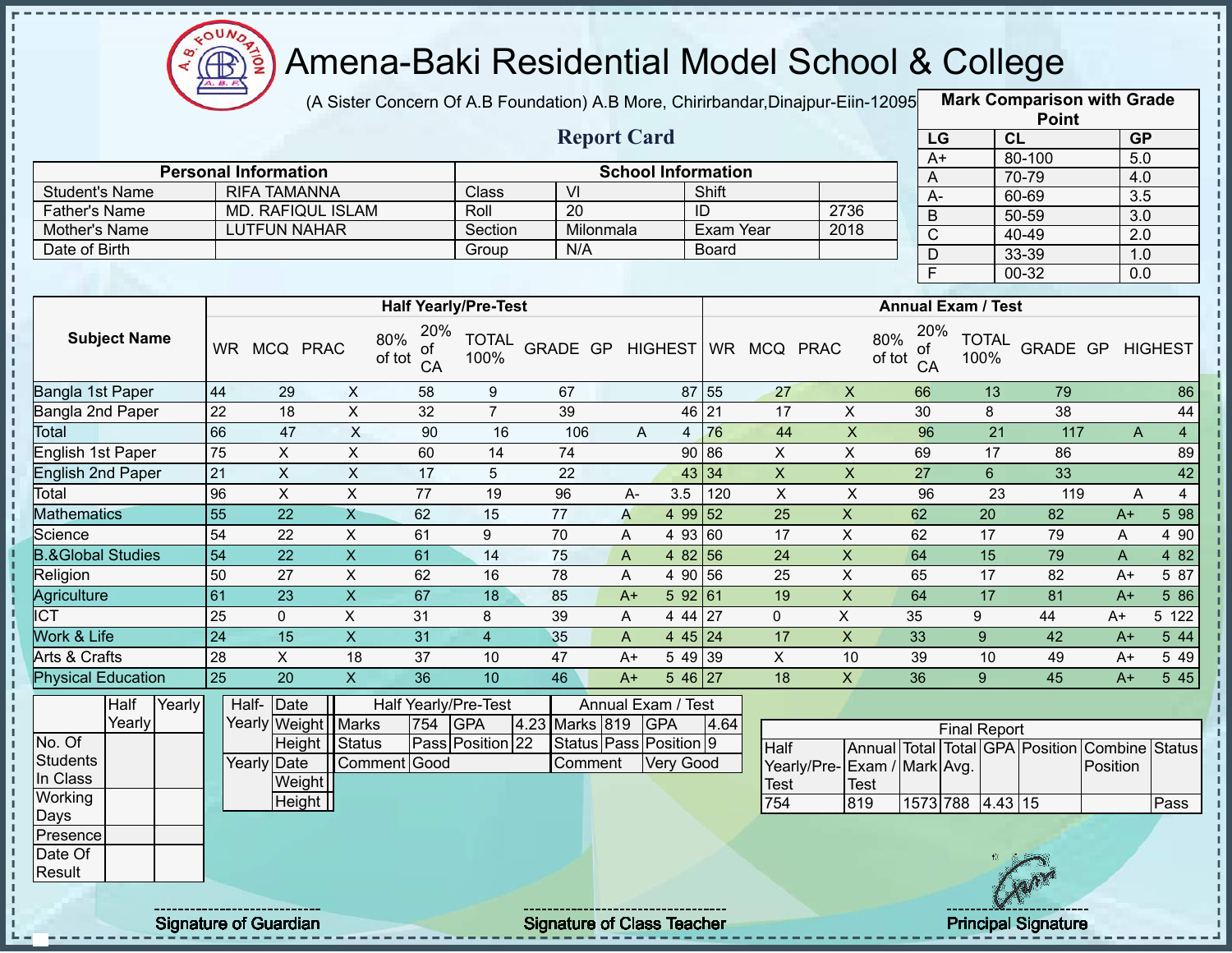# Amena-Baki Residential Model School & College

(A Sister Concern Of A.B Foundation) A.B More, Chirirbandar,Dinajpur-Eiin-120950

## Report Card

| Mark Comparison with Grade Point | | |
|---|---|---|
| LG | CL | GP |
| A+ | 80-100 | 5.0 |
| A | 70-79 | 4.0 |
| A- | 60-69 | 3.5 |
| B | 50-59 | 3.0 |
| C | 40-49 | 2.0 |
| D | 33-39 | 1.0 |
| F | 00-32 | 0.0 |

| Personal Information | | School Information | | | |
|---|---|---|---|---|---|
| Student's Name | RIFA TAMANNA | Class | VI | Shift | |
| Father's Name | MD. RAFIQUL ISLAM | Roll | 20 | ID | 2736 |
| Mother's Name | LUTFUN NAHAR | Section | Milonmala | Exam Year | 2018 |
| Date of Birth | | Group | N/A | Board | |

| Subject Name | Half Yearly/Pre-Test | | | | | | | | | Annual Exam / Test | | | | | | | | |
|---|---|---|---|---|---|---|---|---|---|---|---|---|---|---|---|---|---|---|
| | WR | MCQ | PRAC | 80% of tot | 20% of CA | TOTAL 100% | GRADE | GP | HIGHEST | WR | MCQ | PRAC | 80% of tot | 20% of CA | TOTAL 100% | GRADE | GP | HIGHEST |
| Bangla 1st Paper | 44 | 29 | X | 58 | 9 | 67 | | | 87 | 55 | 27 | X | 66 | 13 | 79 | | | 86 |
| Bangla 2nd Paper | 22 | 18 | X | 32 | 7 | 39 | | | 46 | 21 | 17 | X | 30 | 8 | 38 | | | 44 |
| Total | 66 | 47 | X | 90 | 16 | 106 | A | 4 | | 76 | 44 | X | 96 | 21 | 117 | A | 4 | |
| English 1st Paper | 75 | X | X | 60 | 14 | 74 | | | 90 | 86 | X | X | 69 | 17 | 86 | | | 89 |
| English 2nd Paper | 21 | X | X | 17 | 5 | 22 | | | 43 | 34 | X | X | 27 | 6 | 33 | | | 42 |
| Total | 96 | X | X | 77 | 19 | 96 | A- | 3.5 | | 120 | X | X | 96 | 23 | 119 | A | 4 | |
| Mathematics | 55 | 22 | X | 62 | 15 | 77 | A | 4 | 99 | 52 | 25 | X | 62 | 20 | 82 | A+ | 5 | 98 |
| Science | 54 | 22 | X | 61 | 9 | 70 | A | 4 | 93 | 60 | 17 | X | 62 | 17 | 79 | A | 4 | 90 |
| B.&Global Studies | 54 | 22 | X | 61 | 14 | 75 | A | 4 | 82 | 56 | 24 | X | 64 | 15 | 79 | A | 4 | 82 |
| Religion | 50 | 27 | X | 62 | 16 | 78 | A | 4 | 90 | 56 | 25 | X | 65 | 17 | 82 | A+ | 5 | 87 |
| Agriculture | 61 | 23 | X | 67 | 18 | 85 | A+ | 5 | 92 | 61 | 19 | X | 64 | 17 | 81 | A+ | 5 | 86 |
| ICT | 25 | 0 | X | 31 | 8 | 39 | A | 4 | 44 | 27 | 0 | X | 35 | 9 | 44 | A+ | 5 | 122 |
| Work & Life | 24 | 15 | X | 31 | 4 | 35 | A | 4 | 45 | 24 | 17 | X | 33 | 9 | 42 | A+ | 5 | 44 |
| Arts & Crafts | 28 | X | 18 | 37 | 10 | 47 | A+ | 5 | 49 | 39 | X | 10 | 39 | 10 | 49 | A+ | 5 | 49 |
| Physical Education | 25 | 20 | X | 36 | 10 | 46 | A+ | 5 | 46 | 27 | 18 | X | 36 | 9 | 45 | A+ | 5 | 45 |

| | Half Yearly | Yearly |
|---|---|---|
| No. Of Students In Class | | |
| Working Days | | |
| Presence | | |
| Date Of Result | | |

| | | |
|---|---|---|
| Half-Yearly | Date | |
| | Weight | |
| | Height | |
| Yearly | Date | |
| | Weight | |
| | Height | |

| Half Yearly/Pre-Test | | | | Annual Exam / Test | | | |
|---|---|---|---|---|---|---|---|
| Marks | 754 | GPA | 4.23 | Marks | 819 | GPA | 4.64 |
| Status | Pass | Position | 22 | Status | Pass | Position | 9 |
| Comment | Good | | | Comment | Very Good | | |

| Final Report | | | | | | | |
|---|---|---|---|---|---|---|---|
| Half Yearly/Pre-Test | Annual Exam / Test | Total Mark | Total Avg. | GPA | Position | Combine Position | Status |
| 754 | 819 | 1573 | 788 | 4.43 | 15 | | Pass |

Signature of Guardian | Signature of Class Teacher | Principal Signature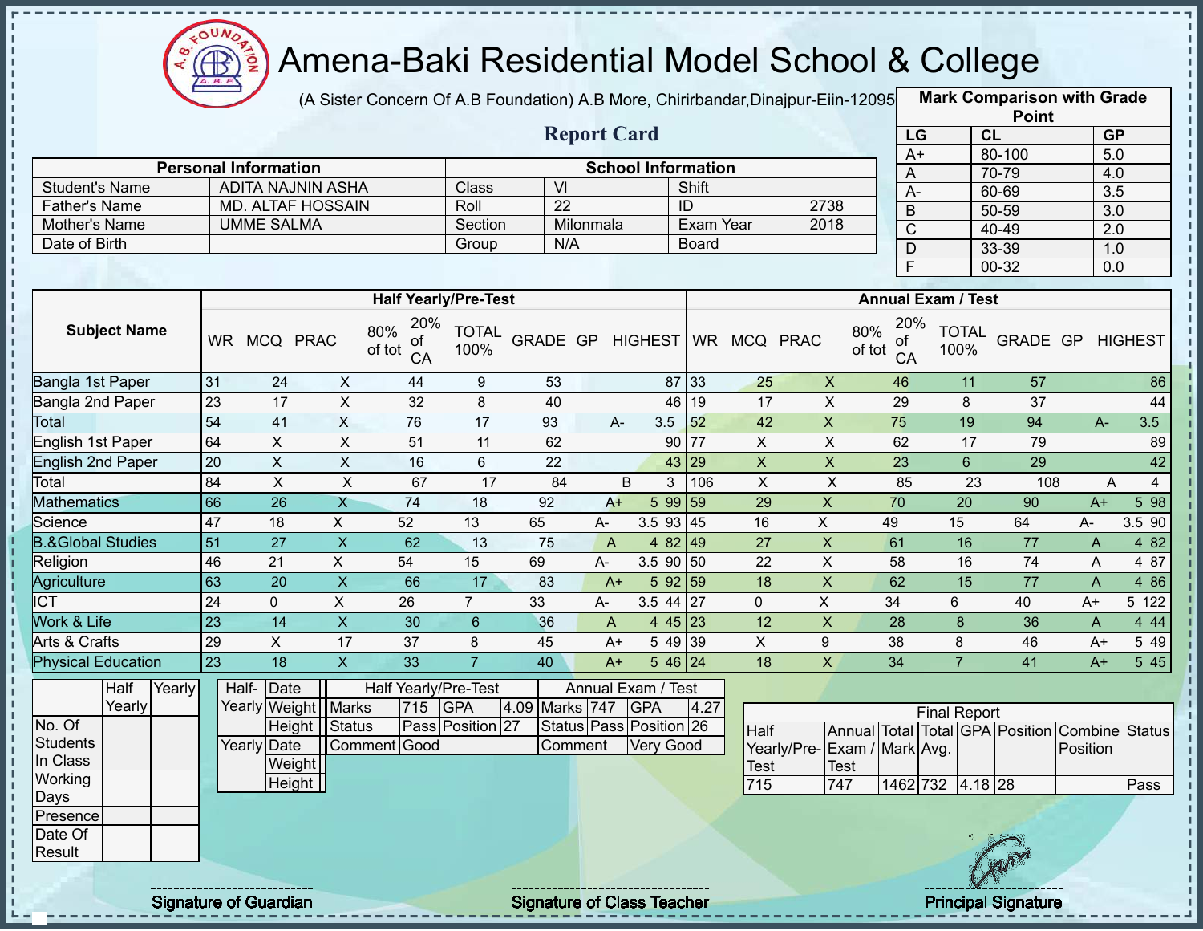# Amena-Baki Residential Model School & College

(A Sister Concern Of A.B Foundation) A.B More, Chirirbandar,Dinajpur-Eiin-120950

## Report Card

| Mark Comparison with Grade Point | | |
|---|---|---|
| LG | CL | GP |
| A+ | 80-100 | 5.0 |
| A | 70-79 | 4.0 |
| A- | 60-69 | 3.5 |
| B | 50-59 | 3.0 |
| C | 40-49 | 2.0 |
| D | 33-39 | 1.0 |
| F | 00-32 | 0.0 |

| Personal Information | | School Information | | | |
|---|---|---|---|---|---|
| Student's Name | ADITA NAJNIN ASHA | Class | VI | Shift | |
| Father's Name | MD. ALTAF HOSSAIN | Roll | 22 | ID | 2738 |
| Mother's Name | UMME SALMA | Section | Milonmala | Exam Year | 2018 |
| Date of Birth | | Group | N/A | Board | |

| Subject Name | Half Yearly/Pre-Test | | | | | | | | | Annual Exam / Test | | | | | | | | |
|---|---|---|---|---|---|---|---|---|---|---|---|---|---|---|---|---|---|---|
| | WR | MCQ | PRAC | 80% of tot | 20% of CA | TOTAL 100% | GRADE | GP | HIGHEST | WR | MCQ | PRAC | 80% of tot | 20% of CA | TOTAL 100% | GRADE | GP | HIGHEST |
| Bangla 1st Paper | 31 | 24 | X | 44 | 9 | 53 | | | 87 | 33 | 25 | X | 46 | 11 | 57 | | | 86 |
| Bangla 2nd Paper | 23 | 17 | X | 32 | 8 | 40 | | | 46 | 19 | 17 | X | 29 | 8 | 37 | | | 44 |
| Total | 54 | 41 | X | 76 | 17 | 93 | A- | 3.5 | | 52 | 42 | X | 75 | 19 | 94 | A- | 3.5 | |
| English 1st Paper | 64 | X | X | 51 | 11 | 62 | | | 90 | 77 | X | X | 62 | 17 | 79 | | | 89 |
| English 2nd Paper | 20 | X | X | 16 | 6 | 22 | | | 43 | 29 | X | X | 23 | 6 | 29 | | | 42 |
| Total | 84 | X | X | 67 | 17 | 84 | B | 3 | | 106 | X | X | 85 | 23 | 108 | A | 4 | |
| Mathematics | 66 | 26 | X | 74 | 18 | 92 | A+ | 5 | 99 | 59 | 29 | X | 70 | 20 | 90 | A+ | 5 | 98 |
| Science | 47 | 18 | X | 52 | 13 | 65 | A- | 3.5 | 93 | 45 | 16 | X | 49 | 15 | 64 | A- | 3.5 | 90 |
| B.&Global Studies | 51 | 27 | X | 62 | 13 | 75 | A | 4 | 82 | 49 | 27 | X | 61 | 16 | 77 | A | 4 | 82 |
| Religion | 46 | 21 | X | 54 | 15 | 69 | A- | 3.5 | 90 | 50 | 22 | X | 58 | 16 | 74 | A | 4 | 87 |
| Agriculture | 63 | 20 | X | 66 | 17 | 83 | A+ | 5 | 92 | 59 | 18 | X | 62 | 15 | 77 | A | 4 | 86 |
| ICT | 24 | 0 | X | 26 | 7 | 33 | A- | 3.5 | 44 | 27 | 0 | X | 34 | 6 | 40 | A+ | 5 | 122 |
| Work & Life | 23 | 14 | X | 30 | 6 | 36 | A | 4 | 45 | 23 | 12 | X | 28 | 8 | 36 | A | 4 | 44 |
| Arts & Crafts | 29 | X | 17 | 37 | 8 | 45 | A+ | 5 | 49 | 39 | X | 9 | 38 | 8 | 46 | A+ | 5 | 49 |
| Physical Education | 23 | 18 | X | 33 | 7 | 40 | A+ | 5 | 46 | 24 | 18 | X | 34 | 7 | 41 | A+ | 5 | 45 |

| | Half Yearly | Yearly |
|---|---|---|
| No. Of Students In Class | | |
| Working Days | | |
| Presence | | |
| Date Of Result | | |

| | | |
|---|---|---|
| Half-Yearly | Date | |
| | Weight | |
| | Height | |
| Yearly | Date | |
| | Weight | |
| | Height | |

| Half Yearly/Pre-Test | | | | Annual Exam / Test | | | |
|---|---|---|---|---|---|---|---|
| Marks | 715 | GPA | 4.09 | Marks | 747 | GPA | 4.27 |
| Status | Pass | Position | 27 | Status | Pass | Position | 26 |
| Comment | Good | | | Comment | Very Good | | |

| Final Report | | | | | | | |
|---|---|---|---|---|---|---|---|
| Half Yearly/Pre-Test | Annual Exam / Test | Total Mark | Total Avg. | GPA | Position | Combine Position | Status |
| 715 | 747 | 1462 | 732 | 4.18 | 28 | | Pass |

Signature of Guardian

Signature of Class Teacher

Principal Signature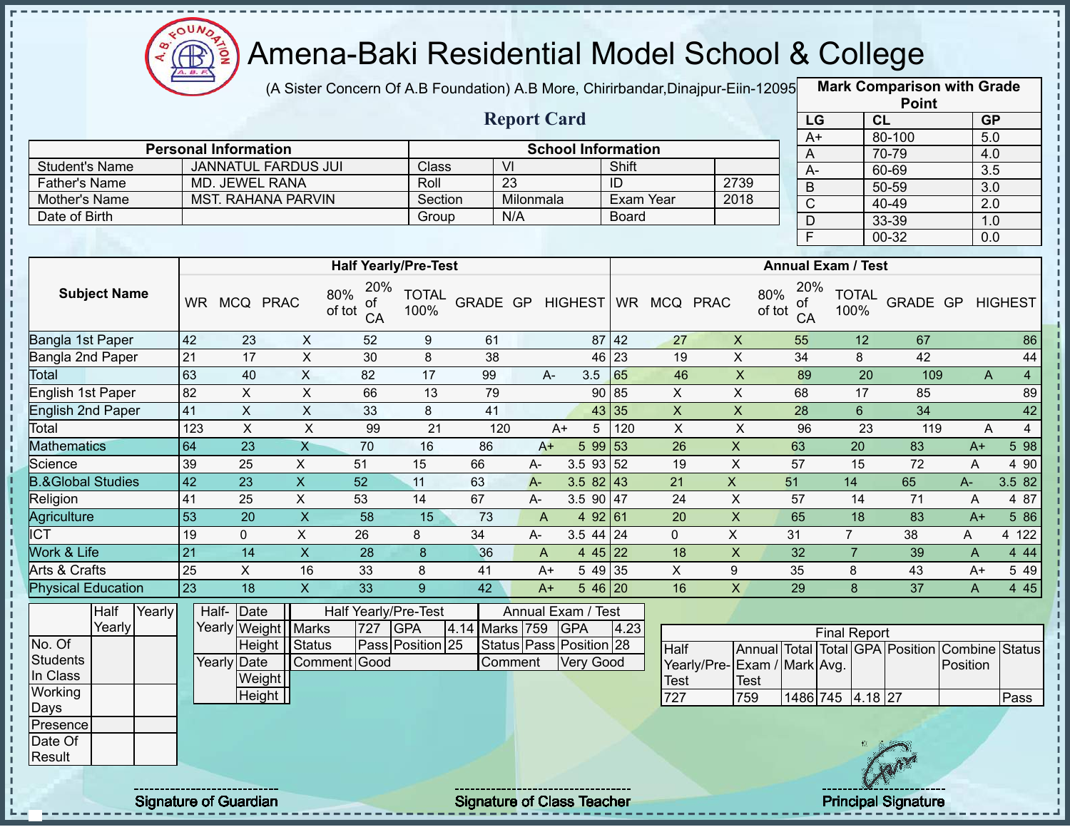# Amena-Baki Residential Model School & College

(A Sister Concern Of A.B Foundation) A.B More, Chirirbandar,Dinajpur-Eiin-120950

## Report Card

| Mark Comparison with Grade Point | | |
|---|---|---|
| LG | CL | GP |
| A+ | 80-100 | 5.0 |
| A | 70-79 | 4.0 |
| A- | 60-69 | 3.5 |
| B | 50-59 | 3.0 |
| C | 40-49 | 2.0 |
| D | 33-39 | 1.0 |
| F | 00-32 | 0.0 |

| Personal Information | | School Information | | | |
|---|---|---|---|---|---|
| Student's Name | JANNATUL FARDUS JUI | Class | VI | Shift | |
| Father's Name | MD. JEWEL RANA | Roll | 23 | ID | 2739 |
| Mother's Name | MST. RAHANA PARVIN | Section | Milonmala | Exam Year | 2018 |
| Date of Birth | | Group | N/A | Board | |

| Subject Name | Half Yearly/Pre-Test | | | | | | | | | Annual Exam / Test | | | | | | | | |
|---|---|---|---|---|---|---|---|---|---|---|---|---|---|---|---|---|---|---|
| | WR | MCQ | PRAC | 80% of tot | 20% of CA | TOTAL 100% | GRADE | GP | HIGHEST | WR | MCQ | PRAC | 80% of tot | 20% of CA | TOTAL 100% | GRADE | GP | HIGHEST |
| Bangla 1st Paper | 42 | 23 | X | 52 | 9 | 61 | | | 87 | 42 | 27 | X | 55 | 12 | 67 | | | 86 |
| Bangla 2nd Paper | 21 | 17 | X | 30 | 8 | 38 | | | 46 | 23 | 19 | X | 34 | 8 | 42 | | | 44 |
| Total | 63 | 40 | X | 82 | 17 | 99 | A- | 3.5 | | 65 | 46 | X | 89 | 20 | 109 | A | 4 | |
| English 1st Paper | 82 | X | X | 66 | 13 | 79 | | | 90 | 85 | X | X | 68 | 17 | 85 | | | 89 |
| English 2nd Paper | 41 | X | X | 33 | 8 | 41 | | | 43 | 35 | X | X | 28 | 6 | 34 | | | 42 |
| Total | 123 | X | X | 99 | 21 | 120 | A+ | 5 | | 120 | X | X | 96 | 23 | 119 | A | 4 | |
| Mathematics | 64 | 23 | X | 70 | 16 | 86 | A+ | 5 | 99 | 53 | 26 | X | 63 | 20 | 83 | A+ | 5 | 98 |
| Science | 39 | 25 | X | 51 | 15 | 66 | A- | 3.5 | 93 | 52 | 19 | X | 57 | 15 | 72 | A | 4 | 90 |
| B.&Global Studies | 42 | 23 | X | 52 | 11 | 63 | A- | 3.5 | 82 | 43 | 21 | X | 51 | 14 | 65 | A- | 3.5 | 82 |
| Religion | 41 | 25 | X | 53 | 14 | 67 | A- | 3.5 | 90 | 47 | 24 | X | 57 | 14 | 71 | A | 4 | 87 |
| Agriculture | 53 | 20 | X | 58 | 15 | 73 | A | 4 | 92 | 61 | 20 | X | 65 | 18 | 83 | A+ | 5 | 86 |
| ICT | 19 | 0 | X | 26 | 8 | 34 | A- | 3.5 | 44 | 24 | 0 | X | 31 | 7 | 38 | A | 4 | 122 |
| Work & Life | 21 | 14 | X | 28 | 8 | 36 | A | 4 | 45 | 22 | 18 | X | 32 | 7 | 39 | A | 4 | 44 |
| Arts & Crafts | 25 | X | 16 | 33 | 8 | 41 | A+ | 5 | 49 | 35 | X | 9 | 35 | 8 | 43 | A+ | 5 | 49 |
| Physical Education | 23 | 18 | X | 33 | 9 | 42 | A+ | 5 | 46 | 20 | 16 | X | 29 | 8 | 37 | A | 4 | 45 |

| | Half Yearly | Yearly |
|---|---|---|
| No. Of Students In Class | | |
| Working Days | | |
| Presence | | |
| Date Of Result | | |

| | | |
|---|---|---|
| Half-Yearly | Date | |
| | Weight | |
| | Height | |
| Yearly | Date | |
| | Weight | |
| | Height | |

| Half Yearly/Pre-Test | | | | Annual Exam / Test | | | |
|---|---|---|---|---|---|---|---|
| Marks | 727 | GPA | 4.14 | Marks | 759 | GPA | 4.23 |
| Status | Pass | Position | 25 | Status | Pass | Position | 28 |
| Comment | Good | | | Comment | Very Good | | |

| Final Report | | | | | | | |
|---|---|---|---|---|---|---|---|
| Half Yearly/Pre-Test | Annual Exam / Test | Total Mark | Total Avg. | GPA | Position | Combine Position | Status |
| 727 | 759 | 1486 | 745 | 4.18 | 27 | | Pass |

Signature of Guardian | Signature of Class Teacher | Principal Signature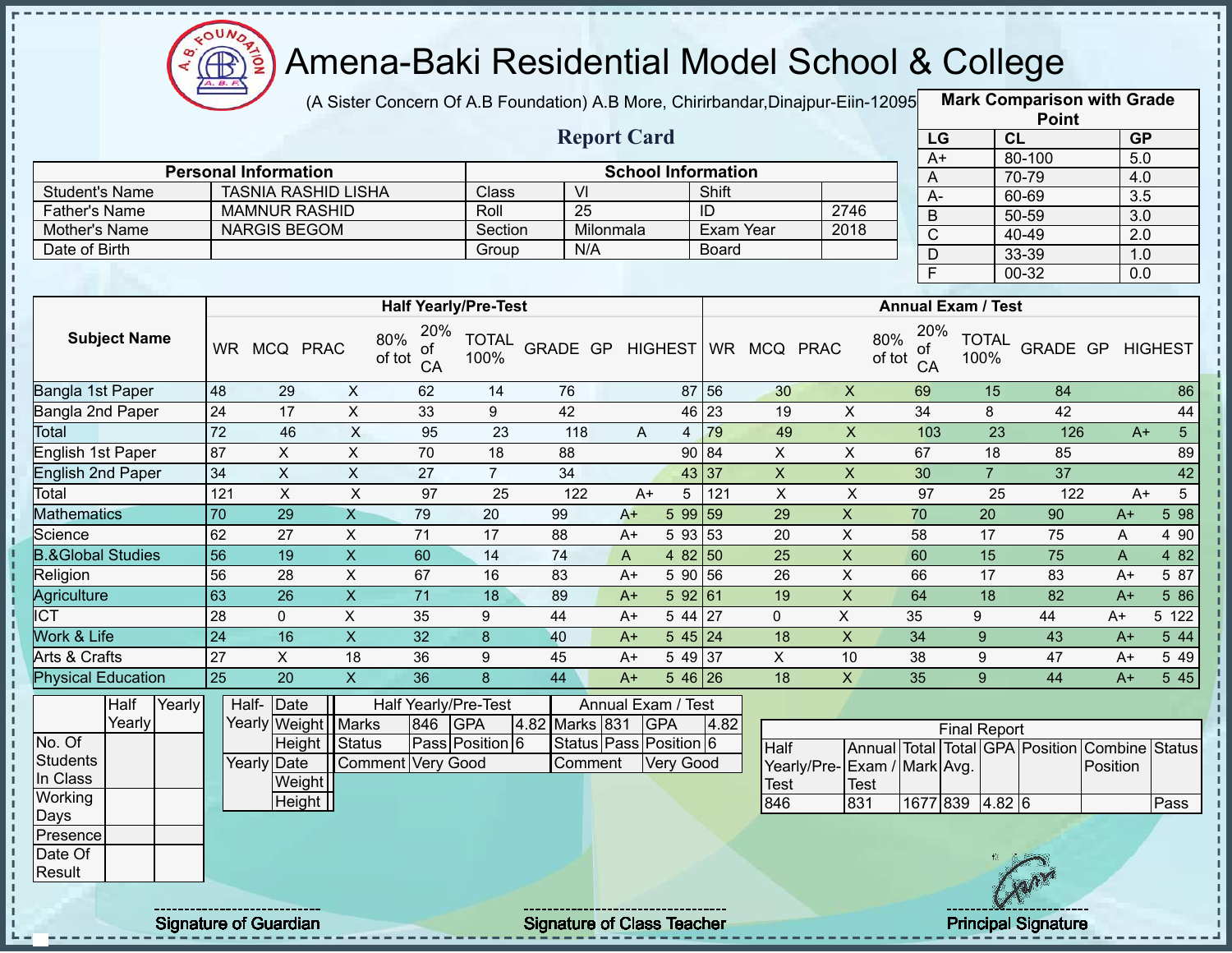# Amena-Baki Residential Model School & College

(A Sister Concern Of A.B Foundation) A.B More, Chirirbandar,Dinajpur-Eiin-120950

## Report Card

| Mark Comparison with Grade Point | | |
|---|---|---|
| LG | CL | GP |
| A+ | 80-100 | 5.0 |
| A | 70-79 | 4.0 |
| A- | 60-69 | 3.5 |
| B | 50-59 | 3.0 |
| C | 40-49 | 2.0 |
| D | 33-39 | 1.0 |
| F | 00-32 | 0.0 |

| Personal Information | | School Information | | | |
|---|---|---|---|---|---|
| Student's Name | TASNIA RASHID LISHA | Class | VI | Shift | |
| Father's Name | MAMNUR RASHID | Roll | 25 | ID | 2746 |
| Mother's Name | NARGIS BEGOM | Section | Milonmala | Exam Year | 2018 |
| Date of Birth | | Group | N/A | Board | |

| Subject Name | Half Yearly/Pre-Test | | | | | | | | | Annual Exam / Test | | | | | | | | |
|---|---|---|---|---|---|---|---|---|---|---|---|---|---|---|---|---|---|---|
| | WR | MCQ | PRAC | 80% of tot | 20% of CA | TOTAL 100% | GRADE | GP | HIGHEST | WR | MCQ | PRAC | 80% of tot | 20% of CA | TOTAL 100% | GRADE | GP | HIGHEST |
| Bangla 1st Paper | 48 | 29 | X | 62 | 14 | 76 | | | 87 | 56 | 30 | X | 69 | 15 | 84 | | | 86 |
| Bangla 2nd Paper | 24 | 17 | X | 33 | 9 | 42 | | | 46 | 23 | 19 | X | 34 | 8 | 42 | | | 44 |
| Total | 72 | 46 | X | 95 | 23 | 118 | A | 4 | | 79 | 49 | X | 103 | 23 | 126 | A+ | 5 | |
| English 1st Paper | 87 | X | X | 70 | 18 | 88 | | | 90 | 84 | X | X | 67 | 18 | 85 | | | 89 |
| English 2nd Paper | 34 | X | X | 27 | 7 | 34 | | | 43 | 37 | X | X | 30 | 7 | 37 | | | 42 |
| Total | 121 | X | X | 97 | 25 | 122 | A+ | 5 | | 121 | X | X | 97 | 25 | 122 | A+ | 5 | |
| Mathematics | 70 | 29 | X | 79 | 20 | 99 | A+ | 5 | 99 | 59 | 29 | X | 70 | 20 | 90 | A+ | 5 | 98 |
| Science | 62 | 27 | X | 71 | 17 | 88 | A+ | 5 | 93 | 53 | 20 | X | 58 | 17 | 75 | A | 4 | 90 |
| B.&Global Studies | 56 | 19 | X | 60 | 14 | 74 | A | 4 | 82 | 50 | 25 | X | 60 | 15 | 75 | A | 4 | 82 |
| Religion | 56 | 28 | X | 67 | 16 | 83 | A+ | 5 | 90 | 56 | 26 | X | 66 | 17 | 83 | A+ | 5 | 87 |
| Agriculture | 63 | 26 | X | 71 | 18 | 89 | A+ | 5 | 92 | 61 | 19 | X | 64 | 18 | 82 | A+ | 5 | 86 |
| ICT | 28 | 0 | X | 35 | 9 | 44 | A+ | 5 | 44 | 27 | 0 | X | 35 | 9 | 44 | A+ | 5 | 122 |
| Work & Life | 24 | 16 | X | 32 | 8 | 40 | A+ | 5 | 45 | 24 | 18 | X | 34 | 9 | 43 | A+ | 5 | 44 |
| Arts & Crafts | 27 | X | 18 | 36 | 9 | 45 | A+ | 5 | 49 | 37 | X | 10 | 38 | 9 | 47 | A+ | 5 | 49 |
| Physical Education | 25 | 20 | X | 36 | 8 | 44 | A+ | 5 | 46 | 26 | 18 | X | 35 | 9 | 44 | A+ | 5 | 45 |

| | Half Yearly | Yearly |
|---|---|---|
| No. Of Students In Class | | |
| Working Days | | |
| Presence | | |
| Date Of Result | | |

| Half-Yearly | Date | |
|---|---|---|
| | Weight | |
| | Height | |
| Yearly | Date | |
| | Weight | |
| | Height | |

| Half Yearly/Pre-Test | | | | Annual Exam / Test | | | |
|---|---|---|---|---|---|---|---|
| Marks | 846 | GPA | 4.82 | Marks | 831 | GPA | 4.82 |
| Status | Pass | Position | 6 | Status | Pass | Position | 6 |
| Comment | Very Good | | | Comment | Very Good | | |

| Final Report | | | | | | | |
|---|---|---|---|---|---|---|---|
| Half Yearly/Pre-Test | Annual Exam / Test | Total Mark | Total Avg. | GPA | Position | Combine Position | Status |
| 846 | 831 | 1677 | 839 | 4.82 | 6 | | Pass |

Signature of Guardian

Signature of Class Teacher

Principal Signature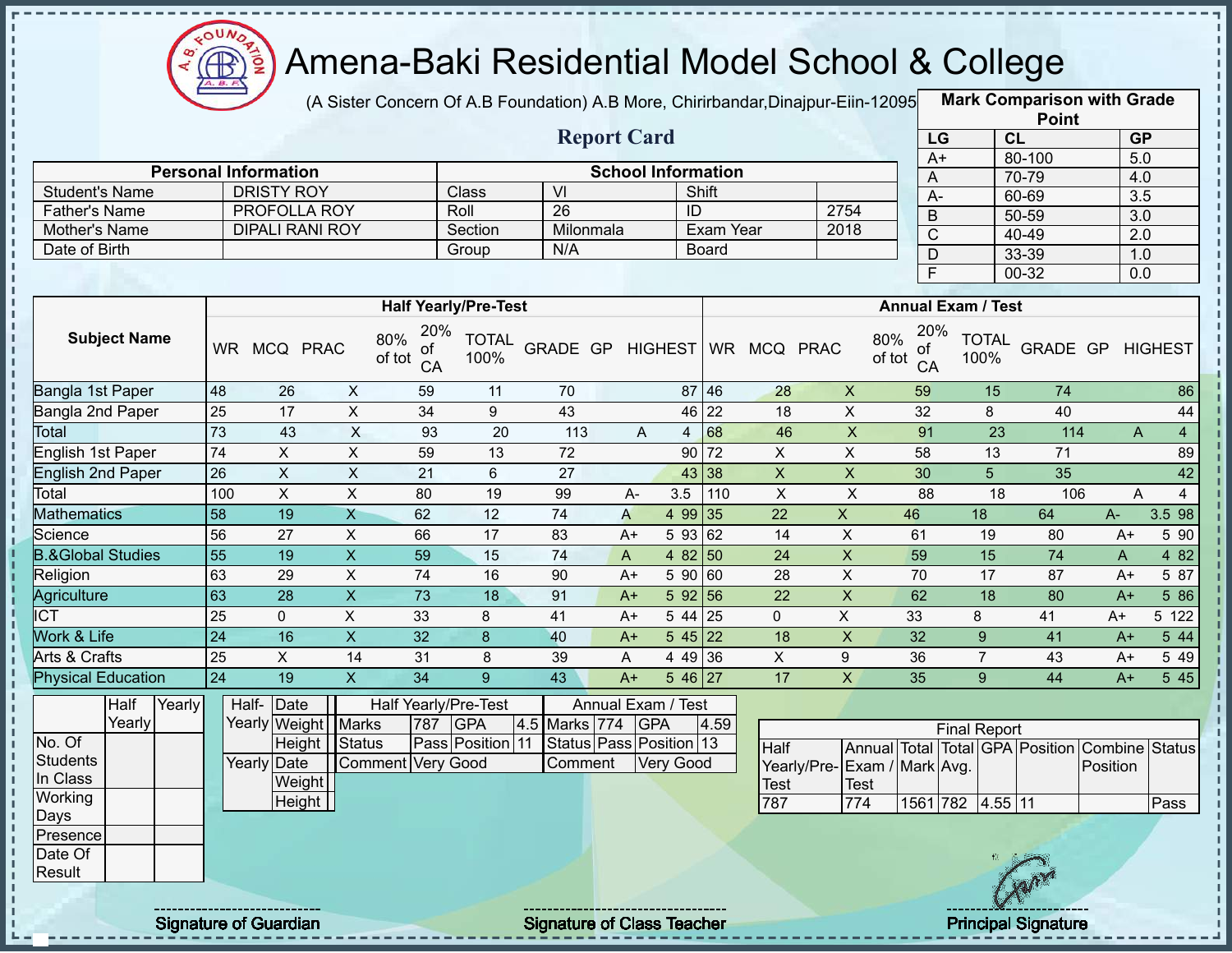# Amena-Baki Residential Model School & College

(A Sister Concern Of A.B Foundation) A.B More, Chirirbandar,Dinajpur-Eiin-120950

## Report Card

| Mark Comparison with Grade Point | | |
|---|---|---|
| LG | CL | GP |
| A+ | 80-100 | 5.0 |
| A | 70-79 | 4.0 |
| A- | 60-69 | 3.5 |
| B | 50-59 | 3.0 |
| C | 40-49 | 2.0 |
| D | 33-39 | 1.0 |
| F | 00-32 | 0.0 |

| Personal Information | | School Information | | | |
|---|---|---|---|---|---|
| Student's Name | DRISTY ROY | Class | VI | Shift | |
| Father's Name | PROFOLLA ROY | Roll | 26 | ID | 2754 |
| Mother's Name | DIPALI RANI ROY | Section | Milonmala | Exam Year | 2018 |
| Date of Birth | | Group | N/A | Board | |

| Subject Name | Half Yearly/Pre-Test | | | | | | | | | Annual Exam / Test | | | | | | | | |
|---|---|---|---|---|---|---|---|---|---|---|---|---|---|---|---|---|---|---|
| | WR | MCQ | PRAC | 80% of tot | 20% of CA | TOTAL 100% | GRADE | GP | HIGHEST | WR | MCQ | PRAC | 80% of tot | 20% of CA | TOTAL 100% | GRADE | GP | HIGHEST |
| Bangla 1st Paper | 48 | 26 | X | 59 | 11 | 70 | | | 87 | 46 | 28 | X | 59 | 15 | 74 | | | 86 |
| Bangla 2nd Paper | 25 | 17 | X | 34 | 9 | 43 | | | 46 | 22 | 18 | X | 32 | 8 | 40 | | | 44 |
| Total | 73 | 43 | X | 93 | 20 | 113 | A | 4 | | 68 | 46 | X | 91 | 23 | 114 | A | 4 | |
| English 1st Paper | 74 | X | X | 59 | 13 | 72 | | | 90 | 72 | X | X | 58 | 13 | 71 | | | 89 |
| English 2nd Paper | 26 | X | X | 21 | 6 | 27 | | | 43 | 38 | X | X | 30 | 5 | 35 | | | 42 |
| Total | 100 | X | X | 80 | 19 | 99 | A- | 3.5 | | 110 | X | X | 88 | 18 | 106 | A | 4 | |
| Mathematics | 58 | 19 | X | 62 | 12 | 74 | A | 4 | 99 | 35 | 22 | X | 46 | 18 | 64 | A- | 3.5 | 98 |
| Science | 56 | 27 | X | 66 | 17 | 83 | A+ | 5 | 93 | 62 | 14 | X | 61 | 19 | 80 | A+ | 5 | 90 |
| B.&Global Studies | 55 | 19 | X | 59 | 15 | 74 | A | 4 | 82 | 50 | 24 | X | 59 | 15 | 74 | A | 4 | 82 |
| Religion | 63 | 29 | X | 74 | 16 | 90 | A+ | 5 | 90 | 60 | 28 | X | 70 | 17 | 87 | A+ | 5 | 87 |
| Agriculture | 63 | 28 | X | 73 | 18 | 91 | A+ | 5 | 92 | 56 | 22 | X | 62 | 18 | 80 | A+ | 5 | 86 |
| ICT | 25 | 0 | X | 33 | 8 | 41 | A+ | 5 | 44 | 25 | 0 | X | 33 | 8 | 41 | A+ | 5 | 122 |
| Work & Life | 24 | 16 | X | 32 | 8 | 40 | A+ | 5 | 45 | 22 | 18 | X | 32 | 9 | 41 | A+ | 5 | 44 |
| Arts & Crafts | 25 | X | 14 | 31 | 8 | 39 | A | 4 | 49 | 36 | X | 9 | 36 | 7 | 43 | A+ | 5 | 49 |
| Physical Education | 24 | 19 | X | 34 | 9 | 43 | A+ | 5 | 46 | 27 | 17 | X | 35 | 9 | 44 | A+ | 5 | 45 |

| | Half Yearly | Yearly |
|---|---|---|
| No. Of Students In Class | | |
| Working Days | | |
| Presence | | |
| Date Of Result | | |

| | | |
|---|---|---|
| Half-Yearly | Date | |
| | Weight | |
| | Height | |
| Yearly | Date | |
| | Weight | |
| | Height | |

| Half Yearly/Pre-Test | | | | Annual Exam / Test | | | |
|---|---|---|---|---|---|---|---|
| Marks | 787 | GPA | 4.5 | Marks | 774 | GPA | 4.59 |
| Status | Pass | Position | 11 | Status | Pass | Position | 13 |
| Comment | Very Good | | | Comment | Very Good | | |

| Final Report | | | | | | | |
|---|---|---|---|---|---|---|---|
| Half Yearly/Pre-Test | Annual Exam / Test | Total Mark | Total Avg. | GPA | Position | Combine Position | Status |
| 787 | 774 | 1561 | 782 | 4.55 | 11 | | Pass |

Signature of Guardian | Signature of Class Teacher | Principal Signature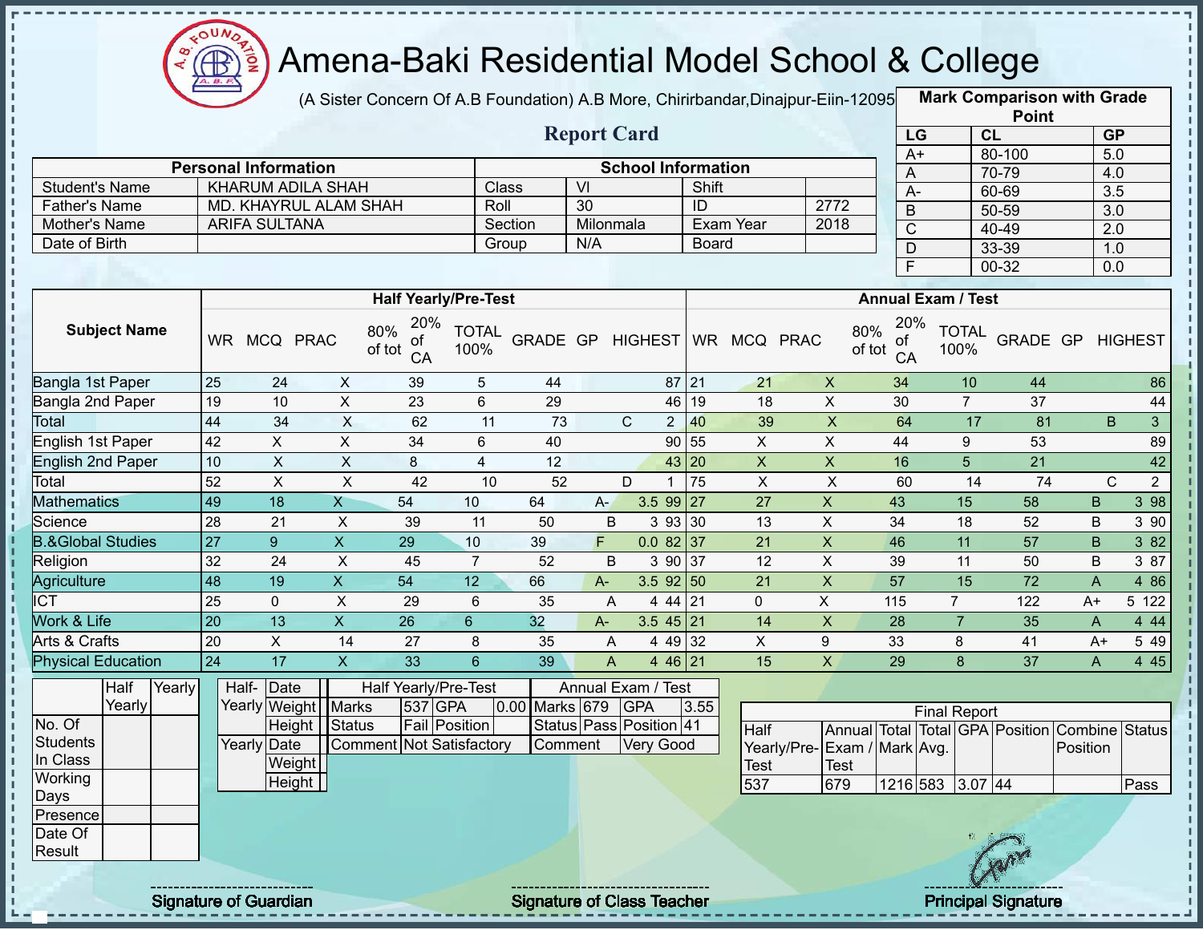# Amena-Baki Residential Model School & College

(A Sister Concern Of A.B Foundation) A.B More, Chirirbandar,Dinajpur-Eiin-120950

## Report Card

| Mark Comparison with Grade Point | | |
|---|---|---|
| LG | CL | GP |
| A+ | 80-100 | 5.0 |
| A | 70-79 | 4.0 |
| A- | 60-69 | 3.5 |
| B | 50-59 | 3.0 |
| C | 40-49 | 2.0 |
| D | 33-39 | 1.0 |
| F | 00-32 | 0.0 |

| Personal Information | | School Information | | | |
|---|---|---|---|---|---|
| Student's Name | KHARUM ADILA SHAH | Class | VI | Shift | |
| Father's Name | MD. KHAYRUL ALAM SHAH | Roll | 30 | ID | 2772 |
| Mother's Name | ARIFA SULTANA | Section | Milonmala | Exam Year | 2018 |
| Date of Birth | | Group | N/A | Board | |

| Subject Name | Half Yearly/Pre-Test | | | | | | | | | Annual Exam / Test | | | | | | | | |
|---|---|---|---|---|---|---|---|---|---|---|---|---|---|---|---|---|---|---|
| | WR | MCQ | PRAC | 80% of tot | 20% of CA | TOTAL 100% | GRADE | GP | HIGHEST | WR | MCQ | PRAC | 80% of tot | 20% of CA | TOTAL 100% | GRADE | GP | HIGHEST |
| Bangla 1st Paper | 25 | 24 | X | 39 | 5 | 44 | | | 87 | 21 | 21 | X | 34 | 10 | 44 | | | 86 |
| Bangla 2nd Paper | 19 | 10 | X | 23 | 6 | 29 | | | 46 | 19 | 18 | X | 30 | 7 | 37 | | | 44 |
| Total | 44 | 34 | X | 62 | 11 | 73 | C | 2 | | 40 | 39 | X | 64 | 17 | 81 | B | 3 | |
| English 1st Paper | 42 | X | X | 34 | 6 | 40 | | | 90 | 55 | X | X | 44 | 9 | 53 | | | 89 |
| English 2nd Paper | 10 | X | X | 8 | 4 | 12 | | | 43 | 20 | X | X | 16 | 5 | 21 | | | 42 |
| Total | 52 | X | X | 42 | 10 | 52 | D | 1 | | 75 | X | X | 60 | 14 | 74 | C | 2 | |
| Mathematics | 49 | 18 | X | 54 | 10 | 64 | A- | 3.5 | 99 | 27 | 27 | X | 43 | 15 | 58 | B | 3 | 98 |
| Science | 28 | 21 | X | 39 | 11 | 50 | B | 3 | 93 | 30 | 13 | X | 34 | 18 | 52 | B | 3 | 90 |
| B.&Global Studies | 27 | 9 | X | 29 | 10 | 39 | F | 0.0 | 82 | 37 | 21 | X | 46 | 11 | 57 | B | 3 | 82 |
| Religion | 32 | 24 | X | 45 | 7 | 52 | B | 3 | 90 | 37 | 12 | X | 39 | 11 | 50 | B | 3 | 87 |
| Agriculture | 48 | 19 | X | 54 | 12 | 66 | A- | 3.5 | 92 | 50 | 21 | X | 57 | 15 | 72 | A | 4 | 86 |
| ICT | 25 | 0 | X | 29 | 6 | 35 | A | 4 | 44 | 21 | 0 | X | 115 | 7 | 122 | A+ | 5 | 122 |
| Work & Life | 20 | 13 | X | 26 | 6 | 32 | A- | 3.5 | 45 | 21 | 14 | X | 28 | 7 | 35 | A | 4 | 44 |
| Arts & Crafts | 20 | X | 14 | 27 | 8 | 35 | A | 4 | 49 | 32 | X | 9 | 33 | 8 | 41 | A+ | 5 | 49 |
| Physical Education | 24 | 17 | X | 33 | 6 | 39 | A | 4 | 46 | 21 | 15 | X | 29 | 8 | 37 | A | 4 | 45 |

| | Half Yearly | Yearly |
|---|---|---|
| No. Of Students In Class | | |
| Working Days | | |
| Presence | | |
| Date Of Result | | |

| | | |
|---|---|---|
| Half-Yearly | Date | |
| | Weight | |
| | Height | |
| Yearly | Date | |
| | Weight | |
| | Height | |

| Half Yearly/Pre-Test | | | | Annual Exam / Test | | | |
|---|---|---|---|---|---|---|---|
| Marks | 537 | GPA | 0.00 | Marks | 679 | GPA | 3.55 |
| Status | Fail | Position | | Status | Pass | Position | 41 |
| Comment | Not Satisfactory | | | Comment | Very Good | | |

| Final Report | | | | | | | |
|---|---|---|---|---|---|---|---|
| Half Yearly/Pre-Test | Annual Exam / Test | Total Mark | Total Avg. | GPA | Position | Combine Position | Status |
| 537 | 679 | 1216 | 583 | 3.07 | 44 | | Pass |

Signature of Guardian | Signature of Class Teacher | Principal Signature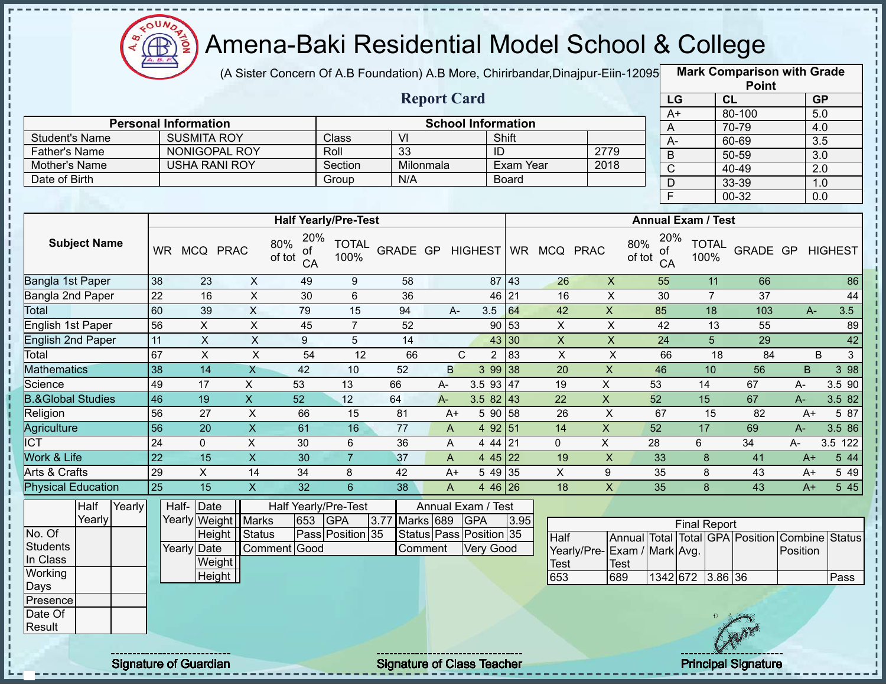# Amena-Baki Residential Model School & College

(A Sister Concern Of A.B Foundation) A.B More, Chirirbandar,Dinajpur-Eiin-120950

## Report Card

| Mark Comparison with Grade Point | | |
|---|---|---|
| LG | CL | GP |
| A+ | 80-100 | 5.0 |
| A | 70-79 | 4.0 |
| A- | 60-69 | 3.5 |
| B | 50-59 | 3.0 |
| C | 40-49 | 2.0 |
| D | 33-39 | 1.0 |
| F | 00-32 | 0.0 |

| Personal Information | | School Information | | | |
|---|---|---|---|---|---|
| Student's Name | SUSMITA ROY | Class | VI | Shift | |
| Father's Name | NONIGOPAL ROY | Roll | 33 | ID | 2779 |
| Mother's Name | USHA RANI ROY | Section | Milonmala | Exam Year | 2018 |
| Date of Birth | | Group | N/A | Board | |

| Subject Name | Half Yearly/Pre-Test | | | | | | | | | Annual Exam / Test | | | | | | | | |
|---|---|---|---|---|---|---|---|---|---|---|---|---|---|---|---|---|---|---|
| | WR | MCQ | PRAC | 80% of tot | 20% of CA | TOTAL 100% | GRADE | GP | HIGHEST | WR | MCQ | PRAC | 80% of tot | 20% of CA | TOTAL 100% | GRADE | GP | HIGHEST |
| Bangla 1st Paper | 38 | 23 | X | 49 | 9 | 58 | | | 87 | 43 | 26 | X | 55 | 11 | 66 | | | 86 |
| Bangla 2nd Paper | 22 | 16 | X | 30 | 6 | 36 | | | 46 | 21 | 16 | X | 30 | 7 | 37 | | | 44 |
| Total | 60 | 39 | X | 79 | 15 | 94 | A- | 3.5 | | 64 | 42 | X | 85 | 18 | 103 | A- | 3.5 | |
| English 1st Paper | 56 | X | X | 45 | 7 | 52 | | | 90 | 53 | X | X | 42 | 13 | 55 | | | 89 |
| English 2nd Paper | 11 | X | X | 9 | 5 | 14 | | | 43 | 30 | X | X | 24 | 5 | 29 | | | 42 |
| Total | 67 | X | X | 54 | 12 | 66 | C | 2 | | 83 | X | X | 66 | 18 | 84 | B | 3 | |
| Mathematics | 38 | 14 | X | 42 | 10 | 52 | B | 3 | 99 | 38 | 20 | X | 46 | 10 | 56 | B | 3 | 98 |
| Science | 49 | 17 | X | 53 | 13 | 66 | A- | 3.5 | 93 | 47 | 19 | X | 53 | 14 | 67 | A- | 3.5 | 90 |
| B.&Global Studies | 46 | 19 | X | 52 | 12 | 64 | A- | 3.5 | 82 | 43 | 22 | X | 52 | 15 | 67 | A- | 3.5 | 82 |
| Religion | 56 | 27 | X | 66 | 15 | 81 | A+ | 5 | 90 | 58 | 26 | X | 67 | 15 | 82 | A+ | 5 | 87 |
| Agriculture | 56 | 20 | X | 61 | 16 | 77 | A | 4 | 92 | 51 | 14 | X | 52 | 17 | 69 | A- | 3.5 | 86 |
| ICT | 24 | 0 | X | 30 | 6 | 36 | A | 4 | 44 | 21 | 0 | X | 28 | 6 | 34 | A- | 3.5 | 122 |
| Work & Life | 22 | 15 | X | 30 | 7 | 37 | A | 4 | 45 | 22 | 19 | X | 33 | 8 | 41 | A+ | 5 | 44 |
| Arts & Crafts | 29 | X | 14 | 34 | 8 | 42 | A+ | 5 | 49 | 35 | X | 9 | 35 | 8 | 43 | A+ | 5 | 49 |
| Physical Education | 25 | 15 | X | 32 | 6 | 38 | A | 4 | 46 | 26 | 18 | X | 35 | 8 | 43 | A+ | 5 | 45 |

| | Half Yearly | Yearly |
|---|---|---|
| No. Of Students In Class | | |
| Working Days | | |
| Presence | | |
| Date Of Result | | |

| | | |
|---|---|---|
| Half-Yearly | Date | |
| | Weight | |
| | Height | |
| Yearly | Date | |
| | Weight | |
| | Height | |

| Half Yearly/Pre-Test | | | | Annual Exam / Test | | | |
|---|---|---|---|---|---|---|---|
| Marks | 653 | GPA | 3.77 | Marks | 689 | GPA | 3.95 |
| Status | Pass | Position | 35 | Status | Pass | Position | 35 |
| Comment | Good | | | Comment | Very Good | | |

| Final Report | | | | | | | |
|---|---|---|---|---|---|---|---|
| Half Yearly/Pre-Test | Annual Exam / Test | Total Mark | Total Avg. | GPA | Position | Combine Position | Status |
| 653 | 689 | 1342 | 672 | 3.86 | 36 | | Pass |

Signature of Guardian | Signature of Class Teacher | Principal Signature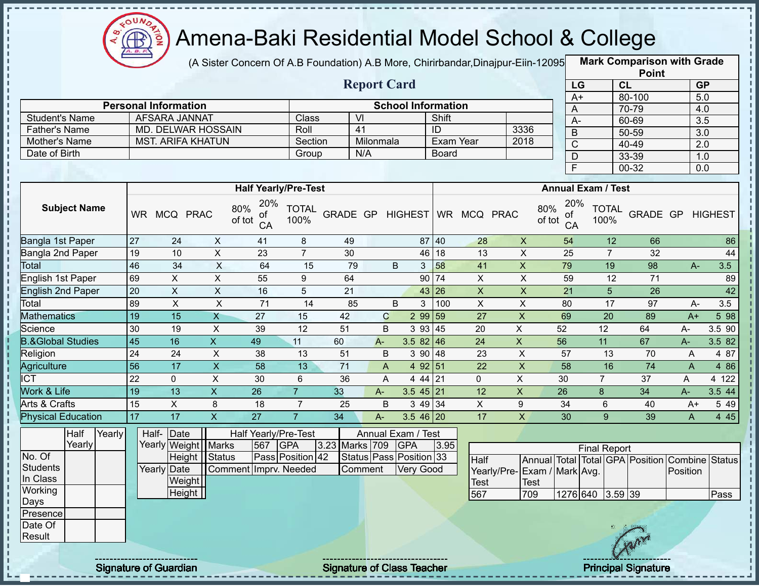# Amena-Baki Residential Model School & College

(A Sister Concern Of A.B Foundation) A.B More, Chirirbandar,Dinajpur-Eiin-120950

## Report Card

| Mark Comparison with Grade Point | | |
|---|---|---|
| LG | CL | GP |
| A+ | 80-100 | 5.0 |
| A | 70-79 | 4.0 |
| A- | 60-69 | 3.5 |
| B | 50-59 | 3.0 |
| C | 40-49 | 2.0 |
| D | 33-39 | 1.0 |
| F | 00-32 | 0.0 |

| Personal Information | | School Information | | | |
|---|---|---|---|---|---|
| Student's Name | AFSARA JANNAT | Class | VI | Shift | |
| Father's Name | MD. DELWAR HOSSAIN | Roll | 41 | ID | 3336 |
| Mother's Name | MST. ARIFA KHATUN | Section | Milonmala | Exam Year | 2018 |
| Date of Birth | | Group | N/A | Board | |

| Subject Name | Half Yearly/Pre-Test | | | | | | | | | Annual Exam / Test | | | | | | | | |
|---|---|---|---|---|---|---|---|---|---|---|---|---|---|---|---|---|---|---|
| | WR | MCQ | PRAC | 80% of tot | 20% of CA | TOTAL 100% | GRADE | GP | HIGHEST | WR | MCQ | PRAC | 80% of tot | 20% of CA | TOTAL 100% | GRADE | GP | HIGHEST |
| Bangla 1st Paper | 27 | 24 | X | 41 | 8 | 49 | | | 87 | 40 | 28 | X | 54 | 12 | 66 | | | 86 |
| Bangla 2nd Paper | 19 | 10 | X | 23 | 7 | 30 | | | 46 | 18 | 13 | X | 25 | 7 | 32 | | | 44 |
| Total | 46 | 34 | X | 64 | 15 | 79 | B | 3 | | 58 | 41 | X | 79 | 19 | 98 | A- | 3.5 | |
| English 1st Paper | 69 | X | X | 55 | 9 | 64 | | | 90 | 74 | X | X | 59 | 12 | 71 | | | 89 |
| English 2nd Paper | 20 | X | X | 16 | 5 | 21 | | | 43 | 26 | X | X | 21 | 5 | 26 | | | 42 |
| Total | 89 | X | X | 71 | 14 | 85 | B | 3 | | 100 | X | X | 80 | 17 | 97 | A- | 3.5 | |
| Mathematics | 19 | 15 | X | 27 | 15 | 42 | C | 2 | 99 | 59 | 27 | X | 69 | 20 | 89 | A+ | 5 | 98 |
| Science | 30 | 19 | X | 39 | 12 | 51 | B | 3 | 93 | 45 | 20 | X | 52 | 12 | 64 | A- | 3.5 | 90 |
| B.&Global Studies | 45 | 16 | X | 49 | 11 | 60 | A- | 3.5 | 82 | 46 | 24 | X | 56 | 11 | 67 | A- | 3.5 | 82 |
| Religion | 24 | 24 | X | 38 | 13 | 51 | B | 3 | 90 | 48 | 23 | X | 57 | 13 | 70 | A | 4 | 87 |
| Agriculture | 56 | 17 | X | 58 | 13 | 71 | A | 4 | 92 | 51 | 22 | X | 58 | 16 | 74 | A | 4 | 86 |
| ICT | 22 | 0 | X | 30 | 6 | 36 | A | 4 | 44 | 21 | 0 | X | 30 | 7 | 37 | A | 4 | 122 |
| Work & Life | 19 | 13 | X | 26 | 7 | 33 | A- | 3.5 | 45 | 21 | 12 | X | 26 | 8 | 34 | A- | 3.5 | 44 |
| Arts & Crafts | 15 | X | 8 | 18 | 7 | 25 | B | 3 | 49 | 34 | X | 9 | 34 | 6 | 40 | A+ | 5 | 49 |
| Physical Education | 17 | 17 | X | 27 | 7 | 34 | A- | 3.5 | 46 | 20 | 17 | X | 30 | 9 | 39 | A | 4 | 45 |

| | Half Yearly | Yearly |
|---|---|---|
| No. Of Students In Class | | |
| Working Days | | |
| Presence | | |
| Date Of Result | | |

| | | |
|---|---|---|
| Half-Yearly | Date | |
| | Weight | |
| | Height | |
| Yearly | Date | |
| | Weight | |
| | Height | |

| Half Yearly/Pre-Test | | | | Annual Exam / Test | | | |
|---|---|---|---|---|---|---|---|
| Marks | 567 | GPA | 3.23 | Marks | 709 | GPA | 3.95 |
| Status | Pass | Position | 42 | Status | Pass | Position | 33 |
| Comment | Imprv. Needed | | | Comment | Very Good | | |

| Final Report | | | | | | | |
|---|---|---|---|---|---|---|---|
| Half Yearly/Pre-Test | Annual Exam / Test | Total Mark | Total Avg. | GPA | Position | Combine Position | Status |
| 567 | 709 | 1276 | 640 | 3.59 | 39 | | Pass |

Signature of Guardian

Signature of Class Teacher

Principal Signature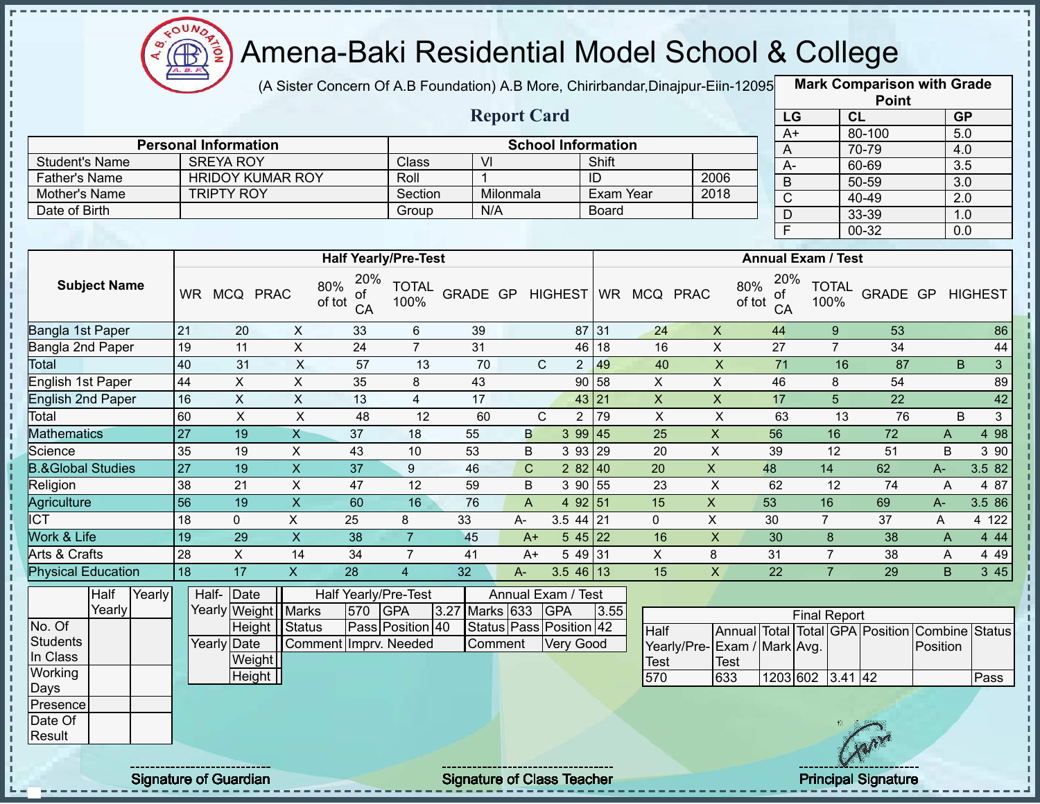# Amena-Baki Residential Model School & College

(A Sister Concern Of A.B Foundation) A.B More, Chirirbandar,Dinajpur-Eiin-120950

## Report Card

| Mark Comparison with Grade Point | | |
|---|---|---|
| LG | CL | GP |
| A+ | 80-100 | 5.0 |
| A | 70-79 | 4.0 |
| A- | 60-69 | 3.5 |
| B | 50-59 | 3.0 |
| C | 40-49 | 2.0 |
| D | 33-39 | 1.0 |
| F | 00-32 | 0.0 |

| Personal Information | | School Information | | | |
|---|---|---|---|---|---|
| Student's Name | SREYA ROY | Class | VI | Shift | |
| Father's Name | HRIDOY KUMAR ROY | Roll | 1 | ID | 2006 |
| Mother's Name | TRIPTY ROY | Section | Milonmala | Exam Year | 2018 |
| Date of Birth | | Group | N/A | Board | |

| Subject Name | Half Yearly/Pre-Test | | | | | | | | | Annual Exam / Test | | | | | | | | |
|---|---|---|---|---|---|---|---|---|---|---|---|---|---|---|---|---|---|---|
| | WR | MCQ | PRAC | 80% of tot | 20% of CA | TOTAL 100% | GRADE | GP | HIGHEST | WR | MCQ | PRAC | 80% of tot | 20% of CA | TOTAL 100% | GRADE | GP | HIGHEST |
| Bangla 1st Paper | 21 | 20 | X | 33 | 6 | 39 | | | 87 | 31 | 24 | X | 44 | 9 | 53 | | | 86 |
| Bangla 2nd Paper | 19 | 11 | X | 24 | 7 | 31 | | | 46 | 18 | 16 | X | 27 | 7 | 34 | | | 44 |
| Total | 40 | 31 | X | 57 | 13 | 70 | C | 2 | | 49 | 40 | X | 71 | 16 | 87 | B | 3 | |
| English 1st Paper | 44 | X | X | 35 | 8 | 43 | | | 90 | 58 | X | X | 46 | 8 | 54 | | | 89 |
| English 2nd Paper | 16 | X | X | 13 | 4 | 17 | | | 43 | 21 | X | X | 17 | 5 | 22 | | | 42 |
| Total | 60 | X | X | 48 | 12 | 60 | C | 2 | | 79 | X | X | 63 | 13 | 76 | B | 3 | |
| Mathematics | 27 | 19 | X | 37 | 18 | 55 | B | 3 | 99 | 45 | 25 | X | 56 | 16 | 72 | A | 4 | 98 |
| Science | 35 | 19 | X | 43 | 10 | 53 | B | 3 | 93 | 29 | 20 | X | 39 | 12 | 51 | B | 3 | 90 |
| B.&Global Studies | 27 | 19 | X | 37 | 9 | 46 | C | 2 | 82 | 40 | 20 | X | 48 | 14 | 62 | A- | 3.5 | 82 |
| Religion | 38 | 21 | X | 47 | 12 | 59 | B | 3 | 90 | 55 | 23 | X | 62 | 12 | 74 | A | 4 | 87 |
| Agriculture | 56 | 19 | X | 60 | 16 | 76 | A | 4 | 92 | 51 | 15 | X | 53 | 16 | 69 | A- | 3.5 | 86 |
| ICT | 18 | 0 | X | 25 | 8 | 33 | A- | 3.5 | 44 | 21 | 0 | X | 30 | 7 | 37 | A | 4 | 122 |
| Work & Life | 19 | 29 | X | 38 | 7 | 45 | A+ | 5 | 45 | 22 | 16 | X | 30 | 8 | 38 | A | 4 | 44 |
| Arts & Crafts | 28 | X | 14 | 34 | 7 | 41 | A+ | 5 | 49 | 31 | X | 8 | 31 | 7 | 38 | A | 4 | 49 |
| Physical Education | 18 | 17 | X | 28 | 4 | 32 | A- | 3.5 | 46 | 13 | 15 | X | 22 | 7 | 29 | B | 3 | 45 |

| | Half Yearly | Yearly |
|---|---|---|
| No. Of Students In Class | | |
| Working Days | | |
| Presence | | |
| Date Of Result | | |

| | | |
|---|---|---|
| Half-Yearly | Date | |
| | Weight | |
| | Height | |
| Yearly | Date | |
| | Weight | |
| | Height | |

| Half Yearly/Pre-Test | | | | Annual Exam / Test | | | |
|---|---|---|---|---|---|---|---|
| Marks | 570 | GPA | 3.27 | Marks | 633 | GPA | 3.55 |
| Status | Pass | Position | 40 | Status | Pass | Position | 42 |
| Comment | Imprv. Needed | | | Comment | Very Good | | |

| Final Report | | | | | | | |
|---|---|---|---|---|---|---|---|
| Half Yearly/Pre-Test | Annual Exam / Test | Total Mark | Total Avg. | GPA | Position | Combine Position | Status |
| 570 | 633 | 1203 | 602 | 3.41 | 42 | | Pass |

Signature of Guardian    Signature of Class Teacher    Principal Signature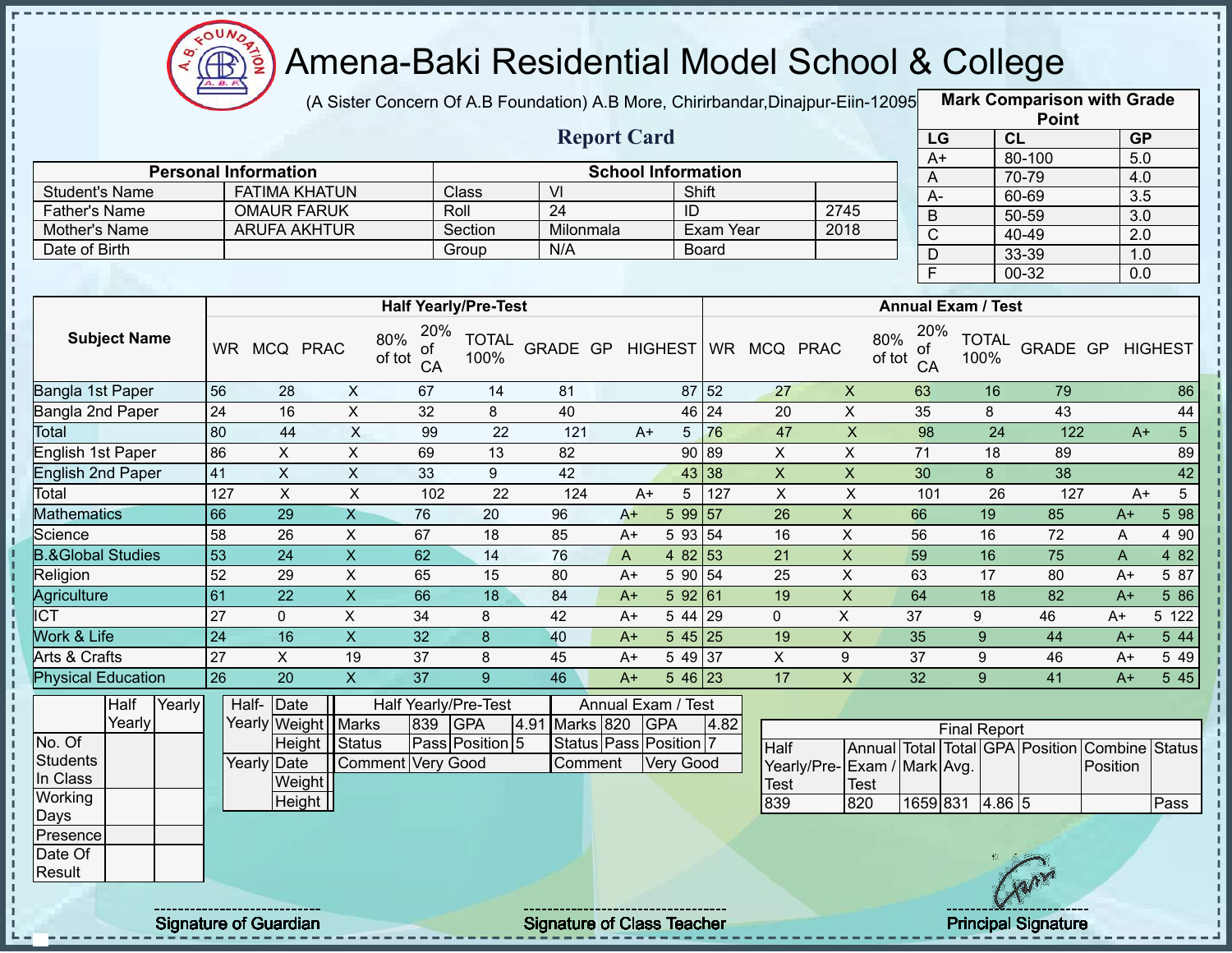# Amena-Baki Residential Model School & College

(A Sister Concern Of A.B Foundation) A.B More, Chirirbandar,Dinajpur-Eiin-120950

## Report Card

| Mark Comparison with Grade Point | | |
|---|---|---|
| LG | CL | GP |
| A+ | 80-100 | 5.0 |
| A | 70-79 | 4.0 |
| A- | 60-69 | 3.5 |
| B | 50-59 | 3.0 |
| C | 40-49 | 2.0 |
| D | 33-39 | 1.0 |
| F | 00-32 | 0.0 |

| Personal Information | | School Information | | | |
|---|---|---|---|---|---|
| Student's Name | FATIMA KHATUN | Class | VI | Shift | |
| Father's Name | OMAUR FARUK | Roll | 24 | ID | 2745 |
| Mother's Name | ARUFA AKHTUR | Section | Milonmala | Exam Year | 2018 |
| Date of Birth | | Group | N/A | Board | |

| Subject Name | Half Yearly/Pre-Test | | | | | | | | | Annual Exam / Test | | | | | | | | |
|---|---|---|---|---|---|---|---|---|---|---|---|---|---|---|---|---|---|---|
| | WR | MCQ | PRAC | 80% of tot | 20% of CA | TOTAL 100% | GRADE | GP | HIGHEST | WR | MCQ | PRAC | 80% of tot | 20% of CA | TOTAL 100% | GRADE | GP | HIGHEST |
| Bangla 1st Paper | 56 | 28 | X | 67 | 14 | 81 | | | 87 | 52 | 27 | X | 63 | 16 | 79 | | | 86 |
| Bangla 2nd Paper | 24 | 16 | X | 32 | 8 | 40 | | | 46 | 24 | 20 | X | 35 | 8 | 43 | | | 44 |
| Total | 80 | 44 | X | 99 | 22 | 121 | A+ | 5 | | 76 | 47 | X | 98 | 24 | 122 | A+ | 5 | |
| English 1st Paper | 86 | X | X | 69 | 13 | 82 | | | 90 | 89 | X | X | 71 | 18 | 89 | | | 89 |
| English 2nd Paper | 41 | X | X | 33 | 9 | 42 | | | 43 | 38 | X | X | 30 | 8 | 38 | | | 42 |
| Total | 127 | X | X | 102 | 22 | 124 | A+ | 5 | | 127 | X | X | 101 | 26 | 127 | A+ | 5 | |
| Mathematics | 66 | 29 | X | 76 | 20 | 96 | A+ | 5 | 99 | 57 | 26 | X | 66 | 19 | 85 | A+ | 5 | 98 |
| Science | 58 | 26 | X | 67 | 18 | 85 | A+ | 5 | 93 | 54 | 16 | X | 56 | 16 | 72 | A | 4 | 90 |
| B.&Global Studies | 53 | 24 | X | 62 | 14 | 76 | A | 4 | 82 | 53 | 21 | X | 59 | 16 | 75 | A | 4 | 82 |
| Religion | 52 | 29 | X | 65 | 15 | 80 | A+ | 5 | 90 | 54 | 25 | X | 63 | 17 | 80 | A+ | 5 | 87 |
| Agriculture | 61 | 22 | X | 66 | 18 | 84 | A+ | 5 | 92 | 61 | 19 | X | 64 | 18 | 82 | A+ | 5 | 86 |
| ICT | 27 | 0 | X | 34 | 8 | 42 | A+ | 5 | 44 | 29 | 0 | X | 37 | 9 | 46 | A+ | 5 | 122 |
| Work & Life | 24 | 16 | X | 32 | 8 | 40 | A+ | 5 | 45 | 25 | 19 | X | 35 | 9 | 44 | A+ | 5 | 44 |
| Arts & Crafts | 27 | X | 19 | 37 | 8 | 45 | A+ | 5 | 49 | 37 | X | 9 | 37 | 9 | 46 | A+ | 5 | 49 |
| Physical Education | 26 | 20 | X | 37 | 9 | 46 | A+ | 5 | 46 | 23 | 17 | X | 32 | 9 | 41 | A+ | 5 | 45 |

| | Half Yearly | Yearly |
|---|---|---|
| No. Of Students In Class | | |
| Working Days | | |
| Presence | | |
| Date Of Result | | |

| | | |
|---|---|---|
| Half-Yearly | Date | |
| | Weight | |
| | Height | |
| Yearly | Date | |
| | Weight | |
| | Height | |

| Half Yearly/Pre-Test | | | | Annual Exam / Test | | | |
|---|---|---|---|---|---|---|---|
| Marks | 839 | GPA | 4.91 | Marks | 820 | GPA | 4.82 |
| Status | Pass | Position | 5 | Status | Pass | Position | 7 |
| Comment | Very Good | | | Comment | Very Good | | |

| Final Report | | | | | | | |
|---|---|---|---|---|---|---|---|
| Half Yearly/Pre-Test | Annual Exam / Test | Total Mark | Total Avg. | GPA | Position | Combine Position | Status |
| 839 | 820 | 1659 | 831 | 4.86 | 5 | | Pass |

Signature of Guardian

Signature of Class Teacher

Principal Signature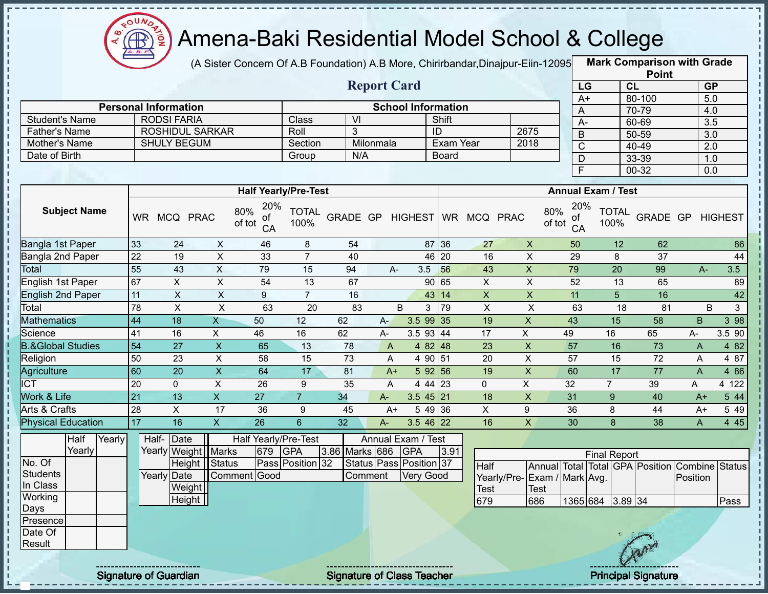# Amena-Baki Residential Model School & College

(A Sister Concern Of A.B Foundation) A.B More, Chirirbandar,Dinajpur-Eiin-120950

## Report Card

| Mark Comparison with Grade Point | | |
|---|---|---|
| LG | CL | GP |
| A+ | 80-100 | 5.0 |
| A | 70-79 | 4.0 |
| A- | 60-69 | 3.5 |
| B | 50-59 | 3.0 |
| C | 40-49 | 2.0 |
| D | 33-39 | 1.0 |
| F | 00-32 | 0.0 |

| Personal Information | | School Information | | | |
|---|---|---|---|---|---|
| Student's Name | RODSI FARIA | Class | VI | Shift | |
| Father's Name | ROSHIDUL SARKAR | Roll | 3 | ID | 2675 |
| Mother's Name | SHULY BEGUM | Section | Milonmala | Exam Year | 2018 |
| Date of Birth | | Group | N/A | Board | |

| Subject Name | Half Yearly/Pre-Test | | | | | | | | | Annual Exam / Test | | | | | | | | |
|---|---|---|---|---|---|---|---|---|---|---|---|---|---|---|---|---|---|---|
| | WR | MCQ | PRAC | 80% of tot | 20% of CA | TOTAL 100% | GRADE | GP | HIGHEST | WR | MCQ | PRAC | 80% of tot | 20% of CA | TOTAL 100% | GRADE | GP | HIGHEST |
| Bangla 1st Paper | 33 | 24 | X | 46 | 8 | 54 | | | 87 | 36 | 27 | X | 50 | 12 | 62 | | | 86 |
| Bangla 2nd Paper | 22 | 19 | X | 33 | 7 | 40 | | | 46 | 20 | 16 | X | 29 | 8 | 37 | | | 44 |
| Total | 55 | 43 | X | 79 | 15 | 94 | A- | 3.5 | | 56 | 43 | X | 79 | 20 | 99 | A- | 3.5 | |
| English 1st Paper | 67 | X | X | 54 | 13 | 67 | | | 90 | 65 | X | X | 52 | 13 | 65 | | | 89 |
| English 2nd Paper | 11 | X | X | 9 | 7 | 16 | | | 43 | 14 | X | X | 11 | 5 | 16 | | | 42 |
| Total | 78 | X | X | 63 | 20 | 83 | B | 3 | | 79 | X | X | 63 | 18 | 81 | B | 3 | |
| Mathematics | 44 | 18 | X | 50 | 12 | 62 | A- | 3.5 | 99 | 35 | 19 | X | 43 | 15 | 58 | B | 3 | 98 |
| Science | 41 | 16 | X | 46 | 16 | 62 | A- | 3.5 | 93 | 44 | 17 | X | 49 | 16 | 65 | A- | 3.5 | 90 |
| B.&Global Studies | 54 | 27 | X | 65 | 13 | 78 | A | 4 | 82 | 48 | 23 | X | 57 | 16 | 73 | A | 4 | 82 |
| Religion | 50 | 23 | X | 58 | 15 | 73 | A | 4 | 90 | 51 | 20 | X | 57 | 15 | 72 | A | 4 | 87 |
| Agriculture | 60 | 20 | X | 64 | 17 | 81 | A+ | 5 | 92 | 56 | 19 | X | 60 | 17 | 77 | A | 4 | 86 |
| ICT | 20 | 0 | X | 26 | 9 | 35 | A | 4 | 44 | 23 | 0 | X | 32 | 7 | 39 | A | 4 | 122 |
| Work & Life | 21 | 13 | X | 27 | 7 | 34 | A- | 3.5 | 45 | 21 | 18 | X | 31 | 9 | 40 | A+ | 5 | 44 |
| Arts & Crafts | 28 | X | 17 | 36 | 9 | 45 | A+ | 5 | 49 | 36 | X | 9 | 36 | 8 | 44 | A+ | 5 | 49 |
| Physical Education | 17 | 16 | X | 26 | 6 | 32 | A- | 3.5 | 46 | 22 | 16 | X | 30 | 8 | 38 | A | 4 | 45 |

| | Half Yearly | Yearly |
|---|---|---|
| No. Of Students In Class | | |
| Working Days | | |
| Presence | | |
| Date Of Result | | |

| | | |
|---|---|---|
| Half-Yearly | Date | |
| | Weight | |
| | Height | |
| Yearly | Date | |
| | Weight | |
| | Height | |

| Half Yearly/Pre-Test | | | | Annual Exam / Test | | | |
|---|---|---|---|---|---|---|---|
| Marks | 679 | GPA | 3.86 | Marks | 686 | GPA | 3.91 |
| Status | Pass | Position | 32 | Status | Pass | Position | 37 |
| Comment | Good | | | Comment | Very Good | | |

| Final Report | | | | | | | |
|---|---|---|---|---|---|---|---|
| Half Yearly/Pre-Test | Annual Exam / Test | Total Mark | Total Avg. | GPA | Position | Combine Position | Status |
| 679 | 686 | 1365 | 684 | 3.89 | 34 | | Pass |

Signature of Guardian — Signature of Class Teacher — Principal Signature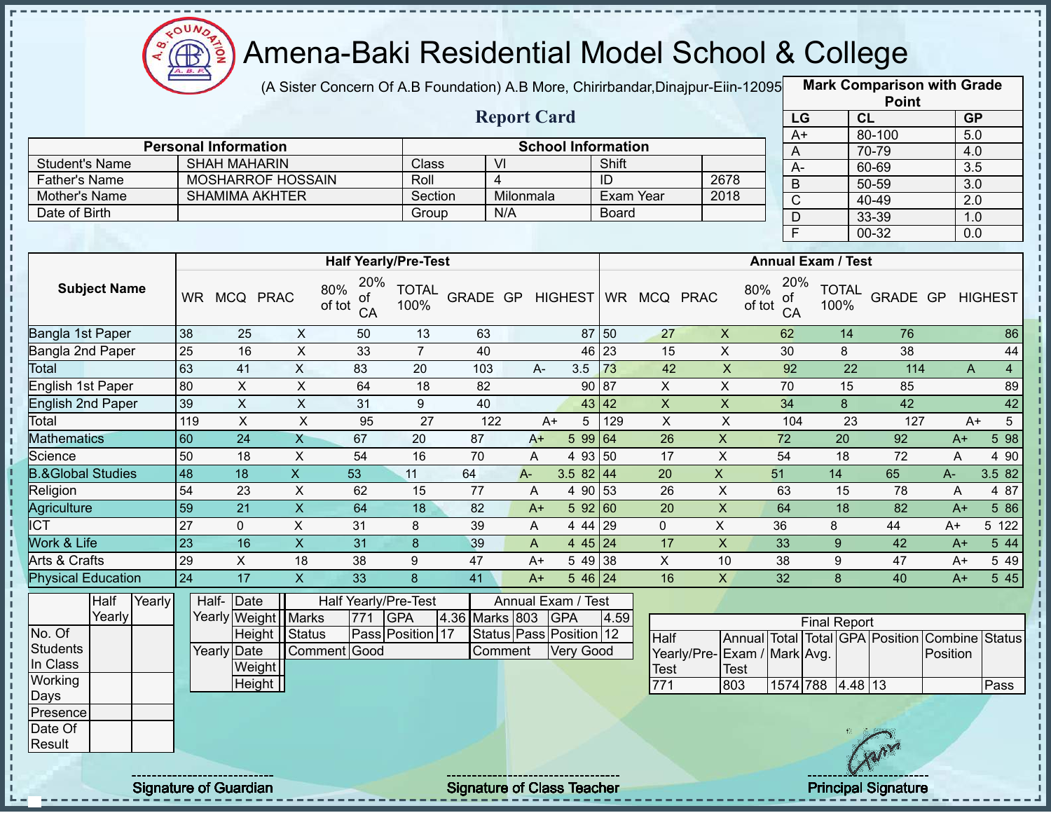# Amena-Baki Residential Model School & College

(A Sister Concern Of A.B Foundation) A.B More, Chirirbandar,Dinajpur-Eiin-120950

## Report Card

| Mark Comparison with Grade Point | | |
|---|---|---|
| LG | CL | GP |
| A+ | 80-100 | 5.0 |
| A | 70-79 | 4.0 |
| A- | 60-69 | 3.5 |
| B | 50-59 | 3.0 |
| C | 40-49 | 2.0 |
| D | 33-39 | 1.0 |
| F | 00-32 | 0.0 |

| Personal Information | | School Information | | | |
|---|---|---|---|---|---|
| Student's Name | SHAH MAHARIN | Class | VI | Shift | |
| Father's Name | MOSHARROF HOSSAIN | Roll | 4 | ID | 2678 |
| Mother's Name | SHAMIMA AKHTER | Section | Milonmala | Exam Year | 2018 |
| Date of Birth | | Group | N/A | Board | |

| Subject Name | Half Yearly/Pre-Test | | | | | | | | | Annual Exam / Test | | | | | | | | |
|---|---|---|---|---|---|---|---|---|---|---|---|---|---|---|---|---|---|---|
| | WR | MCQ | PRAC | 80% of tot | 20% of CA | TOTAL 100% | GRADE | GP | HIGHEST | WR | MCQ | PRAC | 80% of tot | 20% of CA | TOTAL 100% | GRADE | GP | HIGHEST |
| Bangla 1st Paper | 38 | 25 | X | 50 | 13 | 63 | | | 87 | 50 | 27 | X | 62 | 14 | 76 | | | 86 |
| Bangla 2nd Paper | 25 | 16 | X | 33 | 7 | 40 | | | 46 | 23 | 15 | X | 30 | 8 | 38 | | | 44 |
| Total | 63 | 41 | X | 83 | 20 | 103 | A- | 3.5 | | 73 | 42 | X | 92 | 22 | 114 | A | 4 | |
| English 1st Paper | 80 | X | X | 64 | 18 | 82 | | | 90 | 87 | X | X | 70 | 15 | 85 | | | 89 |
| English 2nd Paper | 39 | X | X | 31 | 9 | 40 | | | 43 | 42 | X | X | 34 | 8 | 42 | | | 42 |
| Total | 119 | X | X | 95 | 27 | 122 | A+ | 5 | | 129 | X | X | 104 | 23 | 127 | A+ | 5 | |
| Mathematics | 60 | 24 | X | 67 | 20 | 87 | A+ | 5 | 99 | 64 | 26 | X | 72 | 20 | 92 | A+ | 5 | 98 |
| Science | 50 | 18 | X | 54 | 16 | 70 | A | 4 | 93 | 50 | 17 | X | 54 | 18 | 72 | A | 4 | 90 |
| B.&Global Studies | 48 | 18 | X | 53 | 11 | 64 | A- | 3.5 | 82 | 44 | 20 | X | 51 | 14 | 65 | A- | 3.5 | 82 |
| Religion | 54 | 23 | X | 62 | 15 | 77 | A | 4 | 90 | 53 | 26 | X | 63 | 15 | 78 | A | 4 | 87 |
| Agriculture | 59 | 21 | X | 64 | 18 | 82 | A+ | 5 | 92 | 60 | 20 | X | 64 | 18 | 82 | A+ | 5 | 86 |
| ICT | 27 | 0 | X | 31 | 8 | 39 | A | 4 | 44 | 29 | 0 | X | 36 | 8 | 44 | A+ | 5 | 122 |
| Work & Life | 23 | 16 | X | 31 | 8 | 39 | A | 4 | 45 | 24 | 17 | X | 33 | 9 | 42 | A+ | 5 | 44 |
| Arts & Crafts | 29 | X | 18 | 38 | 9 | 47 | A+ | 5 | 49 | 38 | X | 10 | 38 | 9 | 47 | A+ | 5 | 49 |
| Physical Education | 24 | 17 | X | 33 | 8 | 41 | A+ | 5 | 46 | 24 | 16 | X | 32 | 8 | 40 | A+ | 5 | 45 |

| | Half Yearly | Yearly |
|---|---|---|
| No. Of Students In Class | | |
| Working Days | | |
| Presence | | |
| Date Of Result | | |

| | | |
|---|---|---|
| Half-Yearly | Date | |
| | Weight | |
| | Height | |
| Yearly | Date | |
| | Weight | |
| | Height | |

| Half Yearly/Pre-Test | | | | Annual Exam / Test | | | |
|---|---|---|---|---|---|---|---|
| Marks | 771 | GPA | 4.36 | Marks | 803 | GPA | 4.59 |
| Status | Pass | Position | 17 | Status | Pass | Position | 12 |
| Comment | Good | | | Comment | Very Good | | |

| Final Report | | | | | | | |
|---|---|---|---|---|---|---|---|
| Half Yearly/Pre-Test | Annual Exam / Test | Total Mark | Total Avg. | GPA | Position | Combine Position | Status |
| 771 | 803 | 1574 | 788 | 4.48 | 13 | | Pass |

Signature of Guardian

Signature of Class Teacher

Principal Signature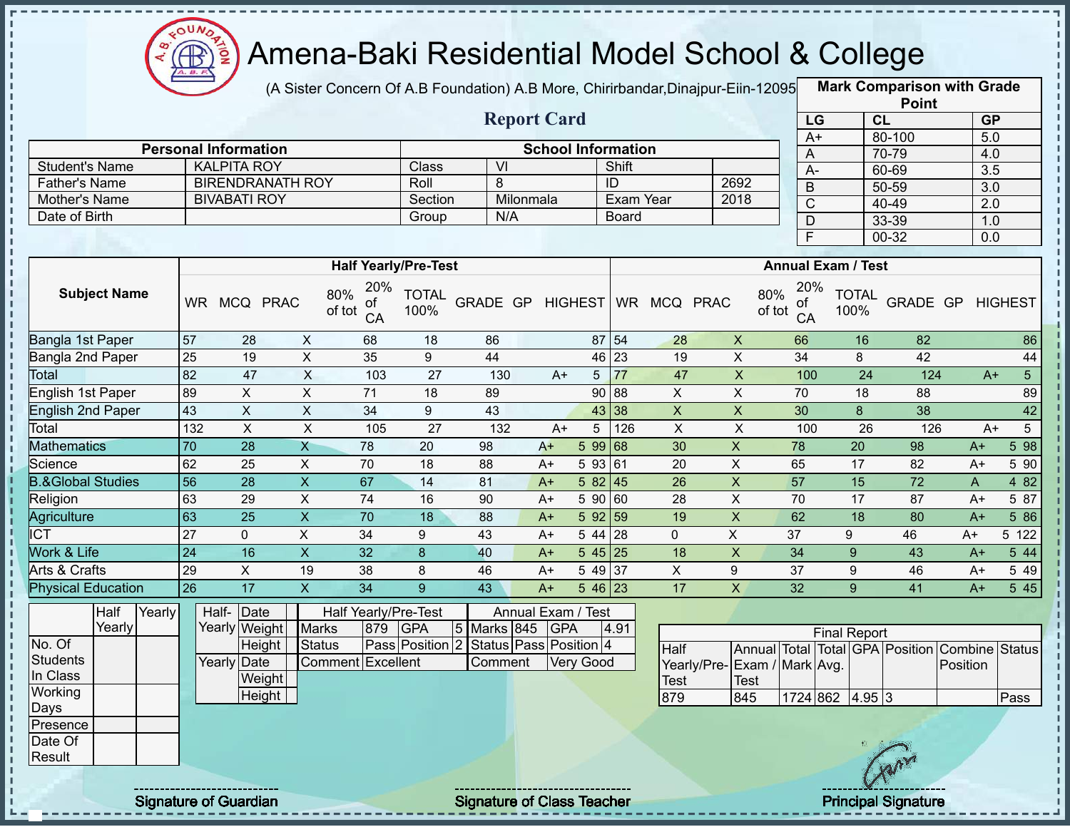# Amena-Baki Residential Model School & College

(A Sister Concern Of A.B Foundation) A.B More, Chirirbandar,Dinajpur-Eiin-120950

## Report Card

| Personal Information | | School Information | | | |
|---|---|---|---|---|---|
| Student's Name | KALPITA ROY | Class | VI | Shift | |
| Father's Name | BIRENDRANATH ROY | Roll | 8 | ID | 2692 |
| Mother's Name | BIVABATI ROY | Section | Milonmala | Exam Year | 2018 |
| Date of Birth | | Group | N/A | Board | |

**Mark Comparison with Grade Point**

| LG | CL | GP |
|---|---|---|
| A+ | 80-100 | 5.0 |
| A | 70-79 | 4.0 |
| A- | 60-69 | 3.5 |
| B | 50-59 | 3.0 |
| C | 40-49 | 2.0 |
| D | 33-39 | 1.0 |
| F | 00-32 | 0.0 |

| Subject Name | Half Yearly/Pre-Test | | | | | | | | | Annual Exam / Test | | | | | | | | |
|---|---|---|---|---|---|---|---|---|---|---|---|---|---|---|---|---|---|---|
| | WR | MCQ | PRAC | 80% of tot | 20% of CA | TOTAL 100% | GRADE | GP | HIGHEST | WR | MCQ | PRAC | 80% of tot | 20% of CA | TOTAL 100% | GRADE | GP | HIGHEST |
| Bangla 1st Paper | 57 | 28 | X | 68 | 18 | 86 | | | 87 | 54 | 28 | X | 66 | 16 | 82 | | | 86 |
| Bangla 2nd Paper | 25 | 19 | X | 35 | 9 | 44 | | | 46 | 23 | 19 | X | 34 | 8 | 42 | | | 44 |
| Total | 82 | 47 | X | 103 | 27 | 130 | A+ | 5 | | 77 | 47 | X | 100 | 24 | 124 | A+ | 5 | |
| English 1st Paper | 89 | X | X | 71 | 18 | 89 | | | 90 | 88 | X | X | 70 | 18 | 88 | | | 89 |
| English 2nd Paper | 43 | X | X | 34 | 9 | 43 | | | 43 | 38 | X | X | 30 | 8 | 38 | | | 42 |
| Total | 132 | X | X | 105 | 27 | 132 | A+ | 5 | | 126 | X | X | 100 | 26 | 126 | A+ | 5 | |
| Mathematics | 70 | 28 | X | 78 | 20 | 98 | A+ | 5 | 99 | 68 | 30 | X | 78 | 20 | 98 | A+ | 5 | 98 |
| Science | 62 | 25 | X | 70 | 18 | 88 | A+ | 5 | 93 | 61 | 20 | X | 65 | 17 | 82 | A+ | 5 | 90 |
| B.&Global Studies | 56 | 28 | X | 67 | 14 | 81 | A+ | 5 | 82 | 45 | 26 | X | 57 | 15 | 72 | A | 4 | 82 |
| Religion | 63 | 29 | X | 74 | 16 | 90 | A+ | 5 | 90 | 60 | 28 | X | 70 | 17 | 87 | A+ | 5 | 87 |
| Agriculture | 63 | 25 | X | 70 | 18 | 88 | A+ | 5 | 92 | 59 | 19 | X | 62 | 18 | 80 | A+ | 5 | 86 |
| ICT | 27 | 0 | X | 34 | 9 | 43 | A+ | 5 | 44 | 28 | 0 | X | 37 | 9 | 46 | A+ | 5 | 122 |
| Work & Life | 24 | 16 | X | 32 | 8 | 40 | A+ | 5 | 45 | 25 | 18 | X | 34 | 9 | 43 | A+ | 5 | 44 |
| Arts & Crafts | 29 | X | 19 | 38 | 8 | 46 | A+ | 5 | 49 | 37 | X | 9 | 37 | 9 | 46 | A+ | 5 | 49 |
| Physical Education | 26 | 17 | X | 34 | 9 | 43 | A+ | 5 | 46 | 23 | 17 | X | 32 | 9 | 41 | A+ | 5 | 45 |

| | Half Yearly | Yearly |
|---|---|---|
| No. Of Students In Class | | |
| Working Days | | |
| Presence | | |
| Date Of Result | | |

| | | |
|---|---|---|
| Half-Yearly | Date | |
| | Weight | |
| | Height | |
| Yearly | Date | |
| | Weight | |
| | Height | |

| Half Yearly/Pre-Test | | | | Annual Exam / Test | | | |
|---|---|---|---|---|---|---|---|
| Marks | 879 | GPA | 5 | Marks | 845 | GPA | 4.91 |
| Status | Pass | Position | 2 | Status | Pass | Position | 4 |
| Comment | Excellent | | | Comment | Very Good | | |

**Final Report**

| Half Yearly/Pre-Test | Annual Exam / Test | Total Mark | Total Avg. | GPA | Position | Combine Position | Status |
|---|---|---|---|---|---|---|---|
| 879 | 845 | 1724 | 862 | 4.95 | 3 | | Pass |

Signature of Guardian — Signature of Class Teacher — Principal Signature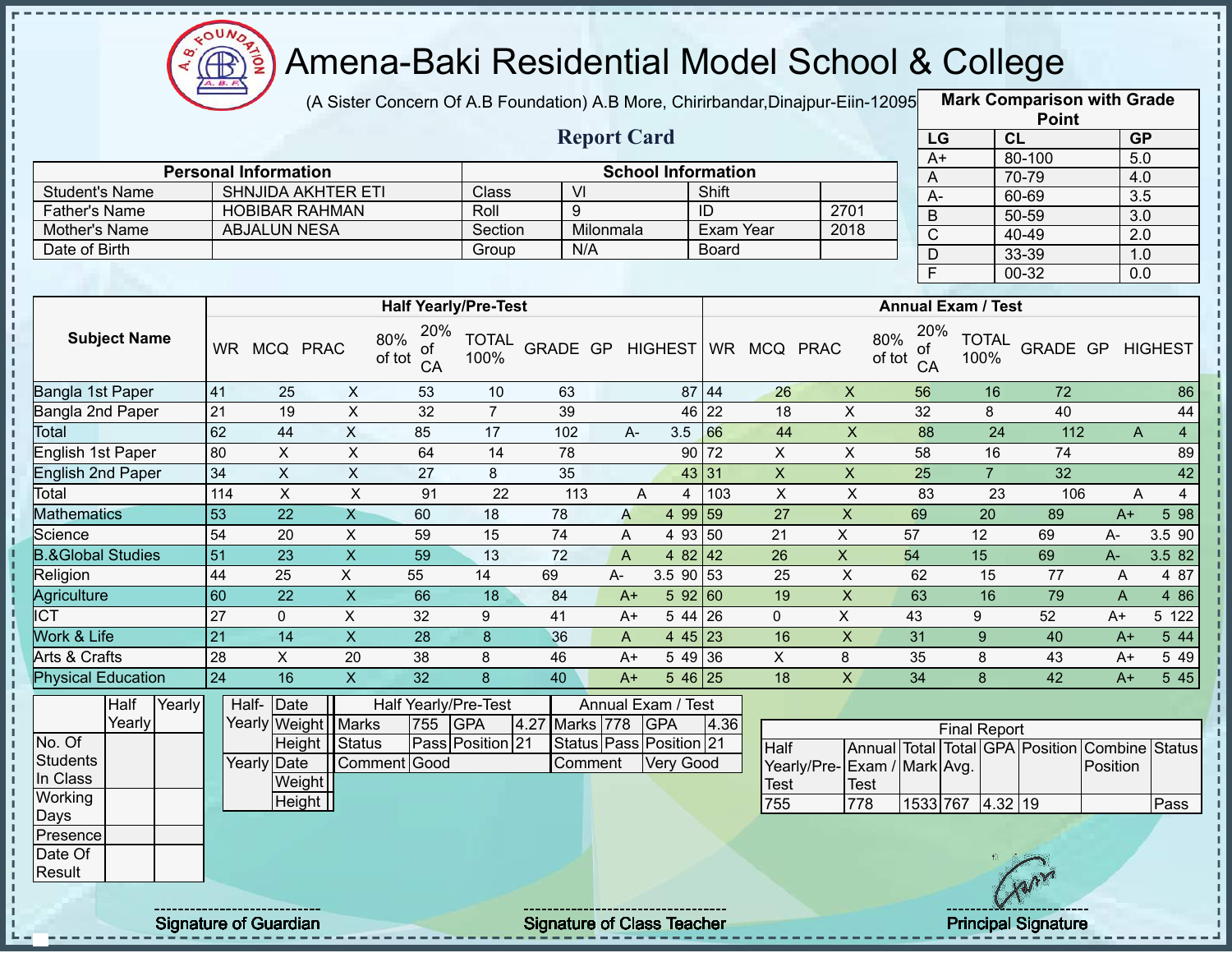# Amena-Baki Residential Model School & College

(A Sister Concern Of A.B Foundation) A.B More, Chirirbandar,Dinajpur-Eiin-120950

## Report Card

| Mark Comparison with Grade Point | | |
|---|---|---|
| LG | CL | GP |
| A+ | 80-100 | 5.0 |
| A | 70-79 | 4.0 |
| A- | 60-69 | 3.5 |
| B | 50-59 | 3.0 |
| C | 40-49 | 2.0 |
| D | 33-39 | 1.0 |
| F | 00-32 | 0.0 |

| Personal Information | | School Information | | | |
|---|---|---|---|---|---|
| Student's Name | SHNJIDA AKHTER ETI | Class | VI | Shift | |
| Father's Name | HOBIBAR RAHMAN | Roll | 9 | ID | 2701 |
| Mother's Name | ABJALUN NESA | Section | Milonmala | Exam Year | 2018 |
| Date of Birth | | Group | N/A | Board | |

| Subject Name | Half Yearly/Pre-Test | | | | | | | | | Annual Exam / Test | | | | | | | | |
|---|---|---|---|---|---|---|---|---|---|---|---|---|---|---|---|---|---|---|
| | WR | MCQ | PRAC | 80% of tot | 20% of CA | TOTAL 100% | GRADE | GP | HIGHEST | WR | MCQ | PRAC | 80% of tot | 20% of CA | TOTAL 100% | GRADE | GP | HIGHEST |
| Bangla 1st Paper | 41 | 25 | X | 53 | 10 | 63 | | | 87 | 44 | 26 | X | 56 | 16 | 72 | | | 86 |
| Bangla 2nd Paper | 21 | 19 | X | 32 | 7 | 39 | | | 46 | 22 | 18 | X | 32 | 8 | 40 | | | 44 |
| Total | 62 | 44 | X | 85 | 17 | 102 | A- | 3.5 | | 66 | 44 | X | 88 | 24 | 112 | A | 4 | |
| English 1st Paper | 80 | X | X | 64 | 14 | 78 | | | 90 | 72 | X | X | 58 | 16 | 74 | | | 89 |
| English 2nd Paper | 34 | X | X | 27 | 8 | 35 | | | 43 | 31 | X | X | 25 | 7 | 32 | | | 42 |
| Total | 114 | X | X | 91 | 22 | 113 | A | 4 | | 103 | X | X | 83 | 23 | 106 | A | 4 | |
| Mathematics | 53 | 22 | X | 60 | 18 | 78 | A | 4 | 99 | 59 | 27 | X | 69 | 20 | 89 | A+ | 5 | 98 |
| Science | 54 | 20 | X | 59 | 15 | 74 | A | 4 | 93 | 50 | 21 | X | 57 | 12 | 69 | A- | 3.5 | 90 |
| B.&Global Studies | 51 | 23 | X | 59 | 13 | 72 | A | 4 | 82 | 42 | 26 | X | 54 | 15 | 69 | A- | 3.5 | 82 |
| Religion | 44 | 25 | X | 55 | 14 | 69 | A- | 3.5 | 90 | 53 | 25 | X | 62 | 15 | 77 | A | 4 | 87 |
| Agriculture | 60 | 22 | X | 66 | 18 | 84 | A+ | 5 | 92 | 60 | 19 | X | 63 | 16 | 79 | A | 4 | 86 |
| ICT | 27 | 0 | X | 32 | 9 | 41 | A+ | 5 | 44 | 26 | 0 | X | 43 | 9 | 52 | A+ | 5 | 122 |
| Work & Life | 21 | 14 | X | 28 | 8 | 36 | A | 4 | 45 | 23 | 16 | X | 31 | 9 | 40 | A+ | 5 | 44 |
| Arts & Crafts | 28 | X | 20 | 38 | 8 | 46 | A+ | 5 | 49 | 36 | X | 8 | 35 | 8 | 43 | A+ | 5 | 49 |
| Physical Education | 24 | 16 | X | 32 | 8 | 40 | A+ | 5 | 46 | 25 | 18 | X | 34 | 8 | 42 | A+ | 5 | 45 |

| | Half Yearly | Yearly |
|---|---|---|
| No. Of Students In Class | | |
| Working Days | | |
| Presence | | |
| Date Of Result | | |

| | | |
|---|---|---|
| Half-Yearly | Date | |
| | Weight | |
| | Height | |
| Yearly | Date | |
| | Weight | |
| | Height | |

| Half Yearly/Pre-Test | | | | Annual Exam / Test | | | |
|---|---|---|---|---|---|---|---|
| Marks | 755 | GPA | 4.27 | Marks | 778 | GPA | 4.36 |
| Status | Pass | Position | 21 | Status | Pass | Position | 21 |
| Comment | Good | | | Comment | Very Good | | |

| Final Report | | | | | | | |
|---|---|---|---|---|---|---|---|
| Half Yearly/Pre-Test | Annual Exam / Test | Total Mark | Total Avg. | GPA | Position | Combine Position | Status |
| 755 | 778 | 1533 | 767 | 4.32 | 19 | | Pass |

Signature of Guardian

Signature of Class Teacher

Principal Signature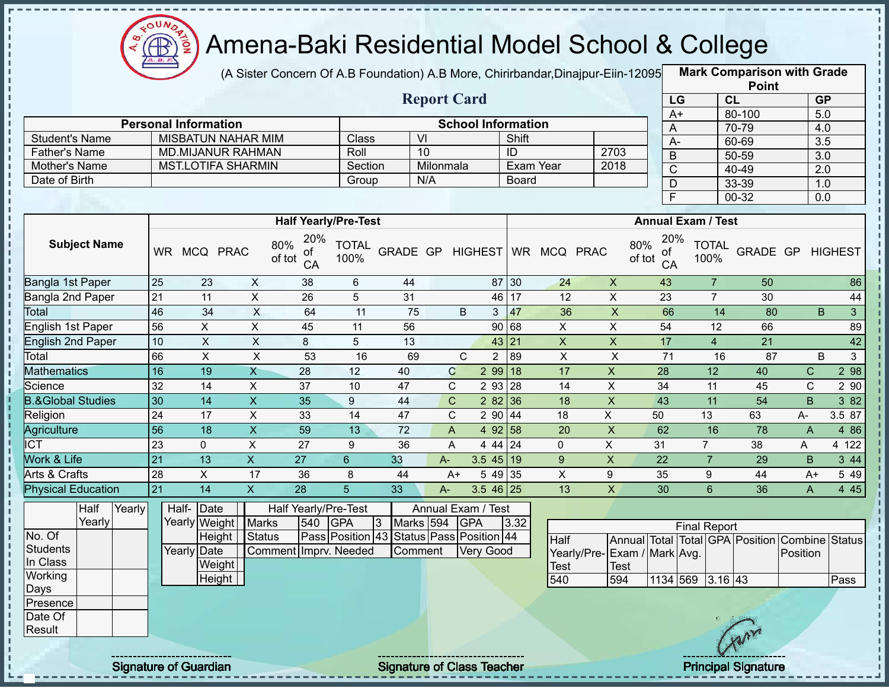# Amena-Baki Residential Model School & College

(A Sister Concern Of A.B Foundation) A.B More, Chirirbandar,Dinajpur-Eiin-120950

## Report Card

| Mark Comparison with Grade Point | | |
|---|---|---|
| LG | CL | GP |
| A+ | 80-100 | 5.0 |
| A | 70-79 | 4.0 |
| A- | 60-69 | 3.5 |
| B | 50-59 | 3.0 |
| C | 40-49 | 2.0 |
| D | 33-39 | 1.0 |
| F | 00-32 | 0.0 |

| Personal Information | | School Information | | | |
|---|---|---|---|---|---|
| Student's Name | MISBATUN NAHAR MIM | Class | VI | Shift | |
| Father's Name | MD.MIJANUR RAHMAN | Roll | 10 | ID | 2703 |
| Mother's Name | MST.LOTIFA SHARMIN | Section | Milonmala | Exam Year | 2018 |
| Date of Birth | | Group | N/A | Board | |

| Subject Name | Half Yearly/Pre-Test | | | | | | | | | Annual Exam / Test | | | | | | | | |
|---|---|---|---|---|---|---|---|---|---|---|---|---|---|---|---|---|---|---|
| | WR | MCQ | PRAC | 80% of tot | 20% of CA | TOTAL 100% | GRADE | GP | HIGHEST | WR | MCQ | PRAC | 80% of tot | 20% of CA | TOTAL 100% | GRADE | GP | HIGHEST |
| Bangla 1st Paper | 25 | 23 | X | 38 | 6 | 44 | | | 87 | 30 | 24 | X | 43 | 7 | 50 | | | 86 |
| Bangla 2nd Paper | 21 | 11 | X | 26 | 5 | 31 | | | 46 | 17 | 12 | X | 23 | 7 | 30 | | | 44 |
| Total | 46 | 34 | X | 64 | 11 | 75 | B | 3 | | 47 | 36 | X | 66 | 14 | 80 | B | 3 | |
| English 1st Paper | 56 | X | X | 45 | 11 | 56 | | | 90 | 68 | X | X | 54 | 12 | 66 | | | 89 |
| English 2nd Paper | 10 | X | X | 8 | 5 | 13 | | | 43 | 21 | X | X | 17 | 4 | 21 | | | 42 |
| Total | 66 | X | X | 53 | 16 | 69 | C | 2 | | 89 | X | X | 71 | 16 | 87 | B | 3 | |
| Mathematics | 16 | 19 | X | 28 | 12 | 40 | C | 2 | 99 | 18 | 17 | X | 28 | 12 | 40 | C | 2 | 98 |
| Science | 32 | 14 | X | 37 | 10 | 47 | C | 2 | 93 | 28 | 14 | X | 34 | 11 | 45 | C | 2 | 90 |
| B.&Global Studies | 30 | 14 | X | 35 | 9 | 44 | C | 2 | 82 | 36 | 18 | X | 43 | 11 | 54 | B | 3 | 82 |
| Religion | 24 | 17 | X | 33 | 14 | 47 | C | 2 | 90 | 44 | 18 | X | 50 | 13 | 63 | A- | 3.5 | 87 |
| Agriculture | 56 | 18 | X | 59 | 13 | 72 | A | 4 | 92 | 58 | 20 | X | 62 | 16 | 78 | A | 4 | 86 |
| ICT | 23 | 0 | X | 27 | 9 | 36 | A | 4 | 44 | 24 | 0 | X | 31 | 7 | 38 | A | 4 | 122 |
| Work & Life | 21 | 13 | X | 27 | 6 | 33 | A- | 3.5 | 45 | 19 | 9 | X | 22 | 7 | 29 | B | 3 | 44 |
| Arts & Crafts | 28 | X | 17 | 36 | 8 | 44 | A+ | 5 | 49 | 35 | X | 9 | 35 | 9 | 44 | A+ | 5 | 49 |
| Physical Education | 21 | 14 | X | 28 | 5 | 33 | A- | 3.5 | 46 | 25 | 13 | X | 30 | 6 | 36 | A | 4 | 45 |

| | Half Yearly | Yearly |
|---|---|---|
| No. Of Students In Class | | |
| Working Days | | |
| Presence | | |
| Date Of Result | | |

| Half-Yearly | Date | |
|---|---|---|
| | Weight | |
| | Height | |
| Yearly | Date | |
| | Weight | |
| | Height | |

| Half Yearly/Pre-Test | | | | Annual Exam / Test | | | |
|---|---|---|---|---|---|---|---|
| Marks | 540 | GPA | 3 | Marks | 594 | GPA | 3.32 |
| Status | Pass | Position | 43 | Status | Pass | Position | 44 |
| Comment | Imprv. Needed | | | Comment | Very Good | | |

| Final Report | | | | | | | |
|---|---|---|---|---|---|---|---|
| Half Yearly/Pre-Test | Annual Exam / Test | Total Mark | Total Avg. | GPA | Position | Combine Position | Status |
| 540 | 594 | 1134 | 569 | 3.16 | 43 | | Pass |

Signature of Guardian

Signature of Class Teacher

Principal Signature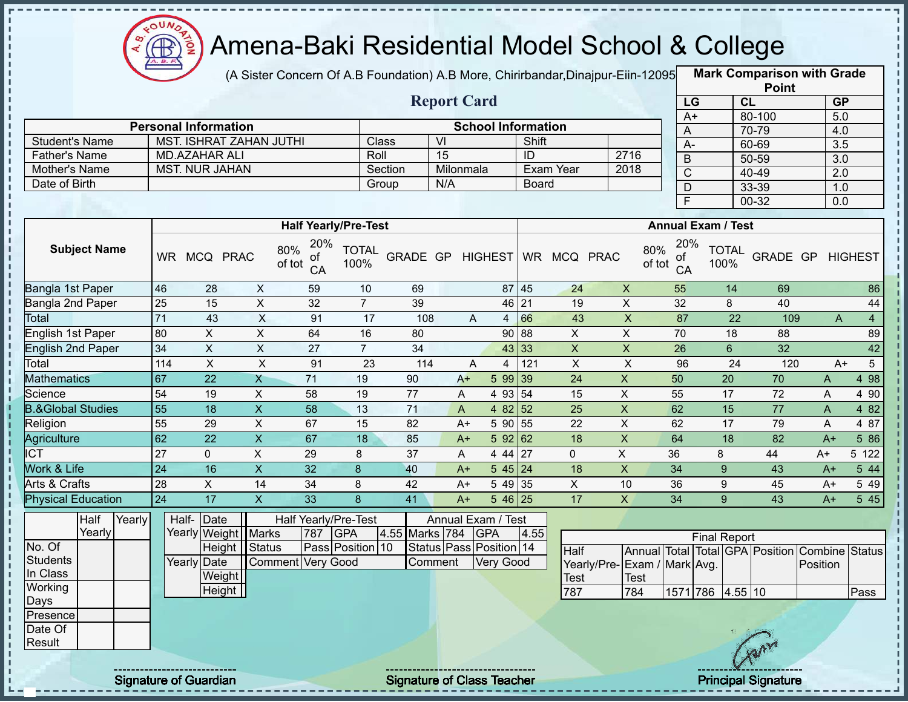# Amena-Baki Residential Model School & College

(A Sister Concern Of A.B Foundation) A.B More, Chirirbandar,Dinajpur-Eiin-120950

## Report Card

| Mark Comparison with Grade Point | | |
|---|---|---|
| LG | CL | GP |
| A+ | 80-100 | 5.0 |
| A | 70-79 | 4.0 |
| A- | 60-69 | 3.5 |
| B | 50-59 | 3.0 |
| C | 40-49 | 2.0 |
| D | 33-39 | 1.0 |
| F | 00-32 | 0.0 |

| Personal Information | | School Information | | | |
|---|---|---|---|---|---|
| Student's Name | MST. ISHRAT ZAHAN JUTHI | Class | VI | Shift | |
| Father's Name | MD.AZAHAR ALI | Roll | 15 | ID | 2716 |
| Mother's Name | MST. NUR JAHAN | Section | Milonmala | Exam Year | 2018 |
| Date of Birth | | Group | N/A | Board | |

| Subject Name | Half Yearly/Pre-Test | | | | | | | | | Annual Exam / Test | | | | | | | | |
|---|---|---|---|---|---|---|---|---|---|---|---|---|---|---|---|---|---|---|
| | WR | MCQ | PRAC | 80% of tot | 20% of CA | TOTAL 100% | GRADE | GP | HIGHEST | WR | MCQ | PRAC | 80% of tot | 20% of CA | TOTAL 100% | GRADE | GP | HIGHEST |
| Bangla 1st Paper | 46 | 28 | X | 59 | 10 | 69 | | | 87 | 45 | 24 | X | 55 | 14 | 69 | | | 86 |
| Bangla 2nd Paper | 25 | 15 | X | 32 | 7 | 39 | | | 46 | 21 | 19 | X | 32 | 8 | 40 | | | 44 |
| Total | 71 | 43 | X | 91 | 17 | 108 | A | 4 | | 66 | 43 | X | 87 | 22 | 109 | A | 4 | |
| English 1st Paper | 80 | X | X | 64 | 16 | 80 | | | 90 | 88 | X | X | 70 | 18 | 88 | | | 89 |
| English 2nd Paper | 34 | X | X | 27 | 7 | 34 | | | 43 | 33 | X | X | 26 | 6 | 32 | | | 42 |
| Total | 114 | X | X | 91 | 23 | 114 | A | 4 | | 121 | X | X | 96 | 24 | 120 | A+ | 5 | |
| Mathematics | 67 | 22 | X | 71 | 19 | 90 | A+ | 5 | 99 | 39 | 24 | X | 50 | 20 | 70 | A | 4 | 98 |
| Science | 54 | 19 | X | 58 | 19 | 77 | A | 4 | 93 | 54 | 15 | X | 55 | 17 | 72 | A | 4 | 90 |
| B.&Global Studies | 55 | 18 | X | 58 | 13 | 71 | A | 4 | 82 | 52 | 25 | X | 62 | 15 | 77 | A | 4 | 82 |
| Religion | 55 | 29 | X | 67 | 15 | 82 | A+ | 5 | 90 | 55 | 22 | X | 62 | 17 | 79 | A | 4 | 87 |
| Agriculture | 62 | 22 | X | 67 | 18 | 85 | A+ | 5 | 92 | 62 | 18 | X | 64 | 18 | 82 | A+ | 5 | 86 |
| ICT | 27 | 0 | X | 29 | 8 | 37 | A | 4 | 44 | 27 | 0 | X | 36 | 8 | 44 | A+ | 5 | 122 |
| Work & Life | 24 | 16 | X | 32 | 8 | 40 | A+ | 5 | 45 | 24 | 18 | X | 34 | 9 | 43 | A+ | 5 | 44 |
| Arts & Crafts | 28 | X | 14 | 34 | 8 | 42 | A+ | 5 | 49 | 35 | X | 10 | 36 | 9 | 45 | A+ | 5 | 49 |
| Physical Education | 24 | 17 | X | 33 | 8 | 41 | A+ | 5 | 46 | 25 | 17 | X | 34 | 9 | 43 | A+ | 5 | 45 |

| | Half Yearly | Yearly |
|---|---|---|
| No. Of Students In Class | | |
| Working Days | | |
| Presence | | |
| Date Of Result | | |

| | | |
|---|---|---|
| Half-Yearly | Date | |
| | Weight | |
| | Height | |
| Yearly | Date | |
| | Weight | |
| | Height | |

| Half Yearly/Pre-Test | | | | Annual Exam / Test | | | |
|---|---|---|---|---|---|---|---|
| Marks | 787 | GPA | 4.55 | Marks | 784 | GPA | 4.55 |
| Status | Pass | Position | 10 | Status | Pass | Position | 14 |
| Comment | Very Good | | | Comment | Very Good | | |

| Final Report | | | | | | | |
|---|---|---|---|---|---|---|---|
| Half Yearly/Pre-Test | Annual Exam / Test | Total Mark | Total Avg. | GPA | Position | Combine Position | Status |
| 787 | 784 | 1571 | 786 | 4.55 | 10 | | Pass |

Signature of Guardian

Signature of Class Teacher

Principal Signature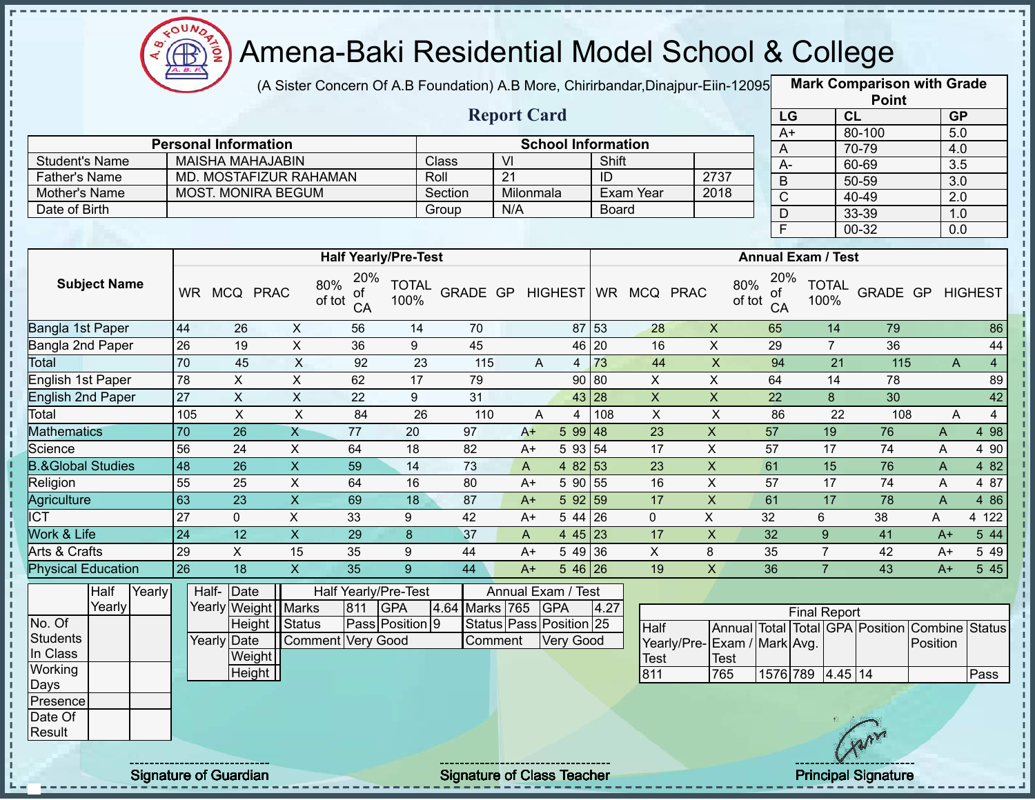# Amena-Baki Residential Model School & College

(A Sister Concern Of A.B Foundation) A.B More, Chirirbandar,Dinajpur-Eiin-120950

**Report Card**

| Mark Comparison with Grade Point | | |
|---|---|---|
| LG | CL | GP |
| A+ | 80-100 | 5.0 |
| A | 70-79 | 4.0 |
| A- | 60-69 | 3.5 |
| B | 50-59 | 3.0 |
| C | 40-49 | 2.0 |
| D | 33-39 | 1.0 |
| F | 00-32 | 0.0 |

| Personal Information | | School Information | | | |
|---|---|---|---|---|---|
| Student's Name | MAISHA MAHAJABIN | Class | VI | Shift | |
| Father's Name | MD. MOSTAFIZUR RAHAMAN | Roll | 21 | ID | 2737 |
| Mother's Name | MOST. MONIRA BEGUM | Section | Milonmala | Exam Year | 2018 |
| Date of Birth | | Group | N/A | Board | |

| Subject Name | Half Yearly/Pre-Test | | | | | | | | | Annual Exam / Test | | | | | | | | |
|---|---|---|---|---|---|---|---|---|---|---|---|---|---|---|---|---|---|---|
| | WR | MCQ | PRAC | 80% of tot | 20% of CA | TOTAL 100% | GRADE | GP | HIGHEST | WR | MCQ | PRAC | 80% of tot | 20% of CA | TOTAL 100% | GRADE | GP | HIGHEST |
| Bangla 1st Paper | 44 | 26 | X | 56 | 14 | 70 | | | 87 | 53 | 28 | X | 65 | 14 | 79 | | | 86 |
| Bangla 2nd Paper | 26 | 19 | X | 36 | 9 | 45 | | | 46 | 20 | 16 | X | 29 | 7 | 36 | | | 44 |
| Total | 70 | 45 | X | 92 | 23 | 115 | A | 4 | | 73 | 44 | X | 94 | 21 | 115 | A | 4 | |
| English 1st Paper | 78 | X | X | 62 | 17 | 79 | | | 90 | 80 | X | X | 64 | 14 | 78 | | | 89 |
| English 2nd Paper | 27 | X | X | 22 | 9 | 31 | | | 43 | 28 | X | X | 22 | 8 | 30 | | | 42 |
| Total | 105 | X | X | 84 | 26 | 110 | A | 4 | | 108 | X | X | 86 | 22 | 108 | A | 4 | |
| Mathematics | 70 | 26 | X | 77 | 20 | 97 | A+ | 5 | 99 | 48 | 23 | X | 57 | 19 | 76 | A | 4 | 98 |
| Science | 56 | 24 | X | 64 | 18 | 82 | A+ | 5 | 93 | 54 | 17 | X | 57 | 17 | 74 | A | 4 | 90 |
| B.&Global Studies | 48 | 26 | X | 59 | 14 | 73 | A | 4 | 82 | 53 | 23 | X | 61 | 15 | 76 | A | 4 | 82 |
| Religion | 55 | 25 | X | 64 | 16 | 80 | A+ | 5 | 90 | 55 | 16 | X | 57 | 17 | 74 | A | 4 | 87 |
| Agriculture | 63 | 23 | X | 69 | 18 | 87 | A+ | 5 | 92 | 59 | 17 | X | 61 | 17 | 78 | A | 4 | 86 |
| ICT | 27 | 0 | X | 33 | 9 | 42 | A+ | 5 | 44 | 26 | 0 | X | 32 | 6 | 38 | A | 4 | 122 |
| Work & Life | 24 | 12 | X | 29 | 8 | 37 | A | 4 | 45 | 23 | 17 | X | 32 | 9 | 41 | A+ | 5 | 44 |
| Arts & Crafts | 29 | X | 15 | 35 | 9 | 44 | A+ | 5 | 49 | 36 | X | 8 | 35 | 7 | 42 | A+ | 5 | 49 |
| Physical Education | 26 | 18 | X | 35 | 9 | 44 | A+ | 5 | 46 | 26 | 19 | X | 36 | 7 | 43 | A+ | 5 | 45 |

| | Half Yearly | Yearly |
|---|---|---|
| No. Of Students In Class | | |
| Working Days | | |
| Presence | | |
| Date Of Result | | |

| | | |
|---|---|---|
| Half-Yearly | Date | |
| | Weight | |
| | Height | |
| Yearly | Date | |
| | Weight | |
| | Height | |

| Half Yearly/Pre-Test | | | | Annual Exam / Test | | | |
|---|---|---|---|---|---|---|---|
| Marks | 811 | GPA | 4.64 | Marks | 765 | GPA | 4.27 |
| Status | Pass | Position | 9 | Status | Pass | Position | 25 |
| Comment | Very Good | | | Comment | Very Good | | |

| Final Report | | | | | | | |
|---|---|---|---|---|---|---|---|
| Half Yearly/Pre-Test | Annual Exam / Test | Total Mark | Total Avg. | GPA | Position | Combine Position | Status |
| 811 | 765 | 1576 | 789 | 4.45 | 14 | | Pass |

Signature of Guardian

Signature of Class Teacher

Principal Signature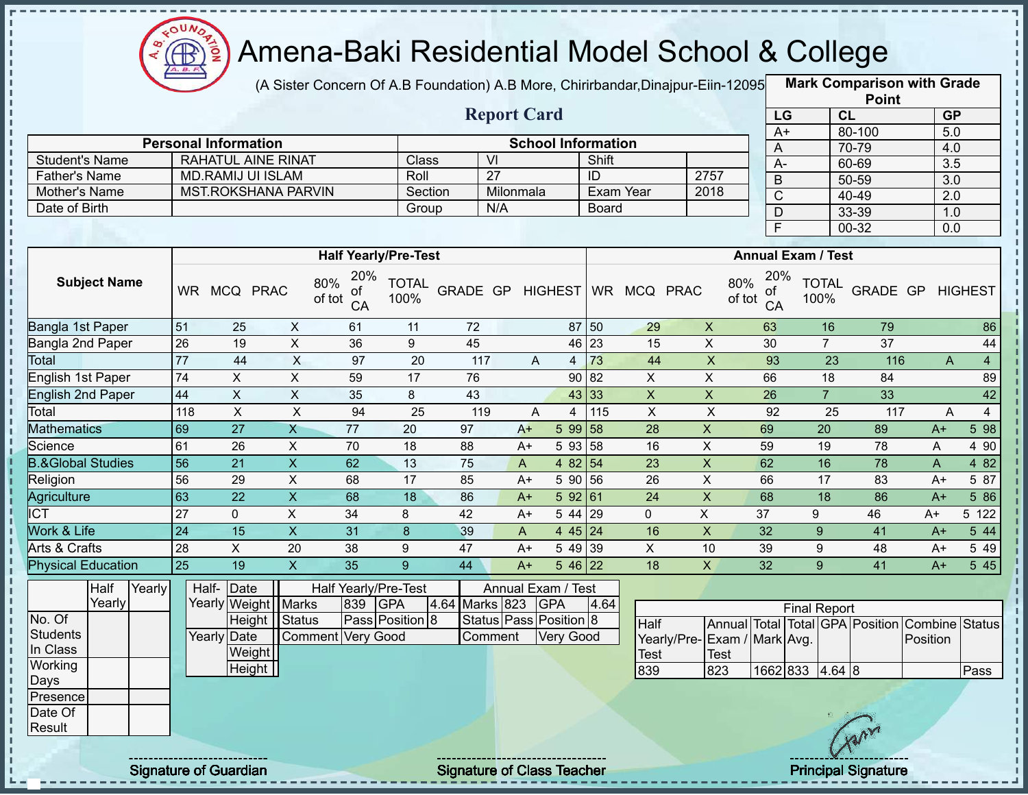# Amena-Baki Residential Model School & College

(A Sister Concern Of A.B Foundation) A.B More, Chirirbandar,Dinajpur-Eiin-120950

**Report Card**

| Mark Comparison with Grade Point | | |
|---|---|---|
| LG | CL | GP |
| A+ | 80-100 | 5.0 |
| A | 70-79 | 4.0 |
| A- | 60-69 | 3.5 |
| B | 50-59 | 3.0 |
| C | 40-49 | 2.0 |
| D | 33-39 | 1.0 |
| F | 00-32 | 0.0 |

| Personal Information | | School Information | | | |
|---|---|---|---|---|---|
| Student's Name | RAHATUL AINE RINAT | Class | VI | Shift | |
| Father's Name | MD.RAMIJ UI ISLAM | Roll | 27 | ID | 2757 |
| Mother's Name | MST.ROKSHANA PARVIN | Section | Milonmala | Exam Year | 2018 |
| Date of Birth | | Group | N/A | Board | |

| Subject Name | Half Yearly/Pre-Test | | | | | | | | | Annual Exam / Test | | | | | | | | |
|---|---|---|---|---|---|---|---|---|---|---|---|---|---|---|---|---|---|---|
| | WR | MCQ | PRAC | 80% of tot | 20% of CA | TOTAL 100% | GRADE | GP | HIGHEST | WR | MCQ | PRAC | 80% of tot | 20% of CA | TOTAL 100% | GRADE | GP | HIGHEST |
| Bangla 1st Paper | 51 | 25 | X | 61 | 11 | 72 | | | 87 | 50 | 29 | X | 63 | 16 | 79 | | | 86 |
| Bangla 2nd Paper | 26 | 19 | X | 36 | 9 | 45 | | | 46 | 23 | 15 | X | 30 | 7 | 37 | | | 44 |
| Total | 77 | 44 | X | 97 | 20 | 117 | A | 4 | | 73 | 44 | X | 93 | 23 | 116 | A | 4 | |
| English 1st Paper | 74 | X | X | 59 | 17 | 76 | | | 90 | 82 | X | X | 66 | 18 | 84 | | | 89 |
| English 2nd Paper | 44 | X | X | 35 | 8 | 43 | | | 43 | 33 | X | X | 26 | 7 | 33 | | | 42 |
| Total | 118 | X | X | 94 | 25 | 119 | A | 4 | | 115 | X | X | 92 | 25 | 117 | A | 4 | |
| Mathematics | 69 | 27 | X | 77 | 20 | 97 | A+ | 5 | 99 | 58 | 28 | X | 69 | 20 | 89 | A+ | 5 | 98 |
| Science | 61 | 26 | X | 70 | 18 | 88 | A+ | 5 | 93 | 58 | 16 | X | 59 | 19 | 78 | A | 4 | 90 |
| B.&Global Studies | 56 | 21 | X | 62 | 13 | 75 | A | 4 | 82 | 54 | 23 | X | 62 | 16 | 78 | A | 4 | 82 |
| Religion | 56 | 29 | X | 68 | 17 | 85 | A+ | 5 | 90 | 56 | 26 | X | 66 | 17 | 83 | A+ | 5 | 87 |
| Agriculture | 63 | 22 | X | 68 | 18 | 86 | A+ | 5 | 92 | 61 | 24 | X | 68 | 18 | 86 | A+ | 5 | 86 |
| ICT | 27 | 0 | X | 34 | 8 | 42 | A+ | 5 | 44 | 29 | 0 | X | 37 | 9 | 46 | A+ | 5 | 122 |
| Work & Life | 24 | 15 | X | 31 | 8 | 39 | A | 4 | 45 | 24 | 16 | X | 32 | 9 | 41 | A+ | 5 | 44 |
| Arts & Crafts | 28 | X | 20 | 38 | 9 | 47 | A+ | 5 | 49 | 39 | X | 10 | 39 | 9 | 48 | A+ | 5 | 49 |
| Physical Education | 25 | 19 | X | 35 | 9 | 44 | A+ | 5 | 46 | 22 | 18 | X | 32 | 9 | 41 | A+ | 5 | 45 |

| | Half Yearly | Yearly |
|---|---|---|
| No. Of Students In Class | | |
| Working Days | | |
| Presence | | |
| Date Of Result | | |

| | | |
|---|---|---|
| Half-Yearly | Date | |
| | Weight | |
| | Height | |
| Yearly | Date | |
| | Weight | |
| | Height | |

| Half Yearly/Pre-Test | | | | Annual Exam / Test | | | |
|---|---|---|---|---|---|---|---|
| Marks | 839 | GPA | 4.64 | Marks | 823 | GPA | 4.64 |
| Status | Pass | Position | 8 | Status | Pass | Position | 8 |
| Comment | Very Good | | | Comment | Very Good | | |

| Final Report | | | | | | | |
|---|---|---|---|---|---|---|---|
| Half Yearly/Pre-Test | Annual Exam / Test | Total Mark | Total Avg. | GPA | Position | Combine Position | Status |
| 839 | 823 | 1662 | 833 | 4.64 | 8 | | Pass |

Signature of Guardian | Signature of Class Teacher | Principal Signature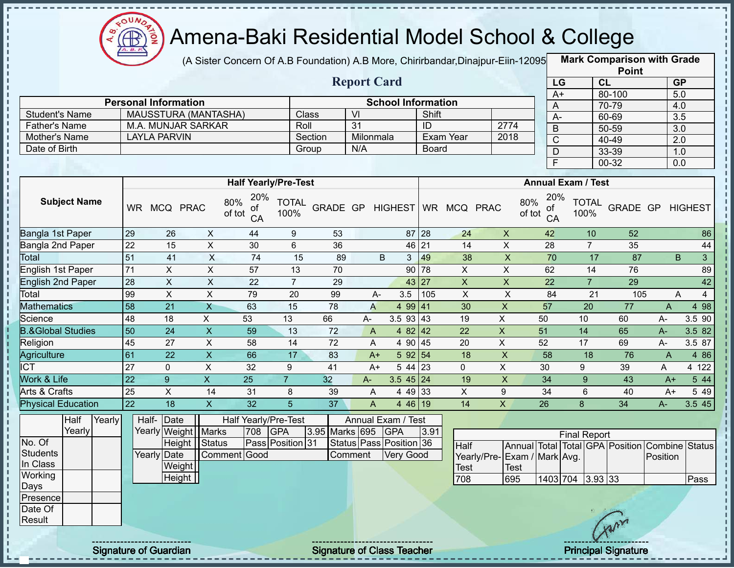# Amena-Baki Residential Model School & College

(A Sister Concern Of A.B Foundation) A.B More, Chirirbandar,Dinajpur-Eiin-120950

**Report Card**

| Mark Comparison with Grade Point | | |
|---|---|---|
| LG | CL | GP |
| A+ | 80-100 | 5.0 |
| A | 70-79 | 4.0 |
| A- | 60-69 | 3.5 |
| B | 50-59 | 3.0 |
| C | 40-49 | 2.0 |
| D | 33-39 | 1.0 |
| F | 00-32 | 0.0 |

| Personal Information | | School Information | | | |
|---|---|---|---|---|---|
| Student's Name | MAUSSTURA (MANTASHA) | Class | VI | Shift | |
| Father's Name | M.A. MUNJAR SARKAR | Roll | 31 | ID | 2774 |
| Mother's Name | LAYLA PARVIN | Section | Milonmala | Exam Year | 2018 |
| Date of Birth | | Group | N/A | Board | |

| Subject Name | Half Yearly/Pre-Test | | | | | | | | | Annual Exam / Test | | | | | | | | |
|---|---|---|---|---|---|---|---|---|---|---|---|---|---|---|---|---|---|---|
| | WR | MCQ | PRAC | 80% of tot | 20% of CA | TOTAL 100% | GRADE | GP | HIGHEST | WR | MCQ | PRAC | 80% of tot | 20% of CA | TOTAL 100% | GRADE | GP | HIGHEST |
| Bangla 1st Paper | 29 | 26 | X | 44 | 9 | 53 | | | 87 | 28 | 24 | X | 42 | 10 | 52 | | | 86 |
| Bangla 2nd Paper | 22 | 15 | X | 30 | 6 | 36 | | | 46 | 21 | 14 | X | 28 | 7 | 35 | | | 44 |
| Total | 51 | 41 | X | 74 | 15 | 89 | B | 3 | | 49 | 38 | X | 70 | 17 | 87 | B | 3 | |
| English 1st Paper | 71 | X | X | 57 | 13 | 70 | | | 90 | 78 | X | X | 62 | 14 | 76 | | | 89 |
| English 2nd Paper | 28 | X | X | 22 | 7 | 29 | | | 43 | 27 | X | X | 22 | 7 | 29 | | | 42 |
| Total | 99 | X | X | 79 | 20 | 99 | A- | 3.5 | | 105 | X | X | 84 | 21 | 105 | A | 4 | |
| Mathematics | 58 | 21 | X | 63 | 15 | 78 | A | 4 | 99 | 41 | 30 | X | 57 | 20 | 77 | A | 4 | 98 |
| Science | 48 | 18 | X | 53 | 13 | 66 | A- | 3.5 | 93 | 43 | 19 | X | 50 | 10 | 60 | A- | 3.5 | 90 |
| B.&Global Studies | 50 | 24 | X | 59 | 13 | 72 | A | 4 | 82 | 42 | 22 | X | 51 | 14 | 65 | A- | 3.5 | 82 |
| Religion | 45 | 27 | X | 58 | 14 | 72 | A | 4 | 90 | 45 | 20 | X | 52 | 17 | 69 | A- | 3.5 | 87 |
| Agriculture | 61 | 22 | X | 66 | 17 | 83 | A+ | 5 | 92 | 54 | 18 | X | 58 | 18 | 76 | A | 4 | 86 |
| ICT | 27 | 0 | X | 32 | 9 | 41 | A+ | 5 | 44 | 23 | 0 | X | 30 | 9 | 39 | A | 4 | 122 |
| Work & Life | 22 | 9 | X | 25 | 7 | 32 | A- | 3.5 | 45 | 24 | 19 | X | 34 | 9 | 43 | A+ | 5 | 44 |
| Arts & Crafts | 25 | X | 14 | 31 | 8 | 39 | A | 4 | 49 | 33 | X | 9 | 34 | 6 | 40 | A+ | 5 | 49 |
| Physical Education | 22 | 18 | X | 32 | 5 | 37 | A | 4 | 46 | 19 | 14 | X | 26 | 8 | 34 | A- | 3.5 | 45 |

| | Half Yearly | Yearly |
|---|---|---|
| No. Of Students In Class | | |
| Working Days | | |
| Presence | | |
| Date Of Result | | |

| | | |
|---|---|---|
| Half-Yearly | Date | |
| | Weight | |
| | Height | |
| Yearly | Date | |
| | Weight | |
| | Height | |

| Half Yearly/Pre-Test | | | | Annual Exam / Test | | | |
|---|---|---|---|---|---|---|---|
| Marks | 708 | GPA | 3.95 | Marks | 695 | GPA | 3.91 |
| Status | Pass | Position | 31 | Status | Pass | Position | 36 |
| Comment | Good | | | Comment | Very Good | | |

| Final Report | | | | | | | |
|---|---|---|---|---|---|---|---|
| Half Yearly/Pre-Test | Annual Exam / Test | Total Mark | Total Avg. | GPA | Position | Combine Position | Status |
| 708 | 695 | 1403 | 704 | 3.93 | 33 | | Pass |

Signature of Guardian | Signature of Class Teacher | Principal Signature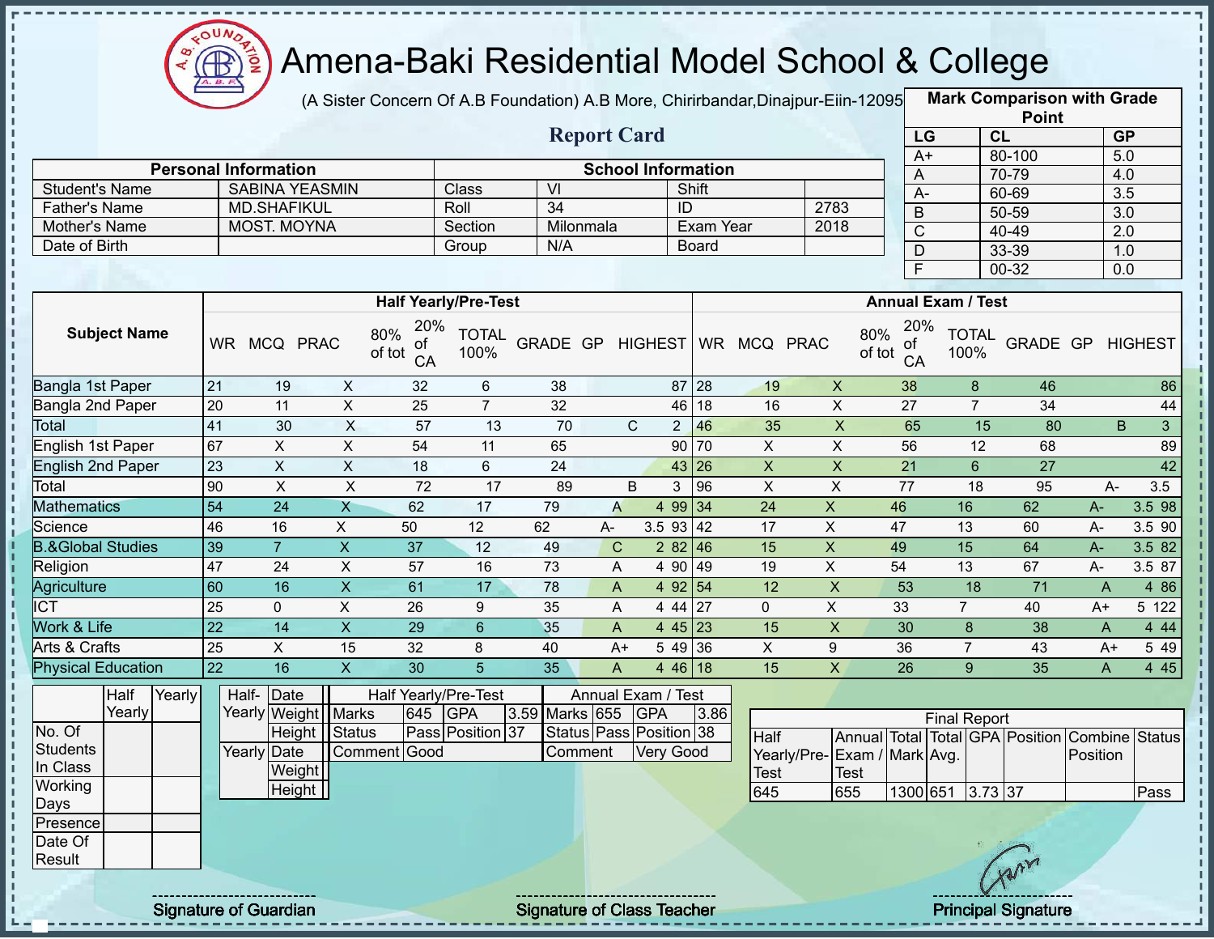# Amena-Baki Residential Model School & College

(A Sister Concern Of A.B Foundation) A.B More, Chirirbandar,Dinajpur-Eiin-120950

## Report Card

| Mark Comparison with Grade Point | | |
|---|---|---|
| LG | CL | GP |
| A+ | 80-100 | 5.0 |
| A | 70-79 | 4.0 |
| A- | 60-69 | 3.5 |
| B | 50-59 | 3.0 |
| C | 40-49 | 2.0 |
| D | 33-39 | 1.0 |
| F | 00-32 | 0.0 |

| Personal Information | | School Information | | | |
|---|---|---|---|---|---|
| Student's Name | SABINA YEASMIN | Class | VI | Shift | |
| Father's Name | MD.SHAFIKUL | Roll | 34 | ID | 2783 |
| Mother's Name | MOST. MOYNA | Section | Milonmala | Exam Year | 2018 |
| Date of Birth | | Group | N/A | Board | |

| Subject Name | Half Yearly/Pre-Test | | | | | | | | | Annual Exam / Test | | | | | | | | |
|---|---|---|---|---|---|---|---|---|---|---|---|---|---|---|---|---|---|---|
| | WR | MCQ | PRAC | 80% of tot | 20% of CA | TOTAL 100% | GRADE | GP | HIGHEST | WR | MCQ | PRAC | 80% of tot | 20% of CA | TOTAL 100% | GRADE | GP | HIGHEST |
| Bangla 1st Paper | 21 | 19 | X | 32 | 6 | 38 | | | 87 | 28 | 19 | X | 38 | 8 | 46 | | | 86 |
| Bangla 2nd Paper | 20 | 11 | X | 25 | 7 | 32 | | | 46 | 18 | 16 | X | 27 | 7 | 34 | | | 44 |
| Total | 41 | 30 | X | 57 | 13 | 70 | C | 2 | | 46 | 35 | X | 65 | 15 | 80 | B | 3 | |
| English 1st Paper | 67 | X | X | 54 | 11 | 65 | | | 90 | 70 | X | X | 56 | 12 | 68 | | | 89 |
| English 2nd Paper | 23 | X | X | 18 | 6 | 24 | | | 43 | 26 | X | X | 21 | 6 | 27 | | | 42 |
| Total | 90 | X | X | 72 | 17 | 89 | B | 3 | | 96 | X | X | 77 | 18 | 95 | A- | 3.5 | |
| Mathematics | 54 | 24 | X | 62 | 17 | 79 | A | 4 | 99 | 34 | 24 | X | 46 | 16 | 62 | A- | 3.5 | 98 |
| Science | 46 | 16 | X | 50 | 12 | 62 | A- | 3.5 | 93 | 42 | 17 | X | 47 | 13 | 60 | A- | 3.5 | 90 |
| B.&Global Studies | 39 | 7 | X | 37 | 12 | 49 | C | 2 | 82 | 46 | 15 | X | 49 | 15 | 64 | A- | 3.5 | 82 |
| Religion | 47 | 24 | X | 57 | 16 | 73 | A | 4 | 90 | 49 | 19 | X | 54 | 13 | 67 | A- | 3.5 | 87 |
| Agriculture | 60 | 16 | X | 61 | 17 | 78 | A | 4 | 92 | 54 | 12 | X | 53 | 18 | 71 | A | 4 | 86 |
| ICT | 25 | 0 | X | 26 | 9 | 35 | A | 4 | 44 | 27 | 0 | X | 33 | 7 | 40 | A+ | 5 | 122 |
| Work & Life | 22 | 14 | X | 29 | 6 | 35 | A | 4 | 45 | 23 | 15 | X | 30 | 8 | 38 | A | 4 | 44 |
| Arts & Crafts | 25 | X | 15 | 32 | 8 | 40 | A+ | 5 | 49 | 36 | X | 9 | 36 | 7 | 43 | A+ | 5 | 49 |
| Physical Education | 22 | 16 | X | 30 | 5 | 35 | A | 4 | 46 | 18 | 15 | X | 26 | 9 | 35 | A | 4 | 45 |

| | Half Yearly | Yearly |
|---|---|---|
| No. Of Students In Class | | |
| Working Days | | |
| Presence | | |
| Date Of Result | | |

| | | |
|---|---|---|
| Half-Yearly | Date | |
| | Weight | |
| | Height | |
| Yearly | Date | |
| | Weight | |
| | Height | |

| Half Yearly/Pre-Test | | | | Annual Exam / Test | | | |
|---|---|---|---|---|---|---|---|
| Marks | 645 | GPA | 3.59 | Marks | 655 | GPA | 3.86 |
| Status | Pass | Position | 37 | Status | Pass | Position | 38 |
| Comment | Good | | | Comment | Very Good | | |

| Final Report | | | | | | | |
|---|---|---|---|---|---|---|---|
| Half Yearly/Pre-Test | Annual Exam / Test | Total Mark | Total Avg. | GPA | Position | Combine Position | Status |
| 645 | 655 | 1300 | 651 | 3.73 | 37 | | Pass |

Signature of Guardian

Signature of Class Teacher

Principal Signature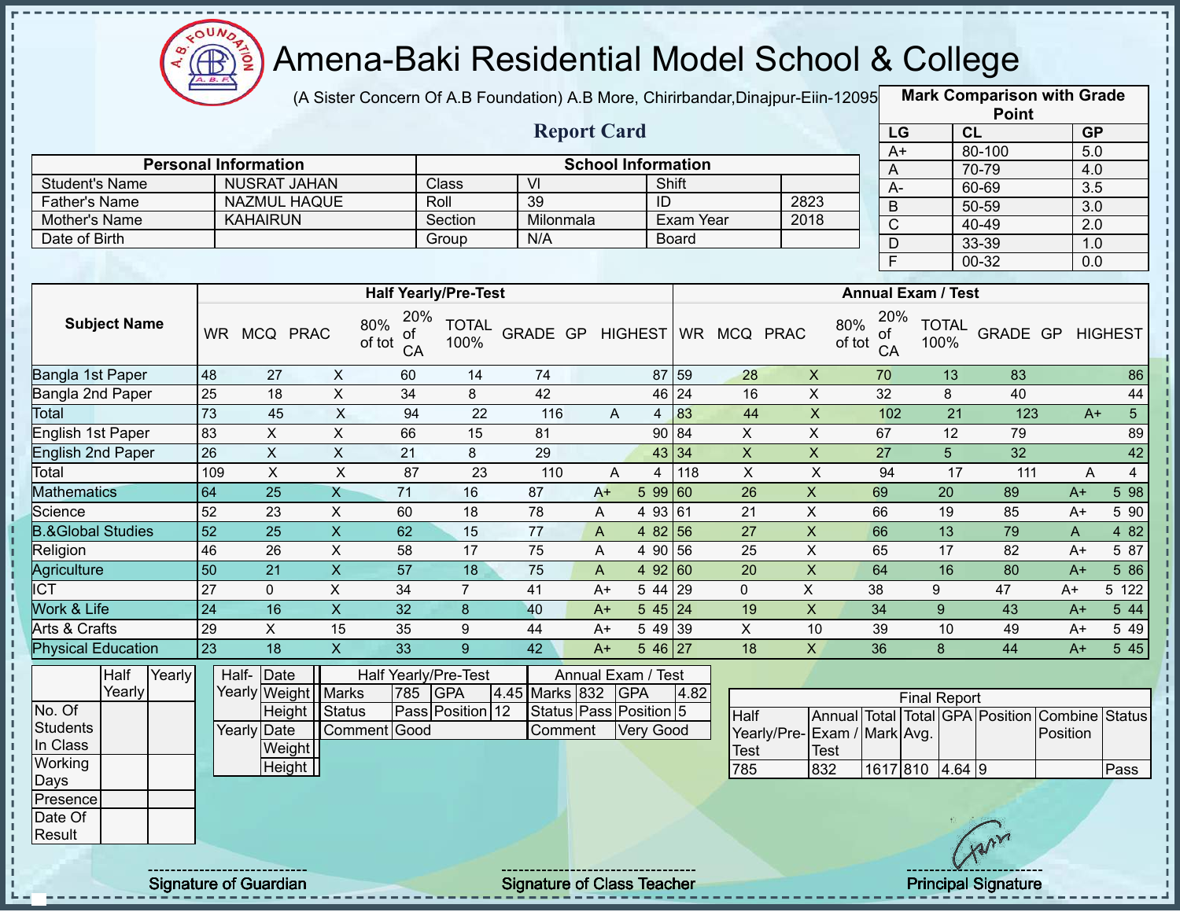# Amena-Baki Residential Model School & College

(A Sister Concern Of A.B Foundation) A.B More, Chirirbandar,Dinajpur-Eiin-120950

## Report Card

| Mark Comparison with Grade Point | | |
|---|---|---|
| LG | CL | GP |
| A+ | 80-100 | 5.0 |
| A | 70-79 | 4.0 |
| A- | 60-69 | 3.5 |
| B | 50-59 | 3.0 |
| C | 40-49 | 2.0 |
| D | 33-39 | 1.0 |
| F | 00-32 | 0.0 |

| Personal Information | | School Information | | | |
|---|---|---|---|---|---|
| Student's Name | NUSRAT JAHAN | Class | VI | Shift | |
| Father's Name | NAZMUL HAQUE | Roll | 39 | ID | 2823 |
| Mother's Name | KAHAIRUN | Section | Milonmala | Exam Year | 2018 |
| Date of Birth | | Group | N/A | Board | |

| Subject Name | Half Yearly/Pre-Test | | | | | | | | | Annual Exam / Test | | | | | | | | |
|---|---|---|---|---|---|---|---|---|---|---|---|---|---|---|---|---|---|---|
| | WR | MCQ | PRAC | 80% of tot | 20% of CA | TOTAL 100% | GRADE | GP | HIGHEST | WR | MCQ | PRAC | 80% of tot | 20% of CA | TOTAL 100% | GRADE | GP | HIGHEST |
| Bangla 1st Paper | 48 | 27 | X | 60 | 14 | 74 | | | 87 | 59 | 28 | X | 70 | 13 | 83 | | | 86 |
| Bangla 2nd Paper | 25 | 18 | X | 34 | 8 | 42 | | | 46 | 24 | 16 | X | 32 | 8 | 40 | | | 44 |
| Total | 73 | 45 | X | 94 | 22 | 116 | A | 4 | | 83 | 44 | X | 102 | 21 | 123 | A+ | 5 | |
| English 1st Paper | 83 | X | X | 66 | 15 | 81 | | | 90 | 84 | X | X | 67 | 12 | 79 | | | 89 |
| English 2nd Paper | 26 | X | X | 21 | 8 | 29 | | | 43 | 34 | X | X | 27 | 5 | 32 | | | 42 |
| Total | 109 | X | X | 87 | 23 | 110 | A | 4 | | 118 | X | X | 94 | 17 | 111 | A | 4 | |
| Mathematics | 64 | 25 | X | 71 | 16 | 87 | A+ | 5 | 99 | 60 | 26 | X | 69 | 20 | 89 | A+ | 5 | 98 |
| Science | 52 | 23 | X | 60 | 18 | 78 | A | 4 | 93 | 61 | 21 | X | 66 | 19 | 85 | A+ | 5 | 90 |
| B.&Global Studies | 52 | 25 | X | 62 | 15 | 77 | A | 4 | 82 | 56 | 27 | X | 66 | 13 | 79 | A | 4 | 82 |
| Religion | 46 | 26 | X | 58 | 17 | 75 | A | 4 | 90 | 56 | 25 | X | 65 | 17 | 82 | A+ | 5 | 87 |
| Agriculture | 50 | 21 | X | 57 | 18 | 75 | A | 4 | 92 | 60 | 20 | X | 64 | 16 | 80 | A+ | 5 | 86 |
| ICT | 27 | 0 | X | 34 | 7 | 41 | A+ | 5 | 44 | 29 | 0 | X | 38 | 9 | 47 | A+ | 5 | 122 |
| Work & Life | 24 | 16 | X | 32 | 8 | 40 | A+ | 5 | 45 | 24 | 19 | X | 34 | 9 | 43 | A+ | 5 | 44 |
| Arts & Crafts | 29 | X | 15 | 35 | 9 | 44 | A+ | 5 | 49 | 39 | X | 10 | 39 | 10 | 49 | A+ | 5 | 49 |
| Physical Education | 23 | 18 | X | 33 | 9 | 42 | A+ | 5 | 46 | 27 | 18 | X | 36 | 8 | 44 | A+ | 5 | 45 |

| | Half Yearly | Yearly |
|---|---|---|
| No. Of Students In Class | | |
| Working Days | | |
| Presence | | |
| Date Of Result | | |

| | | |
|---|---|---|
| Half-Yearly | Date | |
| | Weight | |
| | Height | |
| Yearly | Date | |
| | Weight | |
| | Height | |

| Half Yearly/Pre-Test | | | | Annual Exam / Test | | | |
|---|---|---|---|---|---|---|---|
| Marks | 785 | GPA | 4.45 | Marks | 832 | GPA | 4.82 |
| Status | Pass | Position | 12 | Status | Pass | Position | 5 |
| Comment | Good | | | Comment | Very Good | | |

| Final Report | | | | | | | |
|---|---|---|---|---|---|---|---|
| Half Yearly/Pre-Test | Annual Exam / Test | Total Mark | Total Avg. | GPA | Position | Combine Position | Status |
| 785 | 832 | 1617 | 810 | 4.64 | 9 | | Pass |

Signature of Guardian

Signature of Class Teacher

Principal Signature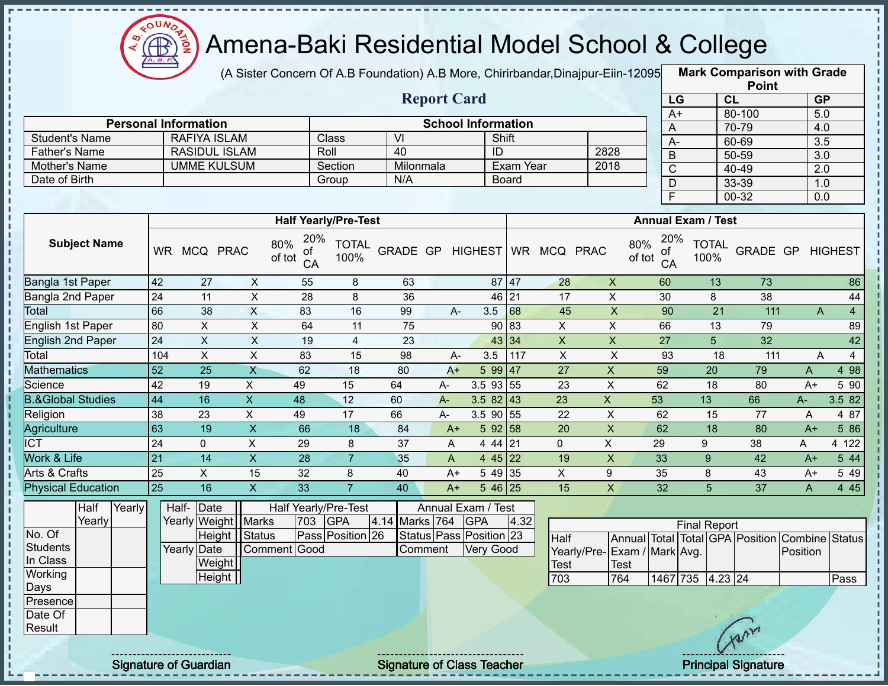# Amena-Baki Residential Model School & College

(A Sister Concern Of A.B Foundation) A.B More, Chirirbandar,Dinajpur-Eiin-120950

## Report Card

| Mark Comparison with Grade Point | | |
|---|---|---|
| LG | CL | GP |
| A+ | 80-100 | 5.0 |
| A | 70-79 | 4.0 |
| A- | 60-69 | 3.5 |
| B | 50-59 | 3.0 |
| C | 40-49 | 2.0 |
| D | 33-39 | 1.0 |
| F | 00-32 | 0.0 |

| Personal Information | | School Information | | | |
|---|---|---|---|---|---|
| Student's Name | RAFIYA ISLAM | Class | VI | Shift | |
| Father's Name | RASIDUL ISLAM | Roll | 40 | ID | 2828 |
| Mother's Name | UMME KULSUM | Section | Milonmala | Exam Year | 2018 |
| Date of Birth | | Group | N/A | Board | |

| Subject Name | Half Yearly/Pre-Test | | | | | | | | | Annual Exam / Test | | | | | | | | |
|---|---|---|---|---|---|---|---|---|---|---|---|---|---|---|---|---|---|---|
| | WR | MCQ | PRAC | 80% of tot | 20% of CA | TOTAL 100% | GRADE | GP | HIGHEST | WR | MCQ | PRAC | 80% of tot | 20% of CA | TOTAL 100% | GRADE | GP | HIGHEST |
| Bangla 1st Paper | 42 | 27 | X | 55 | 8 | 63 | | | 87 | 47 | 28 | X | 60 | 13 | 73 | | | 86 |
| Bangla 2nd Paper | 24 | 11 | X | 28 | 8 | 36 | | | 46 | 21 | 17 | X | 30 | 8 | 38 | | | 44 |
| Total | 66 | 38 | X | 83 | 16 | 99 | A- | 3.5 | | 68 | 45 | X | 90 | 21 | 111 | A | 4 | |
| English 1st Paper | 80 | X | X | 64 | 11 | 75 | | | 90 | 83 | X | X | 66 | 13 | 79 | | | 89 |
| English 2nd Paper | 24 | X | X | 19 | 4 | 23 | | | 43 | 34 | X | X | 27 | 5 | 32 | | | 42 |
| Total | 104 | X | X | 83 | 15 | 98 | A- | 3.5 | | 117 | X | X | 93 | 18 | 111 | A | 4 | |
| Mathematics | 52 | 25 | X | 62 | 18 | 80 | A+ | 5 | 99 | 47 | 27 | X | 59 | 20 | 79 | A | 4 | 98 |
| Science | 42 | 19 | X | 49 | 15 | 64 | A- | 3.5 | 93 | 55 | 23 | X | 62 | 18 | 80 | A+ | 5 | 90 |
| B.&Global Studies | 44 | 16 | X | 48 | 12 | 60 | A- | 3.5 | 82 | 43 | 23 | X | 53 | 13 | 66 | A- | 3.5 | 82 |
| Religion | 38 | 23 | X | 49 | 17 | 66 | A- | 3.5 | 90 | 55 | 22 | X | 62 | 15 | 77 | A | 4 | 87 |
| Agriculture | 63 | 19 | X | 66 | 18 | 84 | A+ | 5 | 92 | 58 | 20 | X | 62 | 18 | 80 | A+ | 5 | 86 |
| ICT | 24 | 0 | X | 29 | 8 | 37 | A | 4 | 44 | 21 | 0 | X | 29 | 9 | 38 | A | 4 | 122 |
| Work & Life | 21 | 14 | X | 28 | 7 | 35 | A | 4 | 45 | 22 | 19 | X | 33 | 9 | 42 | A+ | 5 | 44 |
| Arts & Crafts | 25 | X | 15 | 32 | 8 | 40 | A+ | 5 | 49 | 35 | X | 9 | 35 | 8 | 43 | A+ | 5 | 49 |
| Physical Education | 25 | 16 | X | 33 | 7 | 40 | A+ | 5 | 46 | 25 | 15 | X | 32 | 5 | 37 | A | 4 | 45 |

| | Half Yearly | Yearly |
|---|---|---|
| No. Of Students In Class | | |
| Working Days | | |
| Presence | | |
| Date Of Result | | |

| | | |
|---|---|---|
| Half-Yearly | Date | |
| | Weight | |
| | Height | |
| Yearly | Date | |
| | Weight | |
| | Height | |

| Half Yearly/Pre-Test | | | | Annual Exam / Test | | | |
|---|---|---|---|---|---|---|---|
| Marks | 703 | GPA | 4.14 | Marks | 764 | GPA | 4.32 |
| Status | Pass | Position | 26 | Status | Pass | Position | 23 |
| Comment | Good | | | Comment | Very Good | | |

| Final Report | | | | | | | |
|---|---|---|---|---|---|---|---|
| Half Yearly/Pre-Test | Annual Exam / Test | Total Mark | Total Avg. | GPA | Position | Combine Position | Status |
| 703 | 764 | 1467 | 735 | 4.23 | 24 | | Pass |

Signature of Guardian | Signature of Class Teacher | Principal Signature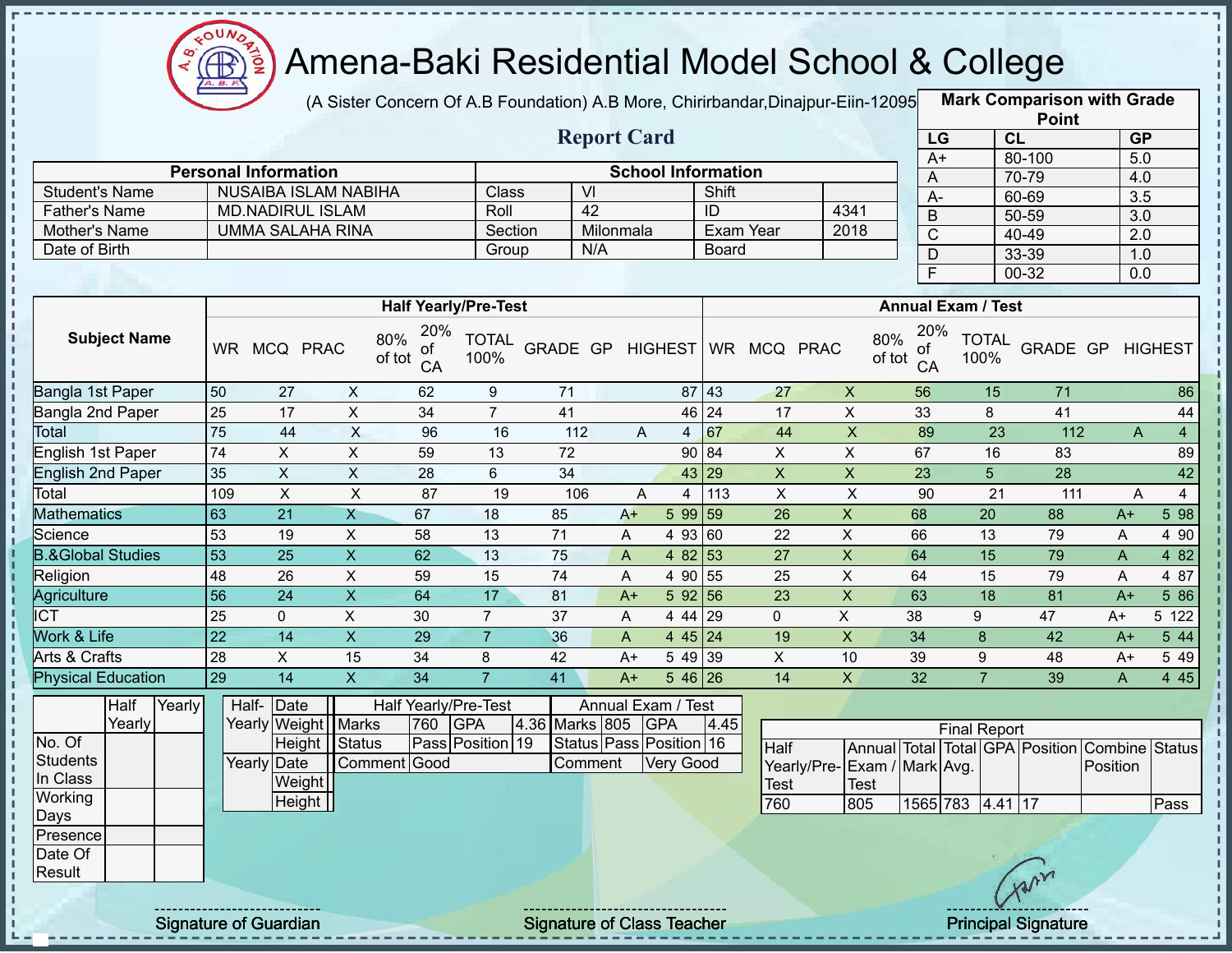# Amena-Baki Residential Model School & College

(A Sister Concern Of A.B Foundation) A.B More, Chirirbandar,Dinajpur-Eiin-120950

## Report Card

| Mark Comparison with Grade Point | | |
|---|---|---|
| LG | CL | GP |
| A+ | 80-100 | 5.0 |
| A | 70-79 | 4.0 |
| A- | 60-69 | 3.5 |
| B | 50-59 | 3.0 |
| C | 40-49 | 2.0 |
| D | 33-39 | 1.0 |
| F | 00-32 | 0.0 |

| Personal Information | | School Information | | | |
|---|---|---|---|---|---|
| Student's Name | NUSAIBA ISLAM NABIHA | Class | VI | Shift | |
| Father's Name | MD.NADIRUL ISLAM | Roll | 42 | ID | 4341 |
| Mother's Name | UMMA SALAHA RINA | Section | Milonmala | Exam Year | 2018 |
| Date of Birth | | Group | N/A | Board | |

| Subject Name | Half Yearly/Pre-Test | | | | | | | | | Annual Exam / Test | | | | | | | | |
|---|---|---|---|---|---|---|---|---|---|---|---|---|---|---|---|---|---|---|
| | WR | MCQ | PRAC | 80% of tot | 20% of CA | TOTAL 100% | GRADE | GP | HIGHEST | WR | MCQ | PRAC | 80% of tot | 20% of CA | TOTAL 100% | GRADE | GP | HIGHEST |
| Bangla 1st Paper | 50 | 27 | X | 62 | 9 | 71 | | | 87 | 43 | 27 | X | 56 | 15 | 71 | | | 86 |
| Bangla 2nd Paper | 25 | 17 | X | 34 | 7 | 41 | | | 46 | 24 | 17 | X | 33 | 8 | 41 | | | 44 |
| Total | 75 | 44 | X | 96 | 16 | 112 | A | 4 | | 67 | 44 | X | 89 | 23 | 112 | A | 4 | |
| English 1st Paper | 74 | X | X | 59 | 13 | 72 | | | 90 | 84 | X | X | 67 | 16 | 83 | | | 89 |
| English 2nd Paper | 35 | X | X | 28 | 6 | 34 | | | 43 | 29 | X | X | 23 | 5 | 28 | | | 42 |
| Total | 109 | X | X | 87 | 19 | 106 | A | 4 | | 113 | X | X | 90 | 21 | 111 | A | 4 | |
| Mathematics | 63 | 21 | X | 67 | 18 | 85 | A+ | 5 | 99 | 59 | 26 | X | 68 | 20 | 88 | A+ | 5 | 98 |
| Science | 53 | 19 | X | 58 | 13 | 71 | A | 4 | 93 | 60 | 22 | X | 66 | 13 | 79 | A | 4 | 90 |
| B.&Global Studies | 53 | 25 | X | 62 | 13 | 75 | A | 4 | 82 | 53 | 27 | X | 64 | 15 | 79 | A | 4 | 82 |
| Religion | 48 | 26 | X | 59 | 15 | 74 | A | 4 | 90 | 55 | 25 | X | 64 | 15 | 79 | A | 4 | 87 |
| Agriculture | 56 | 24 | X | 64 | 17 | 81 | A+ | 5 | 92 | 56 | 23 | X | 63 | 18 | 81 | A+ | 5 | 86 |
| ICT | 25 | 0 | X | 30 | 7 | 37 | A | 4 | 44 | 29 | 0 | X | 38 | 9 | 47 | A+ | 5 | 122 |
| Work & Life | 22 | 14 | X | 29 | 7 | 36 | A | 4 | 45 | 24 | 19 | X | 34 | 8 | 42 | A+ | 5 | 44 |
| Arts & Crafts | 28 | X | 15 | 34 | 8 | 42 | A+ | 5 | 49 | 39 | X | 10 | 39 | 9 | 48 | A+ | 5 | 49 |
| Physical Education | 29 | 14 | X | 34 | 7 | 41 | A+ | 5 | 46 | 26 | 14 | X | 32 | 7 | 39 | A | 4 | 45 |

| | Half Yearly | Yearly |
|---|---|---|
| No. Of Students In Class | | |
| Working Days | | |
| Presence | | |
| Date Of Result | | |

| Half-Yearly | Date | |
|---|---|---|
| | Weight | |
| | Height | |
| Yearly | Date | |
| | Weight | |
| | Height | |

| Half Yearly/Pre-Test | | | | Annual Exam / Test | | | |
|---|---|---|---|---|---|---|---|
| Marks | 760 | GPA | 4.36 | Marks | 805 | GPA | 4.45 |
| Status | Pass | Position | 19 | Status | Pass | Position | 16 |
| Comment | Good | | | Comment | Very Good | | |

| Final Report | | | | | | | |
|---|---|---|---|---|---|---|---|
| Half Yearly/Pre-Test | Annual Exam / Test | Total Mark | Total Avg. | GPA | Position | Combine Position | Status |
| 760 | 805 | 1565 | 783 | 4.41 | 17 | | Pass |

Signature of Guardian — Signature of Class Teacher — Principal Signature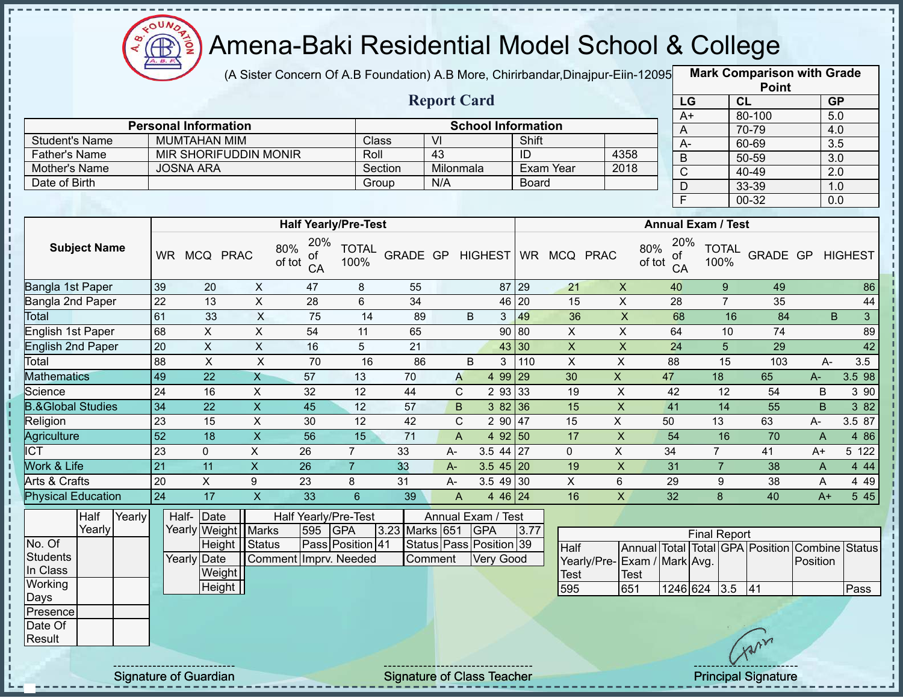# Amena-Baki Residential Model School & College

(A Sister Concern Of A.B Foundation) A.B More, Chirirbandar,Dinajpur-Eiin-120950

## Report Card

| Mark Comparison with Grade Point | | |
|---|---|---|
| LG | CL | GP |
| A+ | 80-100 | 5.0 |
| A | 70-79 | 4.0 |
| A- | 60-69 | 3.5 |
| B | 50-59 | 3.0 |
| C | 40-49 | 2.0 |
| D | 33-39 | 1.0 |
| F | 00-32 | 0.0 |

| Personal Information | | School Information | | | |
|---|---|---|---|---|---|
| Student's Name | MUMTAHAN MIM | Class | VI | Shift | |
| Father's Name | MIR SHORIFUDDIN MONIR | Roll | 43 | ID | 4358 |
| Mother's Name | JOSNA ARA | Section | Milonmala | Exam Year | 2018 |
| Date of Birth | | Group | N/A | Board | |

| Subject Name | Half Yearly/Pre-Test | | | | | | | | | Annual Exam / Test | | | | | | | | |
|---|---|---|---|---|---|---|---|---|---|---|---|---|---|---|---|---|---|---|
| | WR | MCQ | PRAC | 80% of tot | 20% of CA | TOTAL 100% | GRADE | GP | HIGHEST | WR | MCQ | PRAC | 80% of tot | 20% of CA | TOTAL 100% | GRADE | GP | HIGHEST |
| Bangla 1st Paper | 39 | 20 | X | 47 | 8 | 55 | | | 87 | 29 | 21 | X | 40 | 9 | 49 | | | 86 |
| Bangla 2nd Paper | 22 | 13 | X | 28 | 6 | 34 | | | 46 | 20 | 15 | X | 28 | 7 | 35 | | | 44 |
| Total | 61 | 33 | X | 75 | 14 | 89 | B | 3 | | 49 | 36 | X | 68 | 16 | 84 | B | 3 | |
| English 1st Paper | 68 | X | X | 54 | 11 | 65 | | | 90 | 80 | X | X | 64 | 10 | 74 | | | 89 |
| English 2nd Paper | 20 | X | X | 16 | 5 | 21 | | | 43 | 30 | X | X | 24 | 5 | 29 | | | 42 |
| Total | 88 | X | X | 70 | 16 | 86 | B | 3 | | 110 | X | X | 88 | 15 | 103 | A- | 3.5 | |
| Mathematics | 49 | 22 | X | 57 | 13 | 70 | A | 4 | 99 | 29 | 30 | X | 47 | 18 | 65 | A- | 3.5 | 98 |
| Science | 24 | 16 | X | 32 | 12 | 44 | C | 2 | 93 | 33 | 19 | X | 42 | 12 | 54 | B | 3 | 90 |
| B.&Global Studies | 34 | 22 | X | 45 | 12 | 57 | B | 3 | 82 | 36 | 15 | X | 41 | 14 | 55 | B | 3 | 82 |
| Religion | 23 | 15 | X | 30 | 12 | 42 | C | 2 | 90 | 47 | 15 | X | 50 | 13 | 63 | A- | 3.5 | 87 |
| Agriculture | 52 | 18 | X | 56 | 15 | 71 | A | 4 | 92 | 50 | 17 | X | 54 | 16 | 70 | A | 4 | 86 |
| ICT | 23 | 0 | X | 26 | 7 | 33 | A- | 3.5 | 44 | 27 | 0 | X | 34 | 7 | 41 | A+ | 5 | 122 |
| Work & Life | 21 | 11 | X | 26 | 7 | 33 | A- | 3.5 | 45 | 20 | 19 | X | 31 | 7 | 38 | A | 4 | 44 |
| Arts & Crafts | 20 | X | 9 | 23 | 8 | 31 | A- | 3.5 | 49 | 30 | X | 6 | 29 | 9 | 38 | A | 4 | 49 |
| Physical Education | 24 | 17 | X | 33 | 6 | 39 | A | 4 | 46 | 24 | 16 | X | 32 | 8 | 40 | A+ | 5 | 45 |

| | Half Yearly | Yearly |
|---|---|---|
| No. Of Students In Class | | |
| Working Days | | |
| Presence | | |
| Date Of Result | | |

| | | |
|---|---|---|
| Half-Yearly | Date | |
| | Weight | |
| | Height | |
| Yearly | Date | |
| | Weight | |
| | Height | |

| Half Yearly/Pre-Test | | | | Annual Exam / Test | | | |
|---|---|---|---|---|---|---|---|
| Marks | 595 | GPA | 3.23 | Marks | 651 | GPA | 3.77 |
| Status | Pass | Position | 41 | Status | Pass | Position | 39 |
| Comment | Imprv. Needed | | | Comment | Very Good | | |

| Final Report | | | | | | | |
|---|---|---|---|---|---|---|---|
| Half Yearly/Pre-Test | Annual Exam / Test | Total Mark | Total Avg. | GPA | Position | Combine Position | Status |
| 595 | 651 | 1246 | 624 | 3.5 | 41 | | Pass |

Signature of Guardian

Signature of Class Teacher

Principal Signature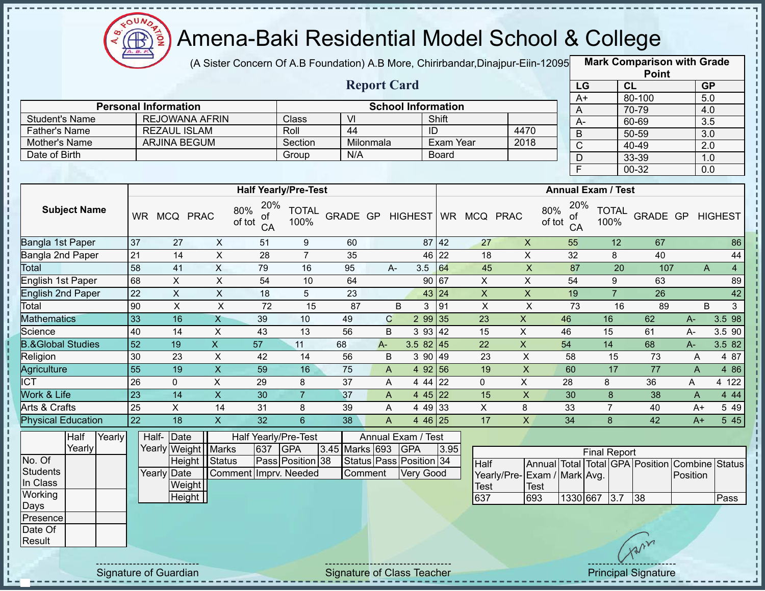# Amena-Baki Residential Model School & College

(A Sister Concern Of A.B Foundation) A.B More, Chirirbandar,Dinajpur-Eiin-120950

## Report Card

| Mark Comparison with Grade Point | | |
|---|---|---|
| LG | CL | GP |
| A+ | 80-100 | 5.0 |
| A | 70-79 | 4.0 |
| A- | 60-69 | 3.5 |
| B | 50-59 | 3.0 |
| C | 40-49 | 2.0 |
| D | 33-39 | 1.0 |
| F | 00-32 | 0.0 |

| Personal Information | | School Information | | | |
|---|---|---|---|---|---|
| Student's Name | REJOWANA AFRIN | Class | VI | Shift | |
| Father's Name | REZAUL ISLAM | Roll | 44 | ID | 4470 |
| Mother's Name | ARJINA BEGUM | Section | Milonmala | Exam Year | 2018 |
| Date of Birth | | Group | N/A | Board | |

| Subject Name | Half Yearly/Pre-Test | | | | | | | | | Annual Exam / Test | | | | | | | | |
|---|---|---|---|---|---|---|---|---|---|---|---|---|---|---|---|---|---|---|
| | WR | MCQ | PRAC | 80% of tot | 20% of CA | TOTAL 100% | GRADE | GP | HIGHEST | WR | MCQ | PRAC | 80% of tot | 20% of CA | TOTAL 100% | GRADE | GP | HIGHEST |
| Bangla 1st Paper | 37 | 27 | X | 51 | 9 | 60 | | | 87 | 42 | 27 | X | 55 | 12 | 67 | | | 86 |
| Bangla 2nd Paper | 21 | 14 | X | 28 | 7 | 35 | | | 46 | 22 | 18 | X | 32 | 8 | 40 | | | 44 |
| Total | 58 | 41 | X | 79 | 16 | 95 | A- | 3.5 | | 64 | 45 | X | 87 | 20 | 107 | A | 4 | |
| English 1st Paper | 68 | X | X | 54 | 10 | 64 | | | 90 | 67 | X | X | 54 | 9 | 63 | | | 89 |
| English 2nd Paper | 22 | X | X | 18 | 5 | 23 | | | 43 | 24 | X | X | 19 | 7 | 26 | | | 42 |
| Total | 90 | X | X | 72 | 15 | 87 | B | 3 | | 91 | X | X | 73 | 16 | 89 | B | 3 | |
| Mathematics | 33 | 16 | X | 39 | 10 | 49 | C | 2 | 99 | 35 | 23 | X | 46 | 16 | 62 | A- | 3.5 | 98 |
| Science | 40 | 14 | X | 43 | 13 | 56 | B | 3 | 93 | 42 | 15 | X | 46 | 15 | 61 | A- | 3.5 | 90 |
| B.&Global Studies | 52 | 19 | X | 57 | 11 | 68 | A- | 3.5 | 82 | 45 | 22 | X | 54 | 14 | 68 | A- | 3.5 | 82 |
| Religion | 30 | 23 | X | 42 | 14 | 56 | B | 3 | 90 | 49 | 23 | X | 58 | 15 | 73 | A | 4 | 87 |
| Agriculture | 55 | 19 | X | 59 | 16 | 75 | A | 4 | 92 | 56 | 19 | X | 60 | 17 | 77 | A | 4 | 86 |
| ICT | 26 | 0 | X | 29 | 8 | 37 | A | 4 | 44 | 22 | 0 | X | 28 | 8 | 36 | A | 4 | 122 |
| Work & Life | 23 | 14 | X | 30 | 7 | 37 | A | 4 | 45 | 22 | 15 | X | 30 | 8 | 38 | A | 4 | 44 |
| Arts & Crafts | 25 | X | 14 | 31 | 8 | 39 | A | 4 | 49 | 33 | X | 8 | 33 | 7 | 40 | A+ | 5 | 49 |
| Physical Education | 22 | 18 | X | 32 | 6 | 38 | A | 4 | 46 | 25 | 17 | X | 34 | 8 | 42 | A+ | 5 | 45 |

| | Half Yearly | Yearly |
|---|---|---|
| No. Of Students In Class | | |
| Working Days | | |
| Presence | | |
| Date Of Result | | |

| | | |
|---|---|---|
| Half-Yearly | Date | |
| | Weight | |
| | Height | |
| Yearly | Date | |
| | Weight | |
| | Height | |

| Half Yearly/Pre-Test | | | | Annual Exam / Test | | | |
|---|---|---|---|---|---|---|---|
| Marks | 637 | GPA | 3.45 | Marks | 693 | GPA | 3.95 |
| Status | Pass | Position | 38 | Status | Pass | Position | 34 |
| Comment | Imprv. Needed | | | Comment | Very Good | | |

| Final Report | | | | | | | |
|---|---|---|---|---|---|---|---|
| Half Yearly/Pre-Test | Annual Exam / Test | Total Mark | Total Avg. | GPA | Position | Combine Position | Status |
| 637 | 693 | 1330 | 667 | 3.7 | 38 | | Pass |

Signature of Guardian

Signature of Class Teacher

Principal Signature